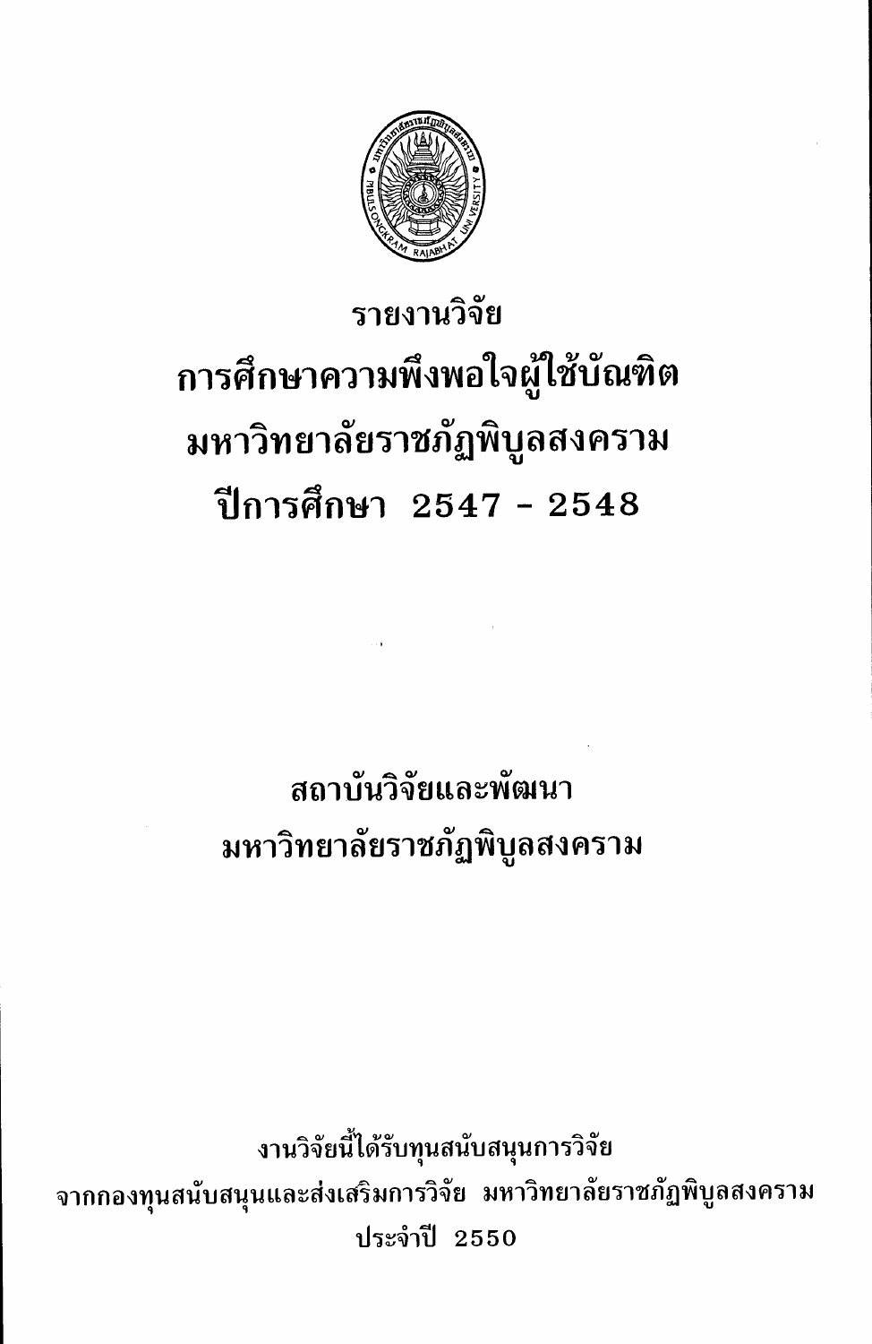# รายงานวิจัย

# การศึกษาความพึงพอใจผู้ใช้บัณฑิต มหาวิทยาลัยราชภัฏพิบูลสงคราม ปีการศึกษา 2547 - 2548

## สถาบันวิจัยและพัฒนา มหาวิทยาลัยราชภัฏพิบูลสงคราม

งานวิจัยนี้ได้รับทุนสนับสนุนการวิจัย
จากกองทุนสนับสนุนและส่งเสริมการวิจัย มหาวิทยาลัยราชภัฏพิบูลสงคราม
ประจำปี 2550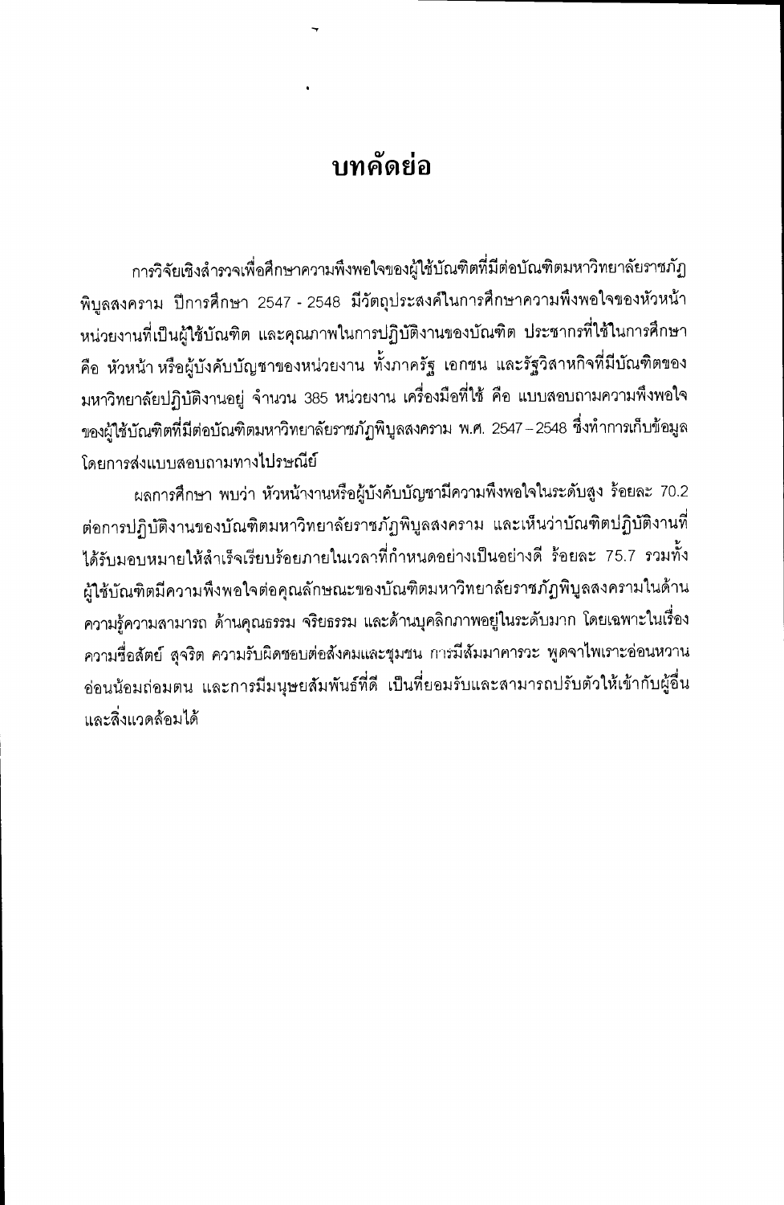# บทคัดย่อ

การวิจัยเชิงสำรวจเพื่อศึกษาความพึงพอใจของผู้ใช้บัณฑิตที่มีต่อบัณฑิตมหาวิทยาลัยราชภัฏพิบูลสงคราม ปีการศึกษา 2547 - 2548 มีวัตถุประสงค์ในการศึกษาความพึงพอใจของหัวหน้าหน่วยงานที่เป็นผู้ใช้บัณฑิต และคุณภาพในการปฏิบัติงานของบัณฑิต ประชากรที่ใช้ในการศึกษา คือ หัวหน้า หรือผู้บังคับบัญชาของหน่วยงาน ทั้งภาครัฐ เอกชน และรัฐวิสาหกิจที่มีบัณฑิตของมหาวิทยาลัยปฏิบัติงานอยู่ จำนวน 385 หน่วยงาน เครื่องมือที่ใช้ คือ แบบสอบถามความพึงพอใจของผู้ใช้บัณฑิตที่มีต่อบัณฑิตมหาวิทยาลัยราชภัฏพิบูลสงคราม พ.ศ. 2547 – 2548 ซึ่งทำการเก็บข้อมูลโดยการส่งแบบสอบถามทางไปรษณีย์

ผลการศึกษา พบว่า หัวหน้างานหรือผู้บังคับบัญชามีความพึงพอใจในระดับสูง ร้อยละ 70.2 ต่อการปฏิบัติงานของบัณฑิตมหาวิทยาลัยราชภัฏพิบูลสงคราม และเห็นว่าบัณฑิตปฏิบัติงานที่ได้รับมอบหมายให้สำเร็จเรียบร้อยภายในเวลาที่กำหนดอย่างเป็นอย่างดี ร้อยละ 75.7 รวมทั้งผู้ใช้บัณฑิตมีความพึงพอใจต่อคุณลักษณะของบัณฑิตมหาวิทยาลัยราชภัฏพิบูลสงครามในด้านความรู้ความสามารถ ด้านคุณธรรม จริยธรรม และด้านบุคลิกภาพอยู่ในระดับมาก โดยเฉพาะในเรื่องความซื่อสัตย์ สุจริต ความรับผิดชอบต่อสังคมและชุมชน การมีสัมมาคารวะ พูดจาไพเราะอ่อนหวาน อ่อนน้อมถ่อมตน และการมีมนุษยสัมพันธ์ที่ดี เป็นที่ยอมรับและสามารถปรับตัวให้เข้ากับผู้อื่นและสิ่งแวดล้อมได้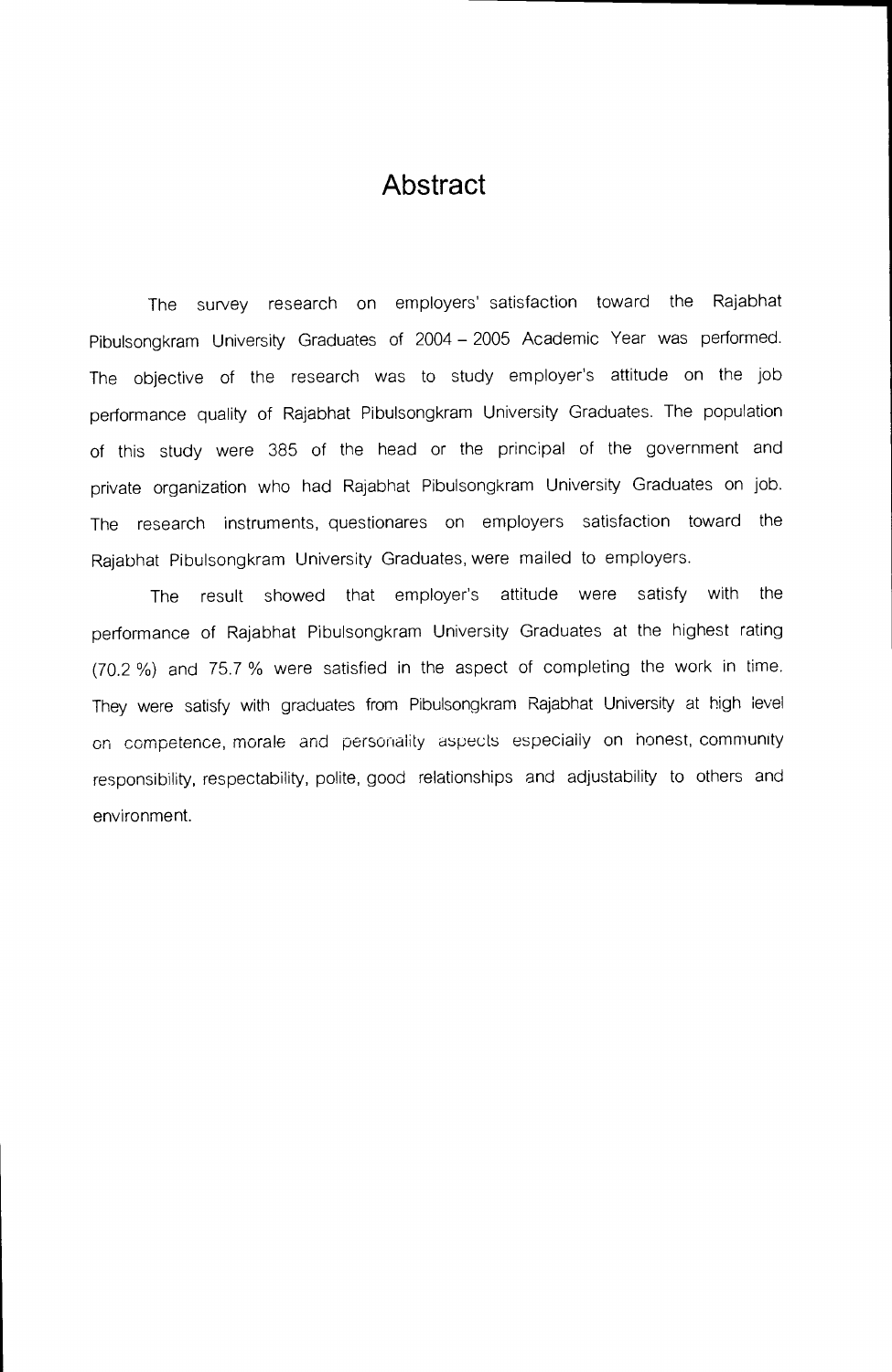# Abstract

The survey research on employers' satisfaction toward the Rajabhat Pibulsongkram University Graduates of 2004 – 2005 Academic Year was performed. The objective of the research was to study employer's attitude on the job performance quality of Rajabhat Pibulsongkram University Graduates. The population of this study were 385 of the head or the principal of the government and private organization who had Rajabhat Pibulsongkram University Graduates on job. The research instruments, questionares on employers satisfaction toward the Rajabhat Pibulsongkram University Graduates, were mailed to employers.

The result showed that employer's attitude were satisfy with the performance of Rajabhat Pibulsongkram University Graduates at the highest rating (70.2 %) and 75.7 % were satisfied in the aspect of completing the work in time. They were satisfy with graduates from Pibulsongkram Rajabhat University at high level on competence, morale and personality aspects especially on honest, community responsibility, respectability, polite, good relationships and adjustability to others and environment.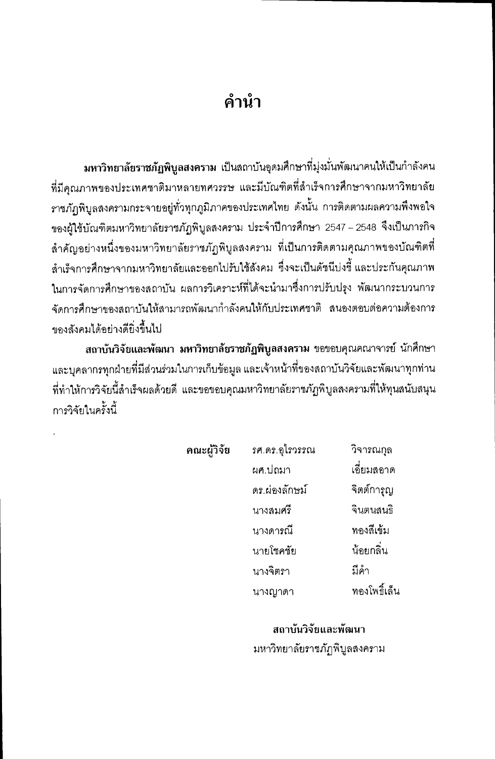# คำนำ

**มหาวิทยาลัยราชภัฏพิบูลสงคราม** เป็นสถาบันอุดมศึกษาที่มุ่งมั่นพัฒนาคนให้เป็นกำลังคนที่มีคุณภาพของประเทศชาติมาหลายทศวรรษ และมีบัณฑิตที่สำเร็จการศึกษาจากมหาวิทยาลัยราชภัฏพิบูลสงครามกระจายอยู่ทั่วทุกภูมิภาคของประเทศไทย ดังนั้น การติดตามผลความพึงพอใจของผู้ใช้บัณฑิตมหาวิทยาลัยราชภัฏพิบูลสงคราม ประจำปีการศึกษา 2547 – 2548 จึงเป็นภารกิจสำคัญอย่างหนึ่งของมหาวิทยาลัยราชภัฏพิบูลสงคราม ที่เป็นการติดตามคุณภาพของบัณฑิตที่สำเร็จการศึกษาจากมหาวิทยาลัยและออกไปรับใช้สังคม ซึ่งจะเป็นดัชนีบ่งชี้ และประกันคุณภาพในการจัดการศึกษาของสถาบัน ผลการวิเคราะห์ที่ได้จะนำมาซึ่งการปรับปรุง พัฒนากระบวนการจัดการศึกษาของสถาบันให้สามารถพัฒนากำลังคนให้กับประเทศชาติ สนองตอบต่อความต้องการของสังคมได้อย่างดียิ่งขึ้นไป

**สถาบันวิจัยและพัฒนา มหาวิทยาลัยราชภัฏพิบูลสงคราม** ขอขอบคุณคณาจารย์ นักศึกษา และบุคลากรทุกฝ่ายที่มีส่วนร่วมในการเก็บข้อมูล และเจ้าหน้าที่ของสถาบันวิจัยและพัฒนาทุกท่าน ที่ทำให้การวิจัยนี้สำเร็จผลด้วยดี และขอขอบคุณมหาวิทยาลัยราชภัฏพิบูลสงครามที่ให้ทุนสนับสนุนการวิจัยในครั้งนี้

**คณะผู้วิจัย**

รศ.ดร.อุไรวรรณ วิจารณกุล
ผศ.ปถมา เอี่ยมสอาด
ดร.ผ่องลักษม์ จิตต์การุญ
นางสมศรี จินตนสนธิ
นางดารณี ทองสีเข้ม
นายโชคชัย น้อยกลิ่น
นางจิตรา มีคำ
นางญาดา ทองโพธิ์เล็น

**สถาบันวิจัยและพัฒนา**
มหาวิทยาลัยราชภัฏพิบูลสงคราม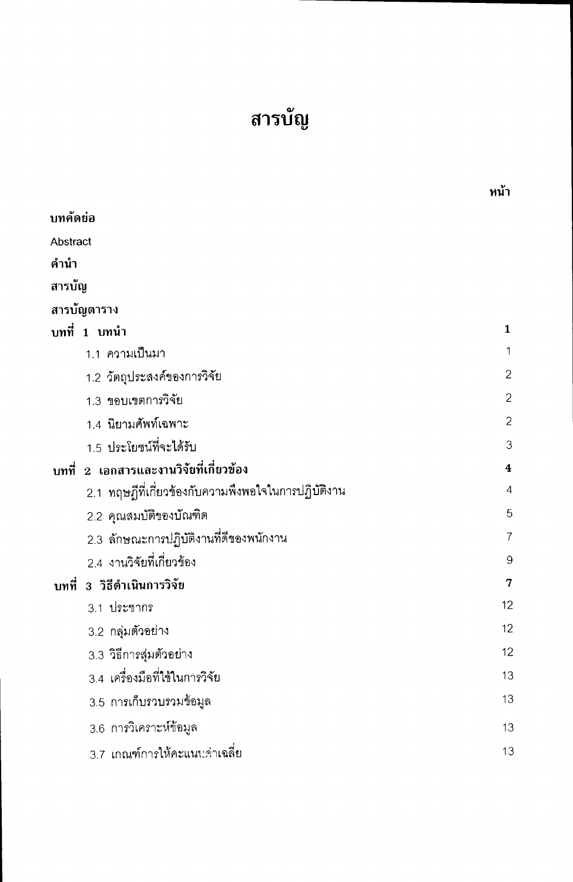# สารบัญ

| | หน้า |
|---|---|
| **บทคัดย่อ** | |
| Abstract | |
| **คำนำ** | |
| **สารบัญ** | |
| **สารบัญตาราง** | |
| **บทที่ 1 บทนำ** | **1** |
| 1.1 ความเป็นมา | 1 |
| 1.2 วัตถุประสงค์ของการวิจัย | 2 |
| 1.3 ขอบเขตการวิจัย | 2 |
| 1.4 นิยามศัพท์เฉพาะ | 2 |
| 1.5 ประโยชน์ที่จะได้รับ | 3 |
| **บทที่ 2 เอกสารและงานวิจัยที่เกี่ยวข้อง** | **4** |
| 2.1 ทฤษฎีที่เกี่ยวข้องกับความพึงพอใจในการปฏิบัติงาน | 4 |
| 2.2 คุณสมบัติของบัณฑิต | 5 |
| 2.3 ลักษณะการปฏิบัติงานที่ดีของพนักงาน | 7 |
| 2.4 งานวิจัยที่เกี่ยวข้อง | 9 |
| **บทที่ 3 วิธีดำเนินการวิจัย** | **7** |
| 3.1 ประชากร | 12 |
| 3.2 กลุ่มตัวอย่าง | 12 |
| 3.3 วิธีการสุ่มตัวอย่าง | 12 |
| 3.4 เครื่องมือที่ใช้ในการวิจัย | 13 |
| 3.5 การเก็บรวบรวมข้อมูล | 13 |
| 3.6 การวิเคราะห์ข้อมูล | 13 |
| 3.7 เกณฑ์การให้คะแนนค่าเฉลี่ย | 13 |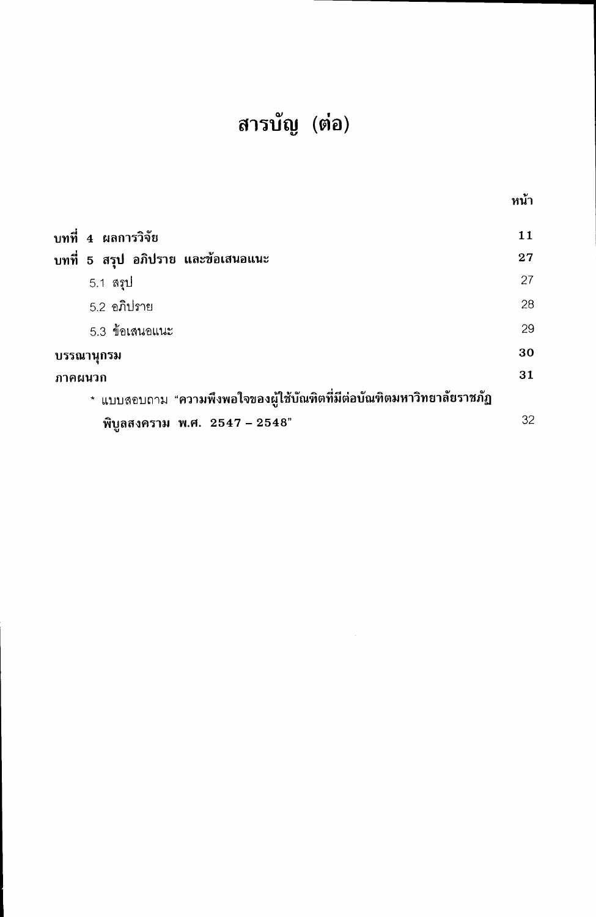# สารบัญ (ต่อ)

| | หน้า |
|---|---|
| **บทที่ 4 ผลการวิจัย** | **11** |
| **บทที่ 5 สรุป อภิปราย และข้อเสนอแนะ** | **27** |
| 5.1 สรุป | 27 |
| 5.2 อภิปราย | 28 |
| 5.3 ข้อเสนอแนะ | 29 |
| **บรรณานุกรม** | **30** |
| **ภาคผนวก** | **31** |
| * แบบสอบถาม "**ความพึงพอใจของผู้ใช้บัณฑิตที่มีต่อบัณฑิตมหาวิทยาลัยราชภัฏพิบูลสงคราม พ.ศ. 2547 – 2548**" | 32 |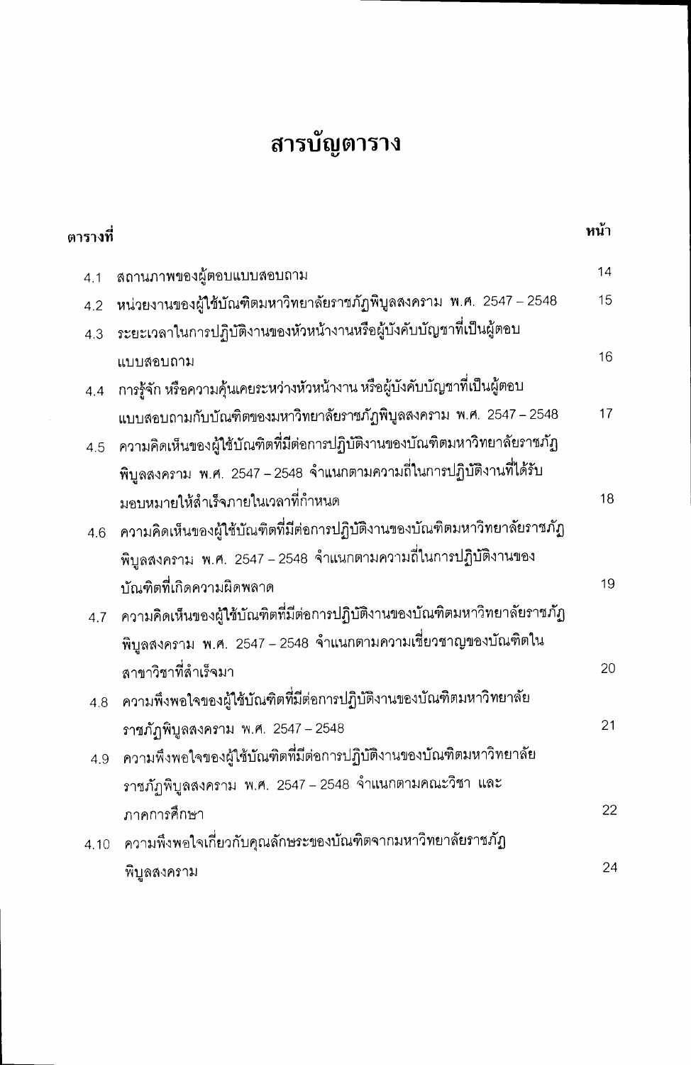# สารบัญตาราง

| ตารางที่ | | หน้า |
|---|---|---|
| 4.1 | สถานภาพของผู้ตอบแบบสอบถาม | 14 |
| 4.2 | หน่วยงานของผู้ใช้บัณฑิตมหาวิทยาลัยราชภัฏพิบูลสงคราม พ.ศ. 2547 – 2548 | 15 |
| 4.3 | ระยะเวลาในการปฏิบัติงานของหัวหน้างานหรือผู้บังคับบัญชาที่เป็นผู้ตอบแบบสอบถาม | 16 |
| 4.4 | การรู้จัก หรือความคุ้นเคยระหว่างหัวหน้างาน หรือผู้บังคับบัญชาที่เป็นผู้ตอบแบบสอบถามกับบัณฑิตของมหาวิทยาลัยราชภัฏพิบูลสงคราม พ.ศ. 2547 – 2548 | 17 |
| 4.5 | ความคิดเห็นของผู้ใช้บัณฑิตที่มีต่อการปฏิบัติงานของบัณฑิตมหาวิทยาลัยราชภัฏพิบูลสงคราม พ.ศ. 2547 – 2548 จำแนกตามความถี่ในการปฏิบัติงานที่ได้รับมอบหมายให้สำเร็จภายในเวลาที่กำหนด | 18 |
| 4.6 | ความคิดเห็นของผู้ใช้บัณฑิตที่มีต่อการปฏิบัติงานของบัณฑิตมหาวิทยาลัยราชภัฏพิบูลสงคราม พ.ศ. 2547 – 2548 จำแนกตามความถี่ในการปฏิบัติงานของบัณฑิตที่เกิดความผิดพลาด | 19 |
| 4.7 | ความคิดเห็นของผู้ใช้บัณฑิตที่มีต่อการปฏิบัติงานของบัณฑิตมหาวิทยาลัยราชภัฏพิบูลสงคราม พ.ศ. 2547 – 2548 จำแนกตามความเชี่ยวชาญของบัณฑิตในสาขาวิชาที่สำเร็จมา | 20 |
| 4.8 | ความพึงพอใจของผู้ใช้บัณฑิตที่มีต่อการปฏิบัติงานของบัณฑิตมหาวิทยาลัยราชภัฏพิบูลสงคราม พ.ศ. 2547 – 2548 | 21 |
| 4.9 | ความพึงพอใจของผู้ใช้บัณฑิตที่มีต่อการปฏิบัติงานของบัณฑิตมหาวิทยาลัยราชภัฏพิบูลสงคราม พ.ศ. 2547 – 2548 จำแนกตามคณะวิชา และภาคการศึกษา | 22 |
| 4.10 | ความพึงพอใจเกี่ยวกับคุณลักษระของบัณฑิตจากมหาวิทยาลัยราชภัฏพิบูลสงคราม | 24 |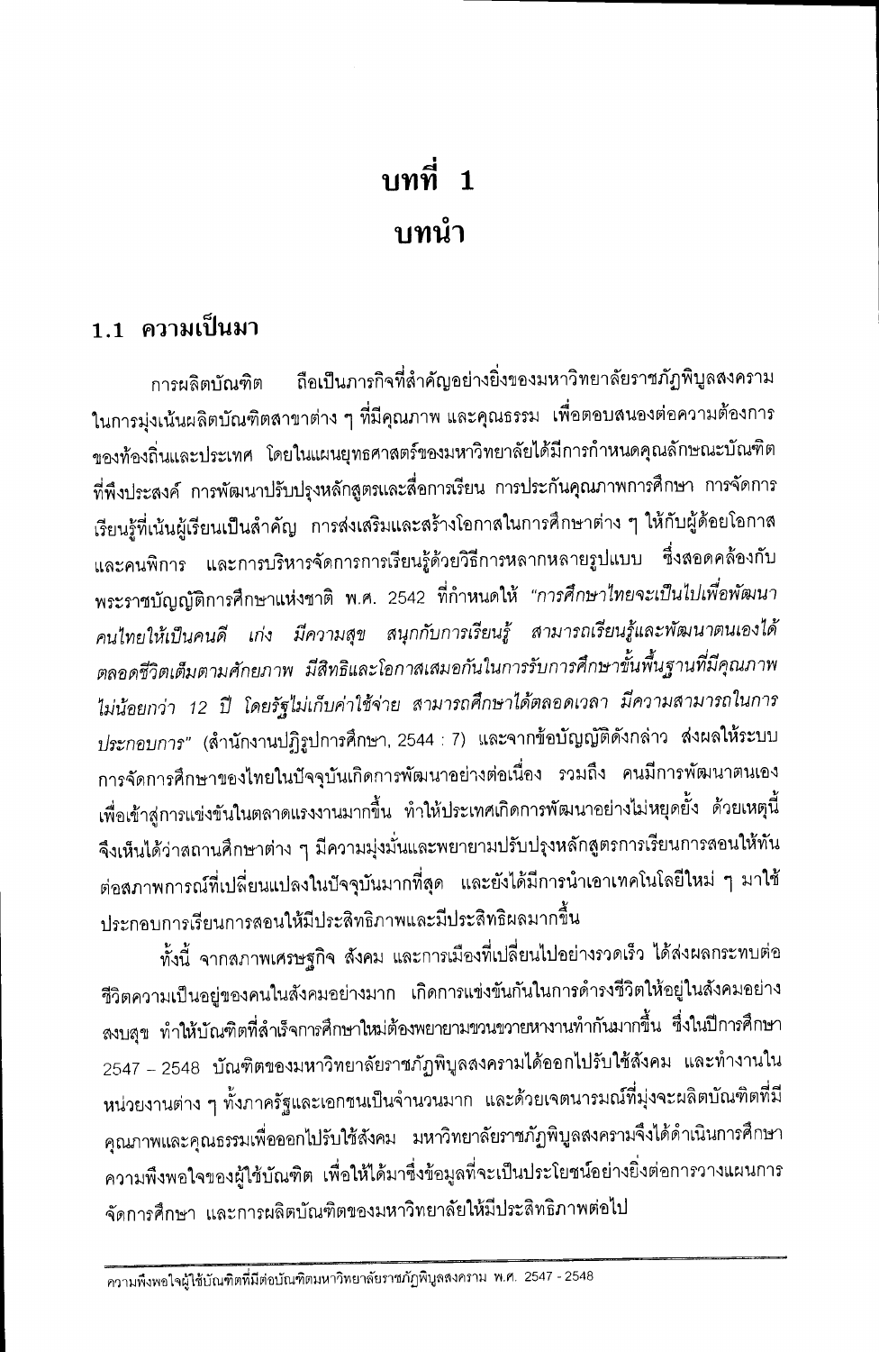# บทที่ 1

# บทนำ

## 1.1 ความเป็นมา

การผลิตบัณฑิต ถือเป็นภารกิจที่สำคัญอย่างยิ่งของมหาวิทยาลัยราชภัฏพิบูลสงคราม ในการมุ่งเน้นผลิตบัณฑิตสาขาต่าง ๆ ที่มีคุณภาพ และคุณธรรม เพื่อตอบสนองต่อความต้องการของท้องถิ่นและประเทศ โดยในแผนยุทธศาสตร์ของมหาวิทยาลัยได้มีการกำหนดคุณลักษณะบัณฑิตที่พึงประสงค์ การพัฒนาปรับปรุงหลักสูตรและสื่อการเรียน การประกันคุณภาพการศึกษา การจัดการเรียนรู้ที่เน้นผู้เรียนเป็นสำคัญ การส่งเสริมและสร้างโอกาสในการศึกษาต่าง ๆ ให้กับผู้ด้อยโอกาสและคนพิการ และการบริหารจัดการการเรียนรู้ด้วยวิธีการหลากหลายรูปแบบ ซึ่งสอดคล้องกับพระราชบัญญัติการศึกษาแห่งชาติ พ.ศ. 2542 ที่กำหนดให้ *"การศึกษาไทยจะเป็นไปเพื่อพัฒนาคนไทยให้เป็นคนดี เก่ง มีความสุข สนุกกับการเรียนรู้ สามารถเรียนรู้และพัฒนาตนเองได้ตลอดชีวิตเต็มตามศักยภาพ มีสิทธิและโอกาสเสมอกันในการรับการศึกษาขั้นพื้นฐานที่มีคุณภาพไม่น้อยกว่า 12 ปี โดยรัฐไม่เก็บค่าใช้จ่าย สามารถศึกษาได้ตลอดเวลา มีความสามารถในการประกอบการ"* (สำนักงานปฏิรูปการศึกษา, 2544 : 7) และจากข้อบัญญัติดังกล่าว ส่งผลให้ระบบการจัดการศึกษาของไทยในปัจจุบันเกิดการพัฒนาอย่างต่อเนื่อง รวมถึง คนมีการพัฒนาตนเองเพื่อเข้าสู่การแข่งขันในตลาดแรงงานมากขึ้น ทำให้ประเทศเกิดการพัฒนาอย่างไม่หยุดยั้ง ด้วยเหตุนี้จึงเห็นได้ว่าสถานศึกษาต่าง ๆ มีความมุ่งมั่นและพยายามปรับปรุงหลักสูตรการเรียนการสอนให้ทันต่อสภาพการณ์ที่เปลี่ยนแปลงในปัจจุบันมากที่สุด และยังได้มีการนำเอาเทคโนโลยีใหม่ ๆ มาใช้ประกอบการเรียนการสอนให้มีประสิทธิภาพและมีประสิทธิผลมากขึ้น

ทั้งนี้ จากสภาพเศรษฐกิจ สังคม และการเมืองที่เปลี่ยนไปอย่างรวดเร็ว ได้ส่งผลกระทบต่อชีวิตความเป็นอยู่ของคนในสังคมอย่างมาก เกิดการแข่งขันกันในการดำรงชีวิตให้อยู่ในสังคมอย่างสงบสุข ทำให้บัณฑิตที่สำเร็จการศึกษาใหม่ต้องพยายามขวนขวายหางานทำกันมากขึ้น ซึ่งในปีการศึกษา 2547 – 2548 บัณฑิตของมหาวิทยาลัยราชภัฏพิบูลสงครามได้ออกไปรับใช้สังคม และทำงานในหน่วยงานต่าง ๆ ทั้งภาครัฐและเอกชนเป็นจำนวนมาก และด้วยเจตนารมณ์ที่มุ่งจะผลิตบัณฑิตที่มีคุณภาพและคุณธรรมเพื่อออกไปรับใช้สังคม มหาวิทยาลัยราชภัฏพิบูลสงครามจึงได้ดำเนินการศึกษาความพึงพอใจของผู้ใช้บัณฑิต เพื่อให้ได้มาซึ่งข้อมูลที่จะเป็นประโยชน์อย่างยิ่งต่อการวางแผนการจัดการศึกษา และการผลิตบัณฑิตของมหาวิทยาลัยให้มีประสิทธิภาพต่อไป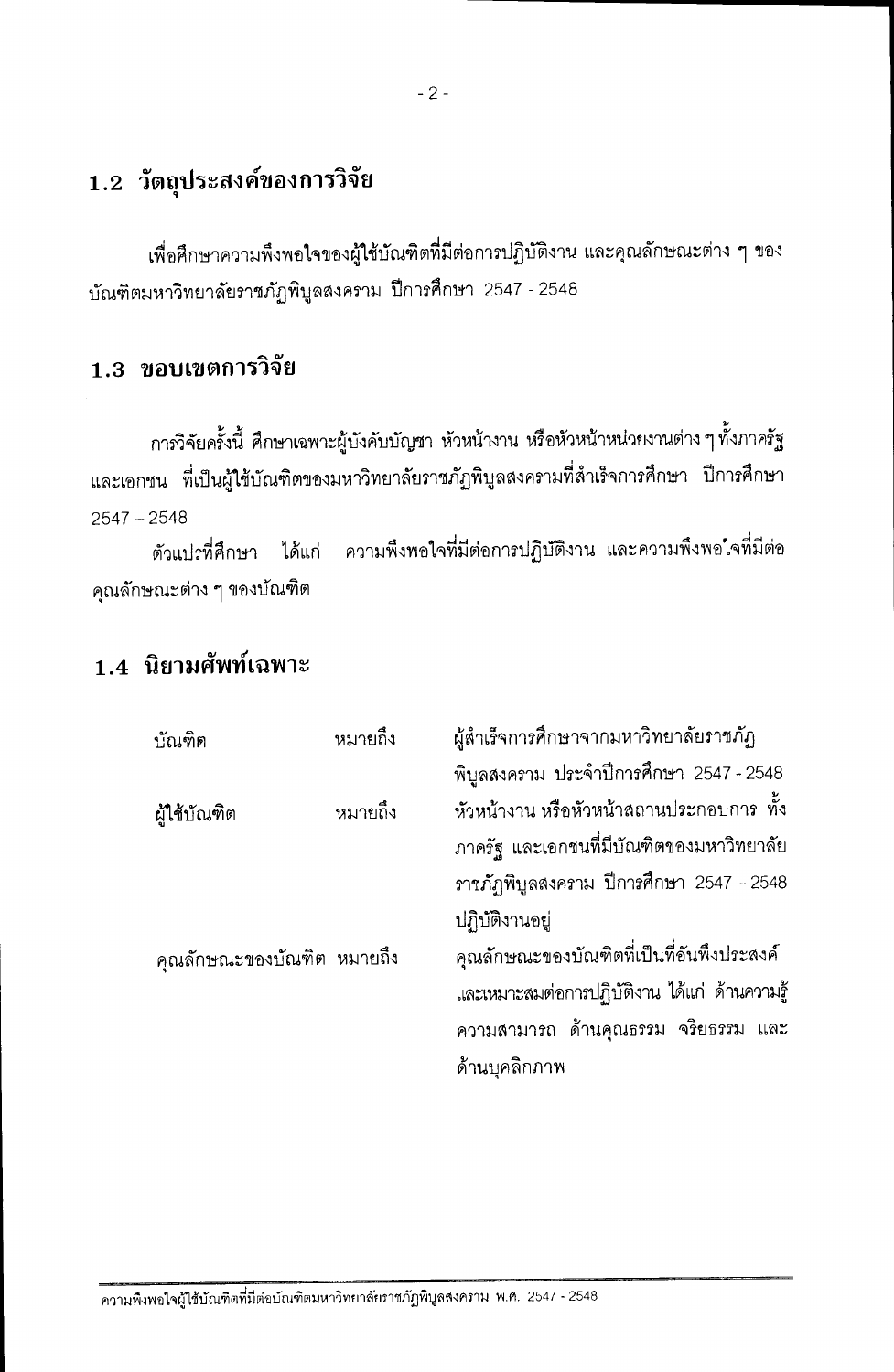## 1.2 วัตถุประสงค์ของการวิจัย

เพื่อศึกษาความพึงพอใจของผู้ใช้บัณฑิตที่มีต่อการปฏิบัติงาน และคุณลักษณะต่าง ๆ ของบัณฑิตมหาวิทยาลัยราชภัฏพิบูลสงคราม ปีการศึกษา 2547 - 2548

## 1.3 ขอบเขตการวิจัย

การวิจัยครั้งนี้ ศึกษาเฉพาะผู้บังคับบัญชา หัวหน้างาน หรือหัวหน้าหน่วยงานต่าง ๆ ทั้งภาครัฐและเอกชน ที่เป็นผู้ใช้บัณฑิตของมหาวิทยาลัยราชภัฏพิบูลสงครามที่สำเร็จการศึกษา ปีการศึกษา 2547 – 2548

ตัวแปรที่ศึกษา ได้แก่ ความพึงพอใจที่มีต่อการปฏิบัติงาน และความพึงพอใจที่มีต่อคุณลักษณะต่าง ๆ ของบัณฑิต

## 1.4 นิยามศัพท์เฉพาะ

| | | |
|---|---|---|
| บัณฑิต | หมายถึง | ผู้สำเร็จการศึกษาจากมหาวิทยาลัยราชภัฏพิบูลสงคราม ประจำปีการศึกษา 2547 - 2548 |
| ผู้ใช้บัณฑิต | หมายถึง | หัวหน้างาน หรือหัวหน้าสถานประกอบการ ทั้งภาครัฐ และเอกชนที่มีบัณฑิตของมหาวิทยาลัยราชภัฏพิบูลสงคราม ปีการศึกษา 2547 – 2548 ปฏิบัติงานอยู่ |
| คุณลักษณะของบัณฑิต | หมายถึง | คุณลักษณะของบัณฑิตที่เป็นที่อันพึงประสงค์ และเหมาะสมต่อการปฏิบัติงาน ได้แก่ ด้านความรู้ความสามารถ ด้านคุณธรรม จริยธรรม และด้านบุคลิกภาพ |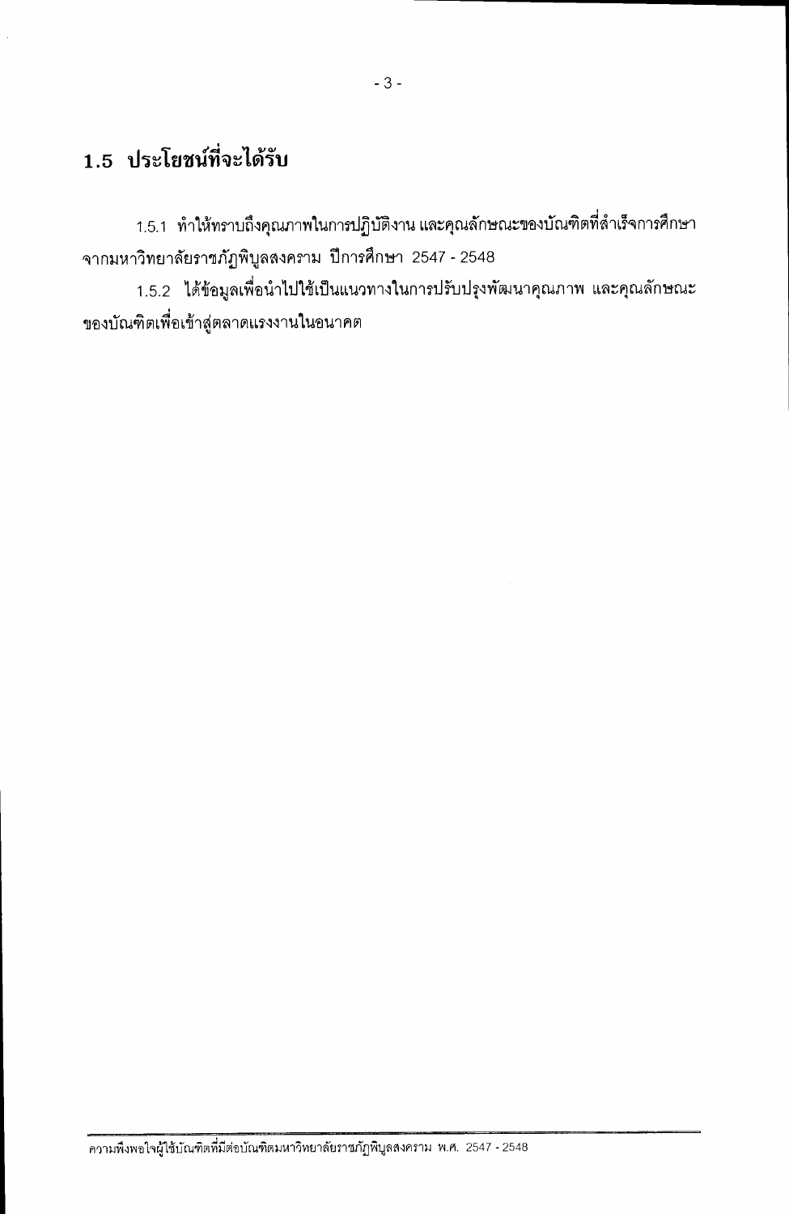## 1.5 ประโยชน์ที่จะได้รับ

1.5.1 ทำให้ทราบถึงคุณภาพในการปฏิบัติงาน และคุณลักษณะของบัณฑิตที่สำเร็จการศึกษาจากมหาวิทยาลัยราชภัฏพิบูลสงคราม ปีการศึกษา 2547 - 2548

1.5.2 ได้ข้อมูลเพื่อนำไปใช้เป็นแนวทางในการปรับปรุงพัฒนาคุณภาพ และคุณลักษณะของบัณฑิตเพื่อเข้าสู่ตลาดแรงงานในอนาคต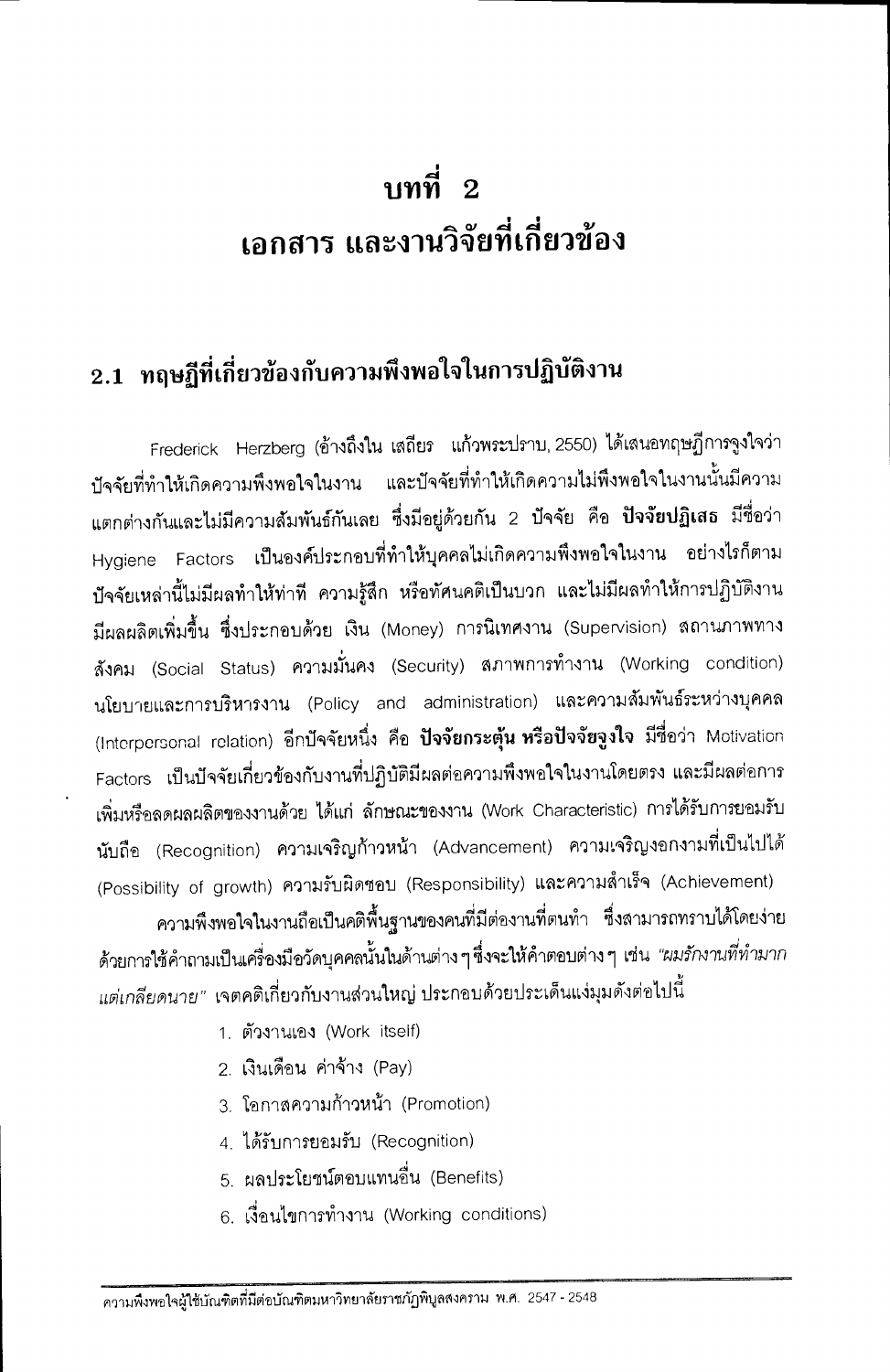# บทที่ 2
# เอกสาร และงานวิจัยที่เกี่ยวข้อง

## 2.1 ทฤษฎีที่เกี่ยวข้องกับความพึงพอใจในการปฏิบัติงาน

Frederick Herzberg (อ้างถึงใน เสถียร แก้วพระปราบ, 2550) ได้เสนอทฤษฎีการจูงใจว่า ปัจจัยที่ทำให้เกิดความพึงพอใจในงาน และปัจจัยที่ทำให้เกิดความไม่พึงพอใจในงานนั้นมีความแตกต่างกันและไม่มีความสัมพันธ์กันเลย ซึ่งมีอยู่ด้วยกัน 2 ปัจจัย คือ **ปัจจัยปฏิเสธ** มีชื่อว่า Hygiene Factors เป็นองค์ประกอบที่ทำให้บุคคลไม่เกิดความพึงพอใจในงาน อย่างไรก็ตาม ปัจจัยเหล่านี้ไม่มีผลทำให้ท่าที ความรู้สึก หรือทัศนคติเป็นบวก และไม่มีผลทำให้การปฏิบัติงานมีผลผลิตเพิ่มขึ้น ซึ่งประกอบด้วย เงิน (Money) การนิเทศงาน (Supervision) สถานภาพทางสังคม (Social Status) ความมั่นคง (Security) สภาพการทำงาน (Working condition) นโยบายและการบริหารงาน (Policy and administration) และความสัมพันธ์ระหว่างบุคคล (Interpersonal relation) อีกปัจจัยหนึ่ง คือ **ปัจจัยกระตุ้น หรือปัจจัยจูงใจ** มีชื่อว่า Motivation Factors เป็นปัจจัยเกี่ยวข้องกับงานที่ปฏิบัติมีผลต่อความพึงพอใจในงานโดยตรง และมีผลต่อการเพิ่มหรือลดผลผลิตของงานด้วย ได้แก่ ลักษณะของงาน (Work Characteristic) การได้รับการยอมรับนับถือ (Recognition) ความเจริญก้าวหน้า (Advancement) ความเจริญงอกงามที่เป็นไปได้ (Possibility of growth) ความรับผิดชอบ (Responsibility) และความสำเร็จ (Achievement)

ความพึงพอใจในงานถือเป็นคติพื้นฐานของคนที่มีต่องานที่ตนทำ ซึ่งสามารถทราบได้โดยง่ายด้วยการใช้คำถามเป็นเครื่องมือวัดบุคคลนั้นในด้านต่าง ๆ ซึ่งจะให้คำตอบต่าง ๆ เช่น *"ผมรักงานที่ทำมากแต่เกลียดนาย"* เจตคติเกี่ยวกับงานส่วนใหญ่ ประกอบด้วยประเด็นแง่มุมดังต่อไปนี้

1. ตัวงานเอง (Work itself)
2. เงินเดือน ค่าจ้าง (Pay)
3. โอกาสความก้าวหน้า (Promotion)
4. ได้รับการยอมรับ (Recognition)
5. ผลประโยชน์ตอบแทนอื่น (Benefits)
6. เงื่อนไขการทำงาน (Working conditions)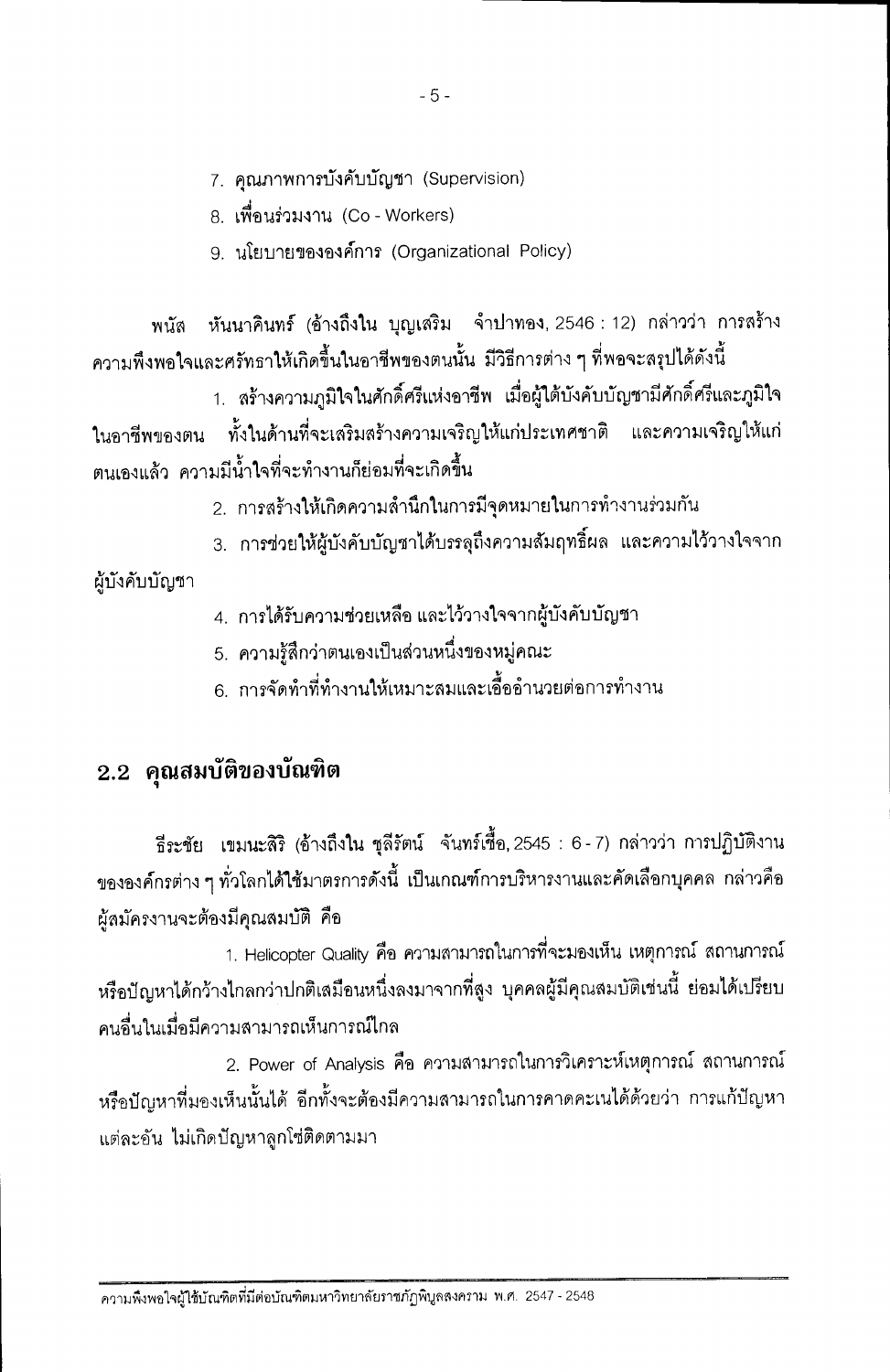7. คุณภาพการบังคับบัญชา (Supervision)
8. เพื่อนร่วมงาน (Co - Workers)
9. นโยบายขององค์การ (Organizational Policy)

พนัส หันนาคินทร์ (อ้างถึงใน บุญเสริม จำปาทอง, 2546 : 12) กล่าวว่า การสร้างความพึงพอใจและศรัทธาให้เกิดขึ้นในอาชีพของตนนั้น มีวิธีการต่าง ๆ ที่พอจะสรุปได้ดังนี้

1. สร้างความภูมิใจในศักดิ์ศรีแห่งอาชีพ เมื่อผู้ใต้บังคับบัญชามีศักดิ์ศรีและภูมิใจในอาชีพของตน ทั้งในด้านที่จะเสริมสร้างความเจริญให้แก่ประเทศชาติ และความเจริญให้แก่ตนเองแล้ว ความมีน้ำใจที่จะทำงานก็ย่อมที่จะเกิดขึ้น
2. การสร้างให้เกิดความสำนึกในการมีจุดหมายในการทำงานร่วมกัน
3. การช่วยให้ผู้บังคับบัญชาได้บรรลุถึงความสัมฤทธิ์ผล และความไว้วางใจจากผู้บังคับบัญชา
4. การได้รับความช่วยเหลือ และไว้วางใจจากผู้บังคับบัญชา
5. ความรู้สึกว่าตนเองเป็นส่วนหนึ่งของหมู่คณะ
6. การจัดทำที่ทำงานให้เหมาะสมและเอื้ออำนวยต่อการทำงาน

## 2.2 คุณสมบัติของบัณฑิต

ธีระชัย เขมนะสิริ (อ้างถึงใน ชุลีรัตน์ จันทร์เชื้อ, 2545 : 6 - 7) กล่าวว่า การปฏิบัติงานขององค์กรต่าง ๆ ทั่วโลกได้ใช้มาตรการดังนี้ เป็นเกณฑ์การบริหารงานและคัดเลือกบุคคล กล่าวคือ ผู้สมัครงานจะต้องมีคุณสมบัติ คือ

1. Helicopter Quality คือ ความสามารถในการที่จะมองเห็น เหตุการณ์ สถานการณ์ หรือปัญหาได้กว้างไกลกว่าปกติเสมือนหนึ่งลงมาจากที่สูง บุคคลผู้มีคุณสมบัติเช่นนี้ ย่อมได้เปรียบคนอื่นในเมื่อมีความสามารถเห็นการณ์ไกล

2. Power of Analysis คือ ความสามารถในการวิเคราะห์เหตุการณ์ สถานการณ์ หรือปัญหาที่มองเห็นนั้นได้ อีกทั้งจะต้องมีความสามารถในการคาดคะเนได้ด้วยว่า การแก้ปัญหาแต่ละอัน ไม่เกิดปัญหาลูกโซ่ติดตามมา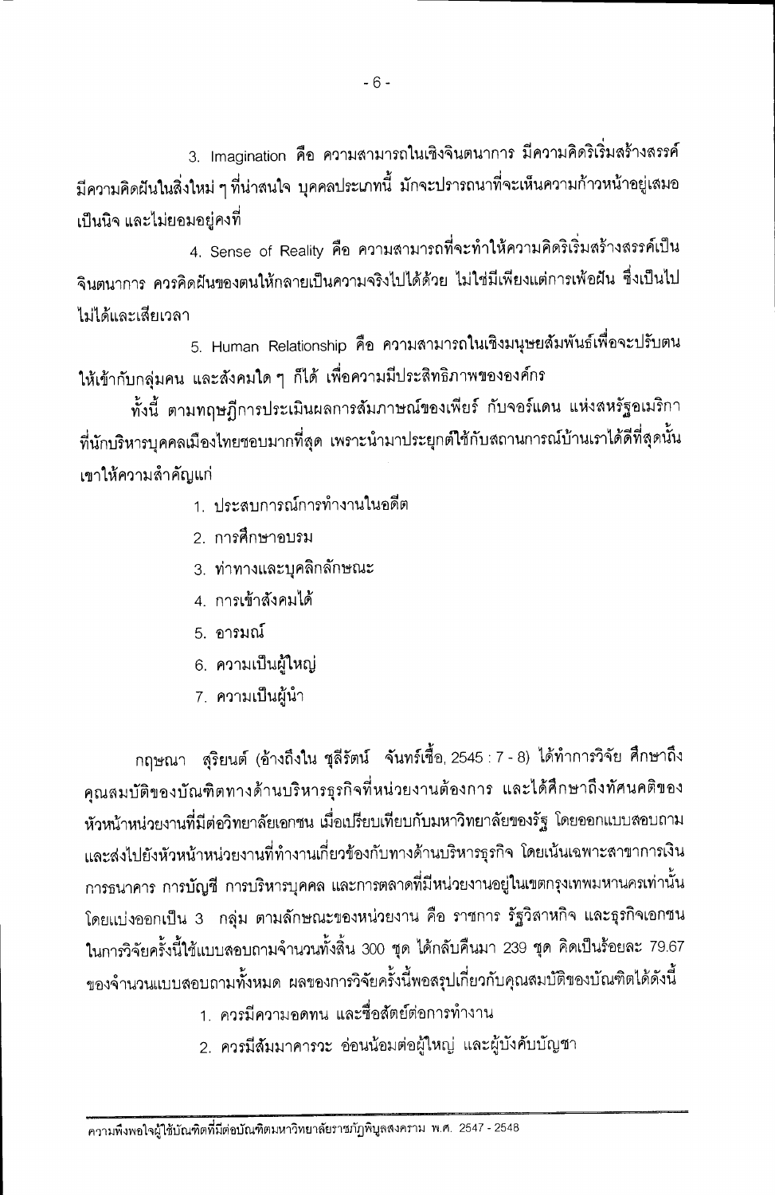3. Imagination คือ ความสามารถในเชิงจินตนาการ มีความคิดริเริ่มสร้างสรรค์ มีความคิดฝันในสิ่งใหม่ ๆ ที่น่าสนใจ บุคคลประเภทนี้ มักจะปรารถนาที่จะเห็นความก้าวหน้าอยู่เสมอเป็นนิจ และไม่ยอมอยู่คงที่

4. Sense of Reality คือ ความสามารถที่จะทำให้ความคิดริเริ่มสร้างสรรค์เป็นจินตนาการ ควรคิดฝันของตนให้กลายเป็นความจริงไปได้ด้วย ไม่ใช่มีเพียงแต่การเพ้อฝัน ซึ่งเป็นไปไม่ได้และเสียเวลา

5. Human Relationship คือ ความสามารถในเชิงมนุษยสัมพันธ์เพื่อจะปรับตนให้เข้ากับกลุ่มคน และสังคมใด ๆ ก็ได้ เพื่อความมีประสิทธิภาพขององค์กร

ทั้งนี้ ตามทฤษฎีการประเมินผลการสัมภาษณ์ของเพียร์ กับจอร์แดน แห่งสหรัฐอเมริกา ที่นักบริหารบุคคลเมืองไทยชอบมากที่สุด เพราะนำมาประยุกต์ใช้กับสถานการณ์บ้านเราได้ดีที่สุดนั้น เขาให้ความสำคัญแก่

1. ประสบการณ์การทำงานในอดีต
2. การศึกษาอบรม
3. ท่าทางและบุคลิกลักษณะ
4. การเข้าสังคมได้
5. อารมณ์
6. ความเป็นผู้ใหญ่
7. ความเป็นผู้นำ

กฤษณา สุริยนต์ (อ้างถึงใน ชุลีรัตน์ จันทร์เชื้อ, 2545 : 7 - 8) ได้ทำการวิจัย ศึกษาถึงคุณสมบัติของบัณฑิตทางด้านบริหารธุรกิจที่หน่วยงานต้องการ และได้ศึกษาถึงทัศนคติของหัวหน้าหน่วยงานที่มีต่อวิทยาลัยเอกชน เมื่อเปรียบเทียบกับมหาวิทยาลัยของรัฐ โดยออกแบบสอบถามและส่งไปยังหัวหน้าหน่วยงานที่ทำงานเกี่ยวข้องกับทางด้านบริหารธุรกิจ โดยเน้นเฉพาะสาขาการเงิน การธนาคาร การบัญชี การบริหารบุคคล และการตลาดที่มีหน่วยงานอยู่ในเขตกรุงเทพมหานครเท่านั้น โดยแบ่งออกเป็น 3 กลุ่ม ตามลักษณะของหน่วยงาน คือ ราชการ รัฐวิสาหกิจ และธุรกิจเอกชน ในการวิจัยครั้งนี้ใช้แบบสอบถามจำนวนทั้งสิ้น 300 ชุด ได้กลับคืนมา 239 ชุด คิดเป็นร้อยละ 79.67 ของจำนวนแบบสอบถามทั้งหมด ผลของการวิจัยครั้งนี้พอสรุปเกี่ยวกับคุณสมบัติของบัณฑิตได้ดังนี้

1. ควรมีความอดทน และซื่อสัตย์ต่อการทำงาน
2. ควรมีสัมมาคารวะ อ่อนน้อมต่อผู้ใหญ่ และผู้บังคับบัญชา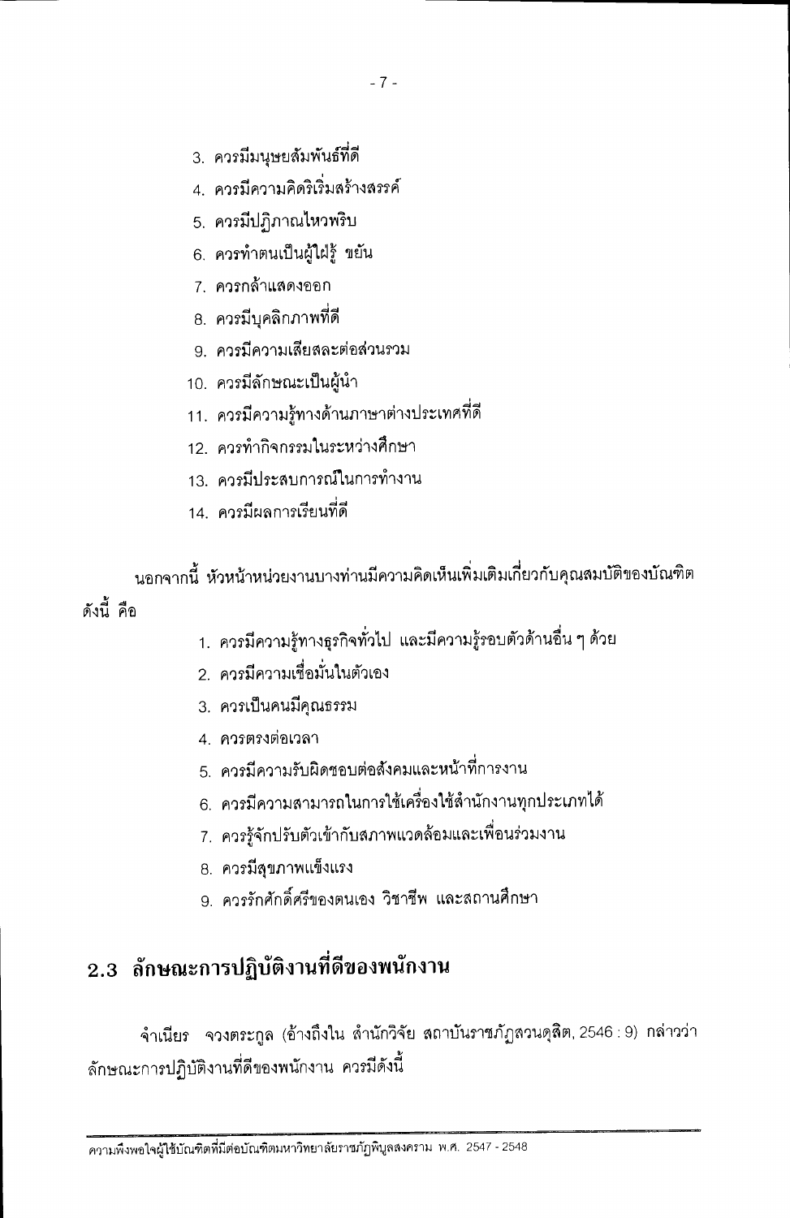3. ควรมีมนุษยสัมพันธ์ที่ดี
4. ควรมีความคิดริเริ่มสร้างสรรค์
5. ควรมีปฏิภาณไหวพริบ
6. ควรทำตนเป็นผู้ใฝ่รู้ ขยัน
7. ควรกล้าแสดงออก
8. ควรมีบุคลิกภาพที่ดี
9. ควรมีความเสียสละต่อส่วนรวม
10. ควรมีลักษณะเป็นผู้นำ
11. ควรมีความรู้ทางด้านภาษาต่างประเทศที่ดี
12. ควรทำกิจกรรมในระหว่างศึกษา
13. ควรมีประสบการณ์ในการทำงาน
14. ควรมีผลการเรียนที่ดี

นอกจากนี้ หัวหน้าหน่วยงานบางท่านมีความคิดเห็นเพิ่มเติมเกี่ยวกับคุณสมบัติของบัณฑิต ดังนี้ คือ

1. ควรมีความรู้ทางธุรกิจทั่วไป และมีความรู้รอบตัวด้านอื่น ๆ ด้วย
2. ควรมีความเชื่อมั่นในตัวเอง
3. ควรเป็นคนมีคุณธรรม
4. ควรตรงต่อเวลา
5. ควรมีความรับผิดชอบต่อสังคมและหน้าที่การงาน
6. ควรมีความสามารถในการใช้เครื่องใช้สำนักงานทุกประเภทได้
7. ควรรู้จักปรับตัวเข้ากับสภาพแวดล้อมและเพื่อนร่วมงาน
8. ควรมีสุขภาพแข็งแรง
9. ควรรักศักดิ์ศรีของตนเอง วิชาชีพ และสถานศึกษา

## 2.3 ลักษณะการปฏิบัติงานที่ดีของพนักงาน

จำเนียร จวงตระกูล (อ้างถึงใน สำนักวิจัย สถาบันราชภัฏสวนดุสิต, 2546 : 9) กล่าวว่า ลักษณะการปฏิบัติงานที่ดีของพนักงาน ควรมีดังนี้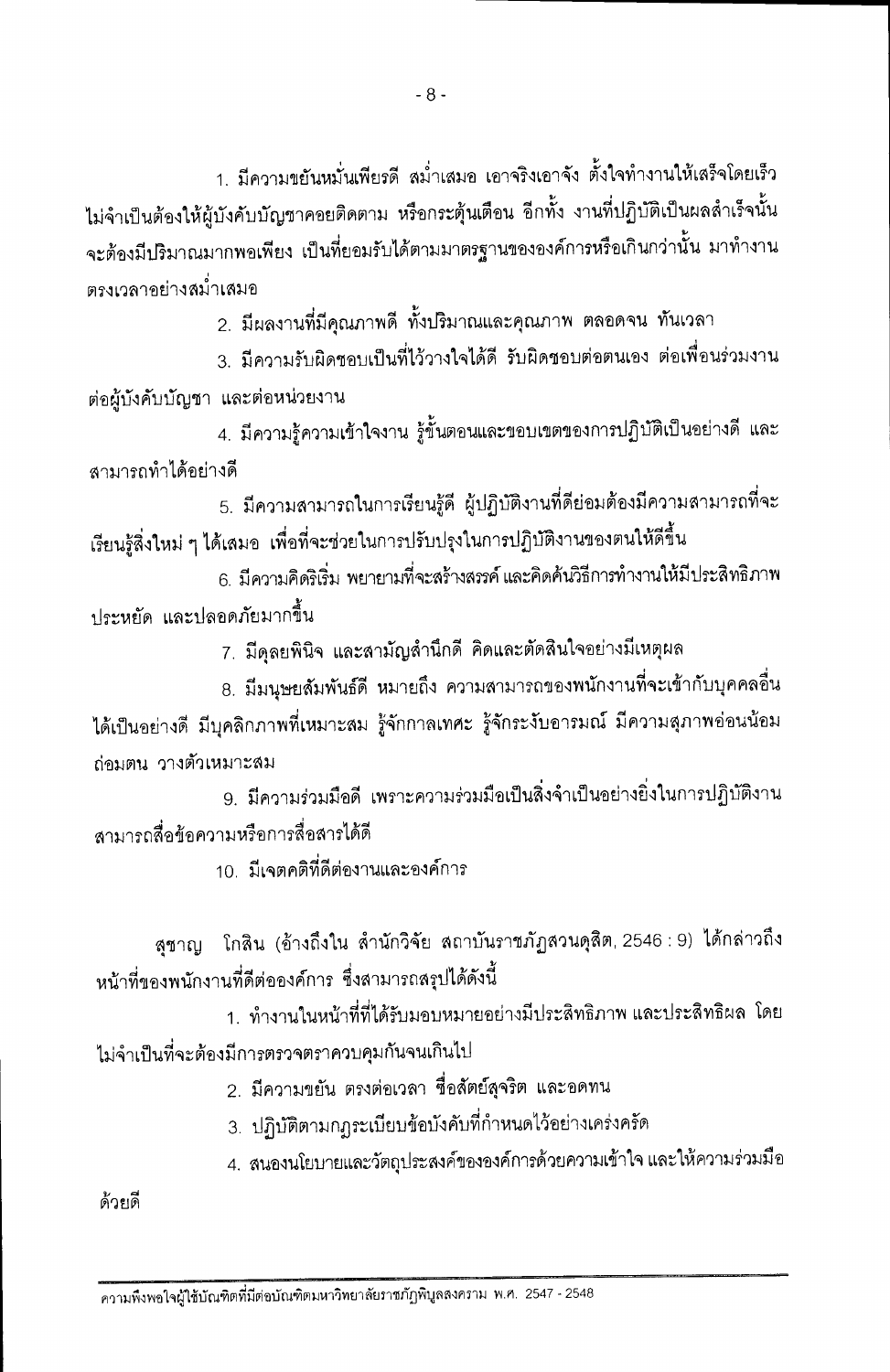1. มีความขยันหมั่นเพียรดี สม่ำเสมอ เอาจริงเอาจัง ตั้งใจทำงานให้เสร็จโดยเร็ว ไม่จำเป็นต้องให้ผู้บังคับบัญชาคอยติดตาม หรือกระตุ้นเตือน อีกทั้ง งานที่ปฏิบัติเป็นผลสำเร็จนั้นจะต้องมีปริมาณมากพอเพียง เป็นที่ยอมรับได้ตามมาตรฐานขององค์การหรือเกินกว่านั้น มาทำงานตรงเวลาอย่างสม่ำเสมอ

2. มีผลงานที่มีคุณภาพดี ทั้งปริมาณและคุณภาพ ตลอดจน ทันเวลา

3. มีความรับผิดชอบเป็นที่ไว้วางใจได้ดี รับผิดชอบต่อตนเอง ต่อเพื่อนร่วมงาน ต่อผู้บังคับบัญชา และต่อหน่วยงาน

4. มีความรู้ความเข้าใจงาน รู้ขั้นตอนและขอบเขตของการปฏิบัติเป็นอย่างดี และสามารถทำได้อย่างดี

5. มีความสามารถในการเรียนรู้ดี ผู้ปฏิบัติงานที่ดีย่อมต้องมีความสามารถที่จะเรียนรู้สิ่งใหม่ ๆ ได้เสมอ เพื่อที่จะช่วยในการปรับปรุงในการปฏิบัติงานของตนให้ดีขึ้น

6. มีความคิดริเริ่ม พยายามที่จะสร้างสรรค์ และคิดค้นวิธีการทำงานให้มีประสิทธิภาพ ประหยัด และปลอดภัยมากขึ้น

7. มีดุลยพินิจ และสามัญสำนึกดี คิดและตัดสินใจอย่างมีเหตุผล

8. มีมนุษยสัมพันธ์ดี หมายถึง ความสามารถของพนักงานที่จะเข้ากับบุคคลอื่นได้เป็นอย่างดี มีบุคลิกภาพที่เหมาะสม รู้จักกาลเทศะ รู้จักระงับอารมณ์ มีความสุภาพอ่อนน้อมถ่อมตน วางตัวเหมาะสม

9. มีความร่วมมือดี เพราะความร่วมมือเป็นสิ่งจำเป็นอย่างยิ่งในการปฏิบัติงาน สามารถสื่อข้อความหรือการสื่อสารได้ดี

10. มีเจตคติที่ดีต่องานและองค์การ

สุชาญ โกสิน (อ้างถึงใน สำนักวิจัย สถาบันราชภัฏสวนดุสิต, 2546 : 9) ได้กล่าวถึงหน้าที่ของพนักงานที่ดีต่อองค์การ ซึ่งสามารถสรุปได้ดังนี้

1. ทำงานในหน้าที่ที่ได้รับมอบหมายอย่างมีประสิทธิภาพ และประสิทธิผล โดยไม่จำเป็นที่จะต้องมีการตรวจตราควบคุมกันจนเกินไป

2. มีความขยัน ตรงต่อเวลา ซื่อสัตย์สุจริต และอดทน

3. ปฏิบัติตามกฎระเบียบข้อบังคับที่กำหนดไว้อย่างเคร่งครัด

4. สนองนโยบายและวัตถุประสงค์ขององค์การด้วยความเข้าใจ และให้ความร่วมมือด้วยดี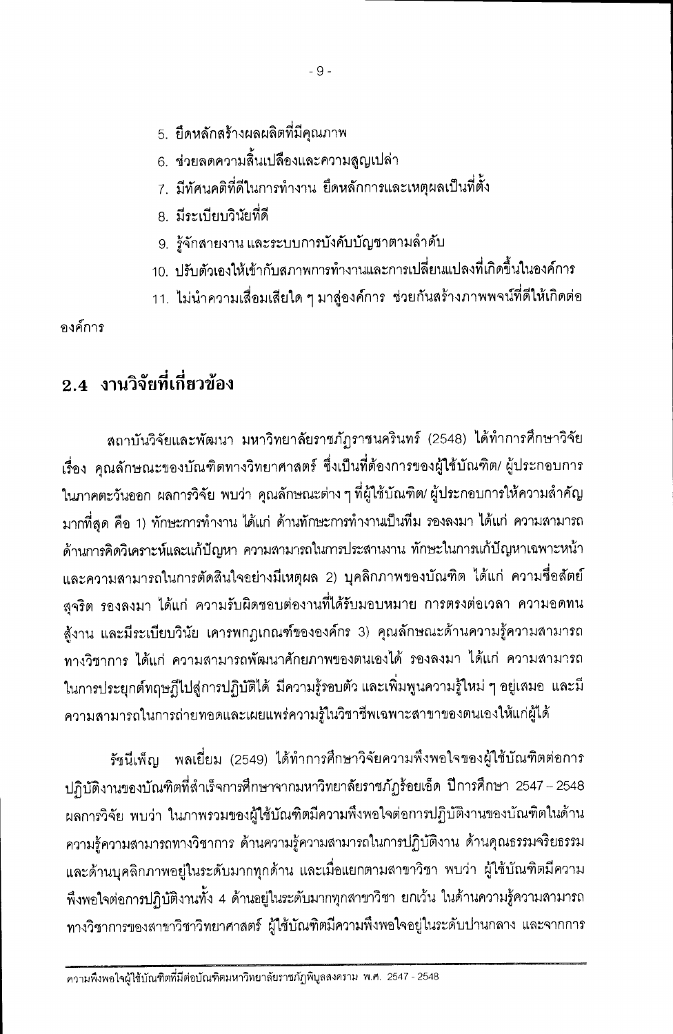5. ยึดหลักสร้างผลผลิตที่มีคุณภาพ
6. ช่วยลดความสิ้นเปลืองและความสูญเปล่า
7. มีทัศนคติที่ดีในการทำงาน ยึดหลักการและเหตุผลเป็นที่ตั้ง
8. มีระเบียบวินัยที่ดี
9. รู้จักสายงาน และระบบการบังคับบัญชาตามลำดับ
10. ปรับตัวเองให้เข้ากับสภาพการทำงานและการเปลี่ยนแปลงที่เกิดขึ้นในองค์การ
11. ไม่นำความเสื่อมเสียใด ๆ มาสู่องค์การ ช่วยกันสร้างภาพพจน์ที่ดีให้เกิดต่อองค์การ

## 2.4 งานวิจัยที่เกี่ยวข้อง

สถาบันวิจัยและพัฒนา มหาวิทยาลัยราชภัฏราชนครินทร์ (2548) ได้ทำการศึกษาวิจัยเรื่อง คุณลักษณะของบัณฑิตทางวิทยาศาสตร์ ซึ่งเป็นที่ต้องการของผู้ใช้บัณฑิต/ ผู้ประกอบการในภาคตะวันออก ผลการวิจัย พบว่า คุณลักษณะต่าง ๆ ที่ผู้ใช้บัณฑิต/ ผู้ประกอบการให้ความสำคัญมากที่สุด คือ 1) ทักษะการทำงาน ได้แก่ ด้านทักษะการทำงานเป็นทีม รองลงมา ได้แก่ ความสามารถด้านการคิดวิเคราะห์และแก้ปัญหา ความสามารถในการประสานงาน ทักษะในการแก้ปัญหาเฉพาะหน้า และความสามารถในการตัดสินใจอย่างมีเหตุผล 2) บุคลิกภาพของบัณฑิต ได้แก่ ความซื่อสัตย์สุจริต รองลงมา ได้แก่ ความรับผิดชอบต่องานที่ได้รับมอบหมาย การตรงต่อเวลา ความอดทนสู้งาน และมีระเบียบวินัย เคารพกฎเกณฑ์ขององค์กร 3) คุณลักษณะด้านความรู้ความสามารถทางวิชาการ ได้แก่ ความสามารถพัฒนาศักยภาพของตนเองได้ รองลงมา ได้แก่ ความสามารถในการประยุกต์ทฤษฎีไปสู่การปฏิบัติได้ มีความรู้รอบตัว และเพิ่มพูนความรู้ใหม่ ๆ อยู่เสมอ และมีความสามารถในการถ่ายทอดและเผยแพร่ความรู้ในวิชาชีพเฉพาะสาขาของตนเองให้แก่ผู้อื่นได้

รัชนีเพ็ญ พลเยี่ยม (2549) ได้ทำการศึกษาวิจัยความพึงพอใจของผู้ใช้บัณฑิตต่อการปฏิบัติงานของบัณฑิตที่สำเร็จการศึกษาจากมหาวิทยาลัยราชภัฏร้อยเอ็ด ปีการศึกษา 2547 – 2548 ผลการวิจัย พบว่า ในภาพรวมของผู้ใช้บัณฑิตมีความพึงพอใจต่อการปฏิบัติงานของบัณฑิตในด้านความรู้ความสามารถทางวิชาการ ด้านความรู้ความสามารถในการปฏิบัติงาน ด้านคุณธรรมจริยธรรม และด้านบุคลิกภาพอยู่ในระดับมากทุกด้าน และเมื่อแยกตามสาขาวิชา พบว่า ผู้ใช้บัณฑิตมีความพึงพอใจต่อการปฏิบัติงานทั้ง 4 ด้านอยู่ในระดับมากทุกสาขาวิชา ยกเว้น ในด้านความรู้ความสามารถทางวิชาการของสาขาวิชาวิทยาศาสตร์ ผู้ใช้บัณฑิตมีความพึงพอใจอยู่ในระดับปานกลาง และจากการ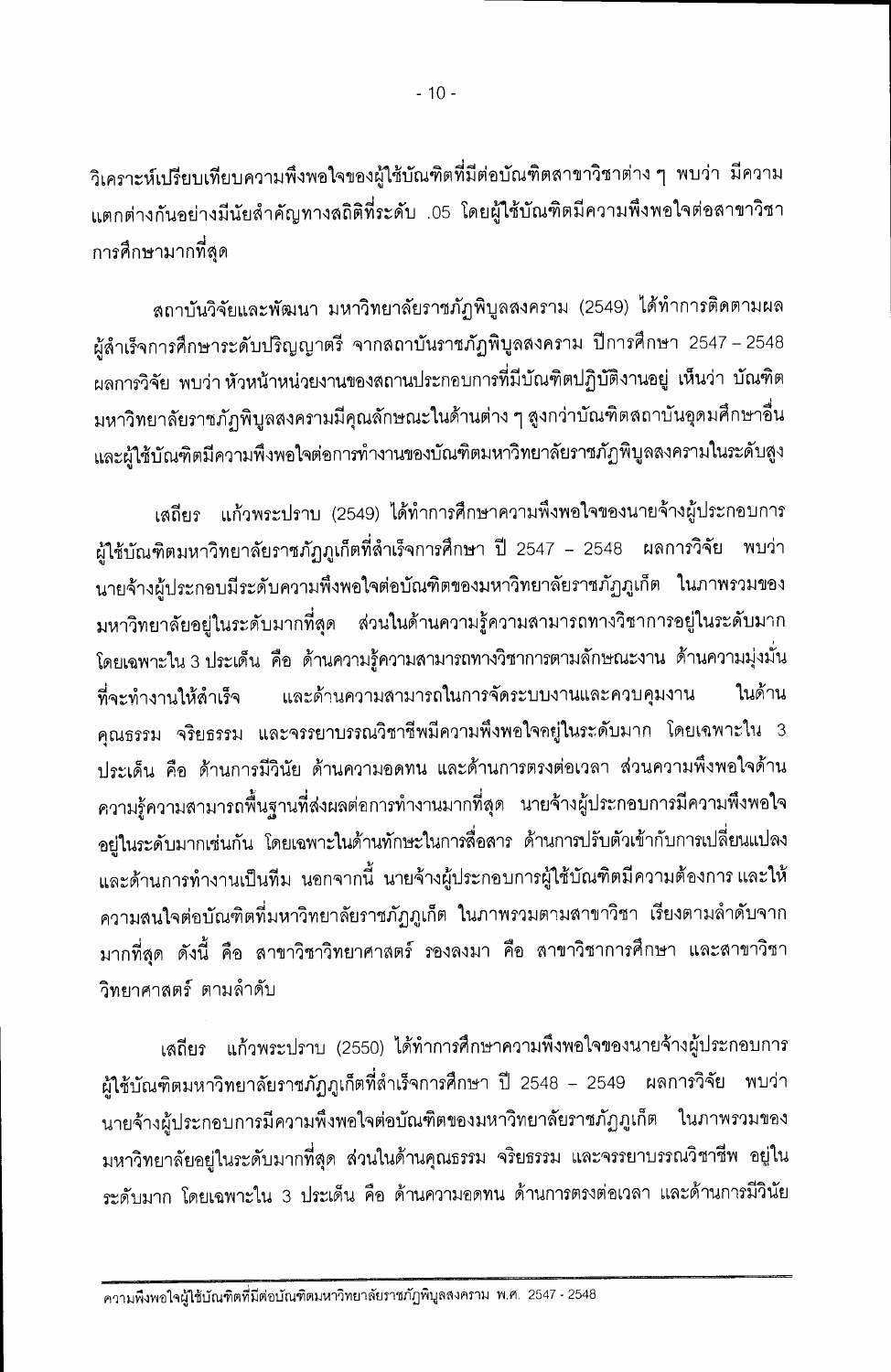วิเคราะห์เปรียบเทียบความพึงพอใจของผู้ใช้บัณฑิตที่มีต่อบัณฑิตสาขาวิชาต่าง ๆ พบว่า มีความแตกต่างกันอย่างมีนัยสำคัญทางสถิติที่ระดับ .05 โดยผู้ใช้บัณฑิตมีความพึงพอใจต่อสาขาวิชาการศึกษามากที่สุด

สถาบันวิจัยและพัฒนา มหาวิทยาลัยราชภัฏพิบูลสงคราม (2549) ได้ทำการติดตามผลผู้สำเร็จการศึกษาระดับปริญญาตรี จากสถาบันราชภัฏพิบูลสงคราม ปีการศึกษา 2547 – 2548 ผลการวิจัย พบว่า หัวหน้าหน่วยงานของสถานประกอบการที่มีบัณฑิตปฏิบัติงานอยู่ เห็นว่า บัณฑิตมหาวิทยาลัยราชภัฏพิบูลสงครามมีคุณลักษณะในด้านต่าง ๆ สูงกว่าบัณฑิตสถาบันอุดมศึกษาอื่น และผู้ใช้บัณฑิตมีความพึงพอใจต่อการทำงานของบัณฑิตมหาวิทยาลัยราชภัฏพิบูลสงครามในระดับสูง

เสถียร แก้วพระปราบ (2549) ได้ทำการศึกษาความพึงพอใจของนายจ้างผู้ประกอบการผู้ใช้บัณฑิตมหาวิทยาลัยราชภัฏภูเก็ตที่สำเร็จการศึกษา ปี 2547 – 2548 ผลการวิจัย พบว่า นายจ้างผู้ประกอบมีระดับความพึงพอใจต่อบัณฑิตของมหาวิทยาลัยราชภัฏภูเก็ต ในภาพรวมของมหาวิทยาลัยอยู่ในระดับมากที่สุด ส่วนในด้านความรู้ความสามารถทางวิชาการอยู่ในระดับมาก โดยเฉพาะใน 3 ประเด็น คือ ด้านความรู้ความสามารถทางวิชาการตามลักษณะงาน ด้านความมุ่งมั่นที่จะทำงานให้สำเร็จ และด้านความสามารถในการจัดระบบงานและควบคุมงาน ในด้านคุณธรรม จริยธรรม และจรรยาบรรณวิชาชีพมีความพึงพอใจอยู่ในระดับมาก โดยเฉพาะใน 3 ประเด็น คือ ด้านการมีวินัย ด้านความอดทน และด้านการตรงต่อเวลา ส่วนความพึงพอใจด้านความรู้ความสามารถพื้นฐานที่ส่งผลต่อการทำงานมากที่สุด นายจ้างผู้ประกอบการมีความพึงพอใจอยู่ในระดับมากเช่นกัน โดยเฉพาะในด้านทักษะในการสื่อสาร ด้านการปรับตัวเข้ากับการเปลี่ยนแปลง และด้านการทำงานเป็นทีม นอกจากนี้ นายจ้างผู้ประกอบการผู้ใช้บัณฑิตมีความต้องการ และให้ความสนใจต่อบัณฑิตที่มหาวิทยาลัยราชภัฏภูเก็ต ในภาพรวมตามสาขาวิชา เรียงตามลำดับจากมากที่สุด ดังนี้ คือ สาขาวิชาวิทยาศาสตร์ รองลงมา คือ สาขาวิชาการศึกษา และสาขาวิชาวิทยาศาสตร์ ตามลำดับ

เสถียร แก้วพระปราบ (2550) ได้ทำการศึกษาความพึงพอใจของนายจ้างผู้ประกอบการผู้ใช้บัณฑิตมหาวิทยาลัยราชภัฏภูเก็ตที่สำเร็จการศึกษา ปี 2548 – 2549 ผลการวิจัย พบว่า นายจ้างผู้ประกอบการมีความพึงพอใจต่อบัณฑิตของมหาวิทยาลัยราชภัฏภูเก็ต ในภาพรวมของมหาวิทยาลัยอยู่ในระดับมากที่สุด ส่วนในด้านคุณธรรม จริยธรรม และจรรยาบรรณวิชาชีพ อยู่ในระดับมาก โดยเฉพาะใน 3 ประเด็น คือ ด้านความอดทน ด้านการตรงต่อเวลา และด้านการมีวินัย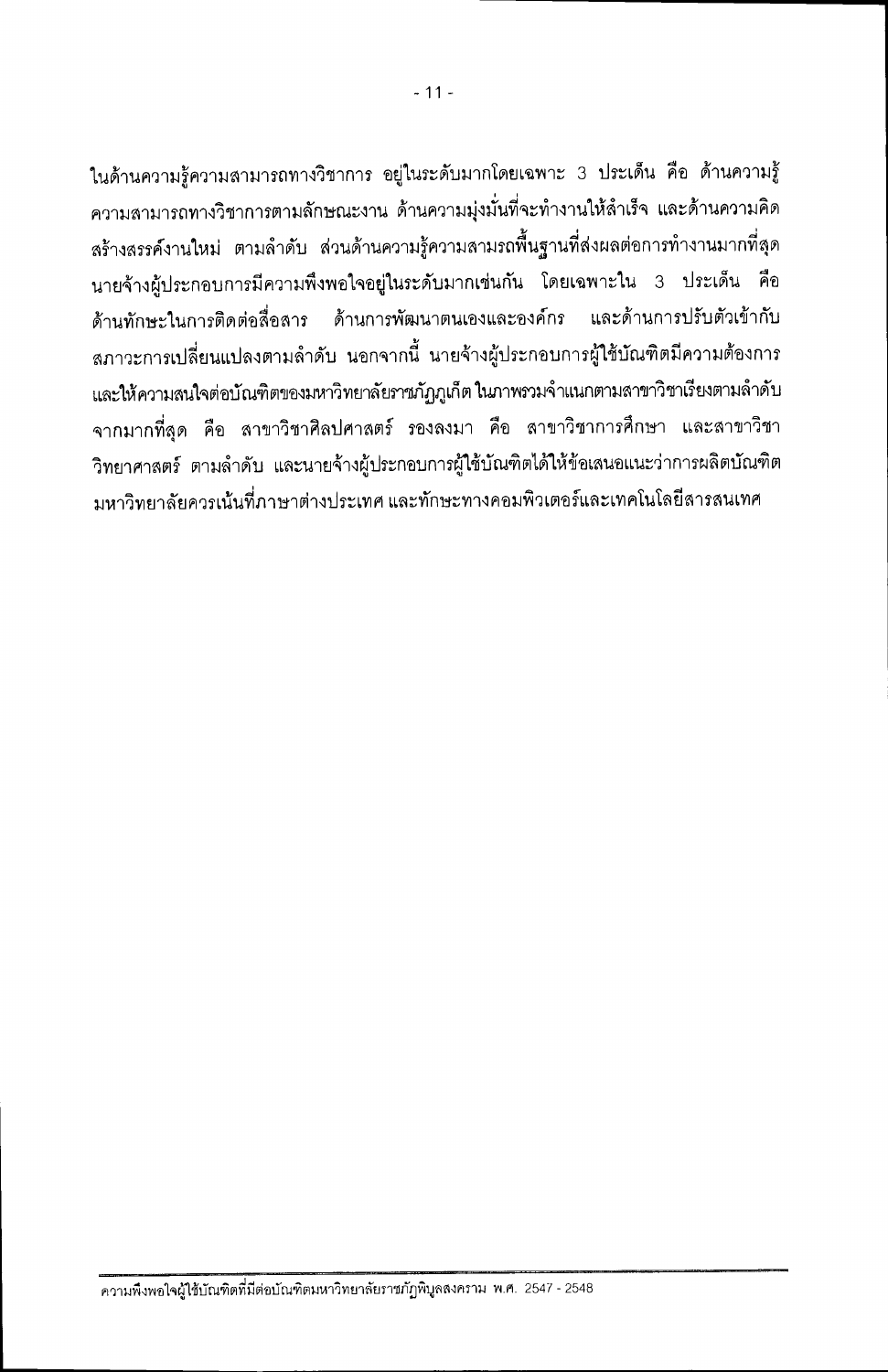ในด้านความรู้ความสามารถทางวิชาการ อยู่ในระดับมากโดยเฉพาะ 3 ประเด็น คือ ด้านความรู้ความสามารถทางวิชาการตามลักษณะงาน ด้านความมุ่งมั่นที่จะทำงานให้สำเร็จ และด้านความคิดสร้างสรรค์งานใหม่ ตามลำดับ ส่วนด้านความรู้ความสามารถพื้นฐานที่ส่งผลต่อการทำงานมากที่สุด นายจ้างผู้ประกอบการมีความพึงพอใจอยู่ในระดับมากเช่นกัน โดยเฉพาะใน 3 ประเด็น คือ ด้านทักษะในการติดต่อสื่อสาร ด้านการพัฒนาตนเองและองค์กร และด้านการปรับตัวเข้ากับสภาวะการเปลี่ยนแปลงตามลำดับ นอกจากนี้ นายจ้างผู้ประกอบการผู้ใช้บัณฑิตมีความต้องการและให้ความสนใจต่อบัณฑิตของมหาวิทยาลัยราชภัฏภูเก็ต ในภาพรวมจำแนกตามสาขาวิชาเรียงตามลำดับจากมากที่สุด คือ สาขาวิชาศิลปศาสตร์ รองลงมา คือ สาขาวิชาการศึกษา และสาขาวิชาวิทยาศาสตร์ ตามลำดับ และนายจ้างผู้ประกอบการผู้ใช้บัณฑิตได้ให้ข้อเสนอแนะว่าการผลิตบัณฑิตมหาวิทยาลัยควรเน้นที่ภาษาต่างประเทศ และทักษะทางคอมพิวเตอร์และเทคโนโลยีสารสนเทศ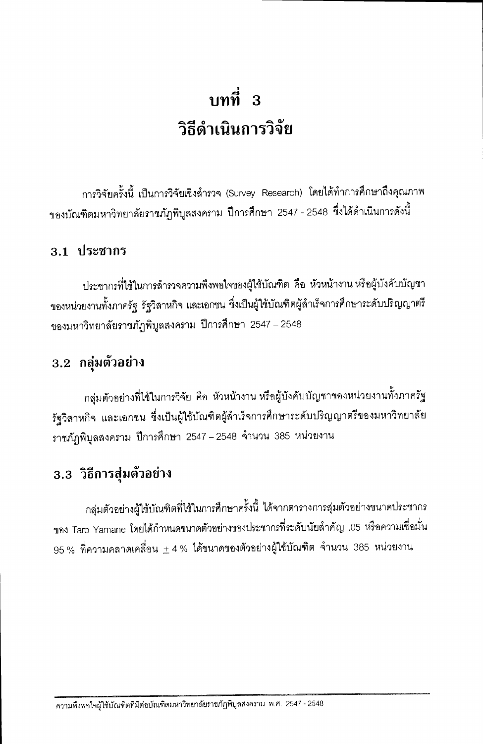# บทที่ 3
# วิธีดำเนินการวิจัย

การวิจัยครั้งนี้ เป็นการวิจัยเชิงสำรวจ (Survey Research) โดยได้ทำการศึกษาถึงคุณภาพของบัณฑิตมหาวิทยาลัยราชภัฏพิบูลสงคราม ปีการศึกษา 2547 - 2548 ซึ่งได้ดำเนินการดังนี้

## 3.1 ประชากร

ประชากรที่ใช้ในการสำรวจความพึงพอใจของผู้ใช้บัณฑิต คือ หัวหน้างาน หรือผู้บังคับบัญชาของหน่วยงานทั้งภาครัฐ รัฐวิสาหกิจ และเอกชน ซึ่งเป็นผู้ใช้บัณฑิตผู้สำเร็จการศึกษาระดับปริญญาตรีของมหาวิทยาลัยราชภัฏพิบูลสงคราม ปีการศึกษา 2547 – 2548

## 3.2 กลุ่มตัวอย่าง

กลุ่มตัวอย่างที่ใช้ในการวิจัย คือ หัวหน้างาน หรือผู้บังคับบัญชาของหน่วยงานทั้งภาครัฐ รัฐวิสาหกิจ และเอกชน ซึ่งเป็นผู้ใช้บัณฑิตผู้สำเร็จการศึกษาระดับปริญญาตรีของมหาวิทยาลัยราชภัฏพิบูลสงคราม ปีการศึกษา 2547 – 2548 จำนวน 385 หน่วยงาน

## 3.3 วิธีการสุ่มตัวอย่าง

กลุ่มตัวอย่างผู้ใช้บัณฑิตที่ใช้ในการศึกษาครั้งนี้ ได้จากตารางการสุ่มตัวอย่างขนาดประชากรของ Taro Yamane โดยได้กำหนดขนาดตัวอย่างของประชากรที่ระดับนัยสำคัญ .05 หรือความเชื่อมั่น 95 % ที่ความคลาดเคลื่อน ± 4 % ได้ขนาดของตัวอย่างผู้ใช้บัณฑิต จำนวน 385 หน่วยงาน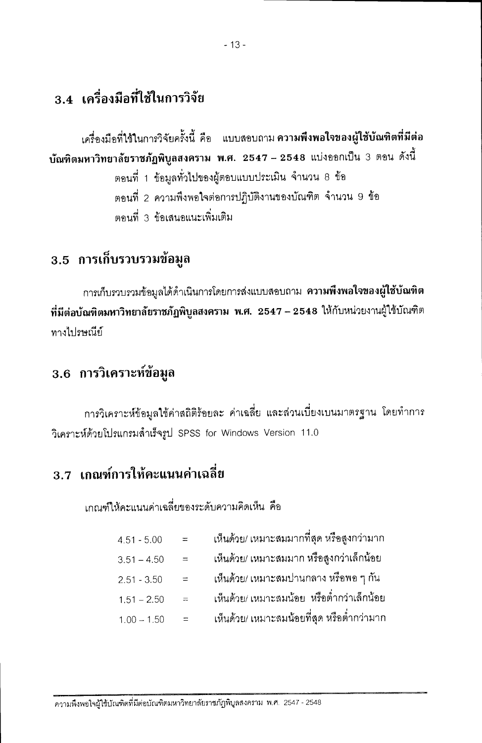## 3.4 เครื่องมือที่ใช้ในการวิจัย

เครื่องมือที่ใช้ในการวิจัยครั้งนี้ คือ แบบสอบถาม **ความพึงพอใจของผู้ใช้บัณฑิตที่มีต่อบัณฑิตมหาวิทยาลัยราชภัฏพิบูลสงคราม พ.ศ. 2547 – 2548** แบ่งออกเป็น 3 ตอน ดังนี้

ตอนที่ 1 ข้อมูลทั่วไปของผู้ตอบแบบประเมิน จำนวน 8 ข้อ

ตอนที่ 2 ความพึงพอใจต่อการปฏิบัติงานของบัณฑิต จำนวน 9 ข้อ

ตอนที่ 3 ข้อเสนอแนะเพิ่มเติม

## 3.5 การเก็บรวบรวมข้อมูล

การเก็บรวบรวมข้อมูลได้ดำเนินการโดยการส่งแบบสอบถาม **ความพึงพอใจของผู้ใช้บัณฑิตที่มีต่อบัณฑิตมหาวิทยาลัยราชภัฏพิบูลสงคราม พ.ศ. 2547 – 2548** ให้กับหน่วยงานผู้ใช้บัณฑิตทางไปรษณีย์

## 3.6 การวิเคราะห์ข้อมูล

การวิเคราะห์ข้อมูลใช้ค่าสถิติร้อยละ ค่าเฉลี่ย และส่วนเบี่ยงเบนมาตรฐาน โดยทำการวิเคราะห์ด้วยโปรแกรมสำเร็จรูป SPSS for Windows Version 11.0

## 3.7 เกณฑ์การให้คะแนนค่าเฉลี่ย

เกณฑ์ให้คะแนนค่าเฉลี่ยของระดับความคิดเห็น คือ

| | | |
|---|---|---|
| 4.51 - 5.00 | = | เห็นด้วย/ เหมาะสมมากที่สุด หรือสูงกว่ามาก |
| 3.51 – 4.50 | = | เห็นด้วย/ เหมาะสมมาก หรือสูงกว่าเล็กน้อย |
| 2.51 - 3.50 | = | เห็นด้วย/ เหมาะสมปานกลาง หรือพอ ๆ กัน |
| 1.51 – 2.50 | = | เห็นด้วย/ เหมาะสมน้อย หรือต่ำกว่าเล็กน้อย |
| 1.00 – 1.50 | = | เห็นด้วย/ เหมาะสมน้อยที่สุด หรือต่ำกว่ามาก |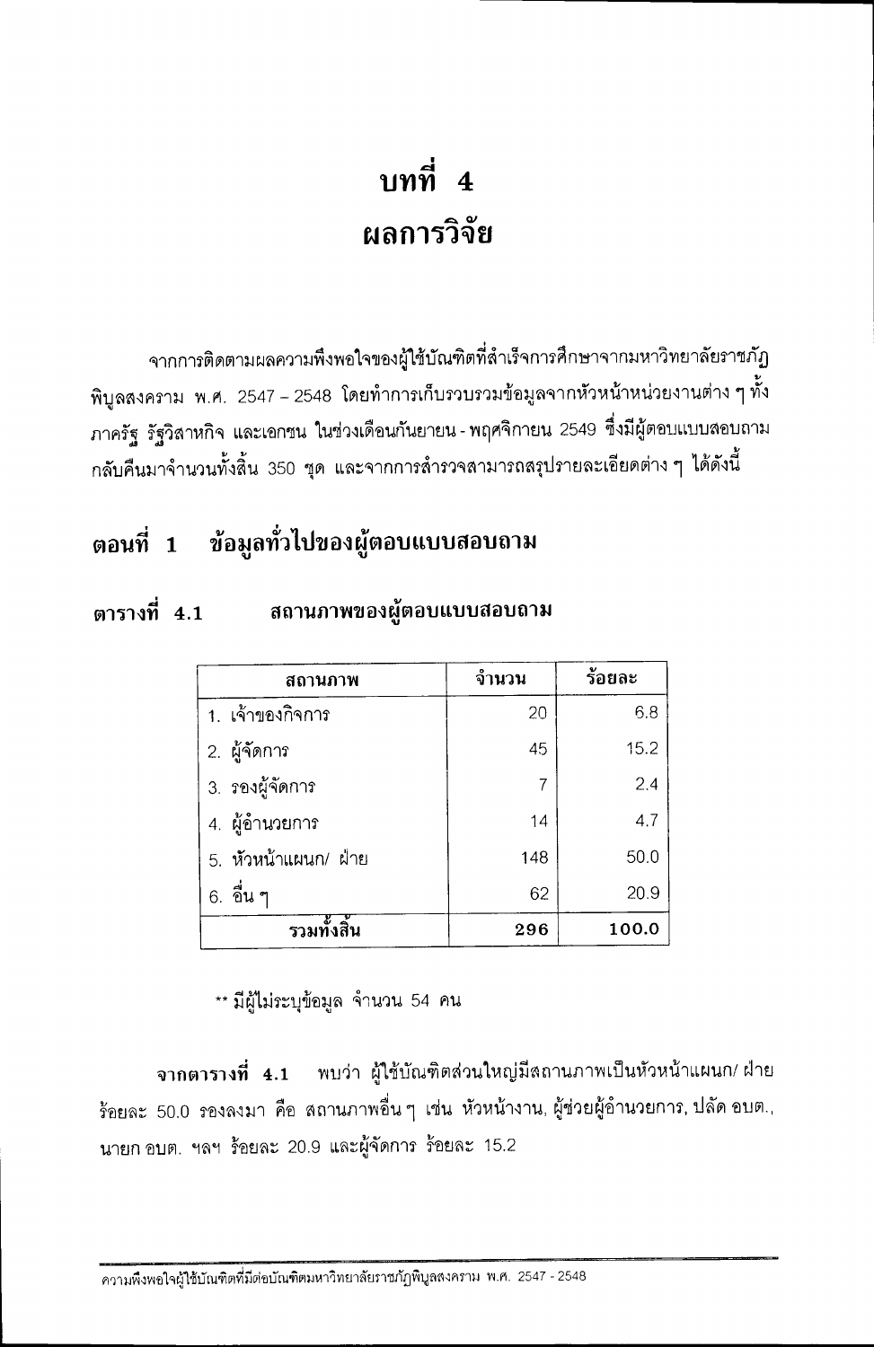# บทที่ 4
# ผลการวิจัย

จากการติดตามผลความพึงพอใจของผู้ใช้บัณฑิตที่สำเร็จการศึกษาจากมหาวิทยาลัยราชภัฏพิบูลสงคราม พ.ศ. 2547 – 2548 โดยทำการเก็บรวบรวมข้อมูลจากหัวหน้าหน่วยงานต่าง ๆ ทั้งภาครัฐ รัฐวิสาหกิจ และเอกชน ในช่วงเดือนกันยายน - พฤศจิกายน 2549 ซึ่งมีผู้ตอบแบบสอบถามกลับคืนมาจำนวนทั้งสิ้น 350 ชุด และจากการสำรวจสามารถสรุปรายละเอียดต่าง ๆ ได้ดังนี้

## ตอนที่ 1 ข้อมูลทั่วไปของผู้ตอบแบบสอบถาม

**ตารางที่ 4.1 สถานภาพของผู้ตอบแบบสอบถาม**

| สถานภาพ | จำนวน | ร้อยละ |
|---|---|---|
| 1. เจ้าของกิจการ | 20 | 6.8 |
| 2. ผู้จัดการ | 45 | 15.2 |
| 3. รองผู้จัดการ | 7 | 2.4 |
| 4. ผู้อำนวยการ | 14 | 4.7 |
| 5. หัวหน้าแผนก/ ฝ่าย | 148 | 50.0 |
| 6. อื่น ๆ | 62 | 20.9 |
| **รวมทั้งสิ้น** | **296** | **100.0** |

** มีผู้ไม่ระบุข้อมูล จำนวน 54 คน

**จากตารางที่ 4.1** พบว่า ผู้ใช้บัณฑิตส่วนใหญ่มีสถานภาพเป็นหัวหน้าแผนก/ ฝ่าย ร้อยละ 50.0 รองลงมา คือ สถานภาพอื่น ๆ เช่น หัวหน้างาน, ผู้ช่วยผู้อำนวยการ, ปลัด อบต., นายก อบต. ฯลฯ ร้อยละ 20.9 และผู้จัดการ ร้อยละ 15.2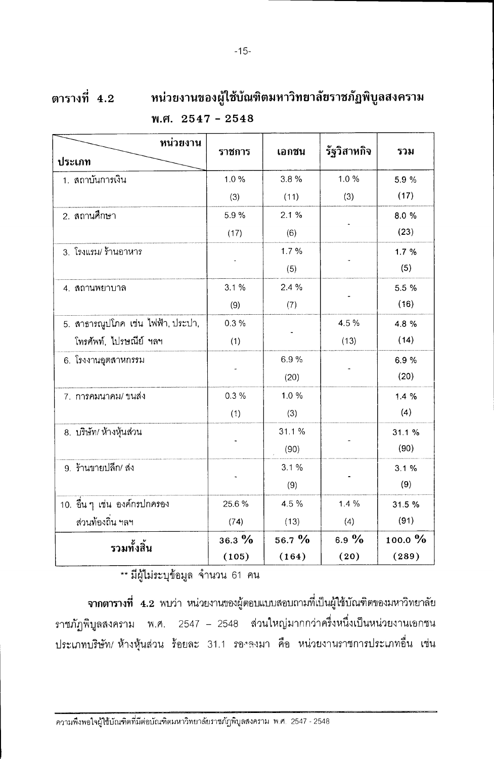**ตารางที่ 4.2 หน่วยงานของผู้ใช้บัณฑิตมหาวิทยาลัยราชภัฏพิบูลสงคราม พ.ศ. 2547 – 2548**

| ประเภท \ หน่วยงาน | ราชการ | เอกชน | รัฐวิสาหกิจ | รวม |
|---|---|---|---|---|
| 1. สถาบันการเงิน | 1.0 % (3) | 3.8 % (11) | 1.0 % (3) | 5.9 % (17) |
| 2. สถานศึกษา | 5.9 % (17) | 2.1 % (6) | - | 8.0 % (23) |
| 3. โรงแรม/ ร้านอาหาร | - | 1.7 % (5) | - | 1.7 % (5) |
| 4. สถานพยาบาล | 3.1 % (9) | 2.4 % (7) | - | 5.5 % (16) |
| 5. สาธารณูปโภค เช่น ไฟฟ้า, ประปา, โทรศัพท์, ไปรษณีย์ ฯลฯ | 0.3 % (1) | - | 4.5 % (13) | 4.8 % (14) |
| 6. โรงงานอุตสาหกรรม | - | 6.9 % (20) | - | 6.9 % (20) |
| 7. การคมนาคม/ ขนส่ง | 0.3 % (1) | 1.0 % (3) | | 1.4 % (4) |
| 8. บริษัท/ ห้างหุ้นส่วน | - | 31.1 % (90) | - | 31.1 % (90) |
| 9. ร้านขายปลีก/ ส่ง | - | 3.1 % (9) | - | 3.1 % (9) |
| 10. อื่น ๆ เช่น องค์กรปกครองส่วนท้องถิ่น ฯลฯ | 25.6 % (74) | 4.5 % (13) | 1.4 % (4) | 31.5 % (91) |
| **รวมทั้งสิ้น** | **36.3 % (105)** | **56.7 % (164)** | **6.9 % (20)** | **100.0 % (289)** |

** มีผู้ไม่ระบุข้อมูล จำนวน 61 คน

**จากตารางที่ 4.2** พบว่า หน่วยงานของผู้ตอบแบบสอบถามที่เป็นผู้ใช้บัณฑิตของมหาวิทยาลัยราชภัฏพิบูลสงคราม พ.ศ. 2547 – 2548 ส่วนใหญ่มากกว่าครึ่งหนึ่งเป็นหน่วยงานเอกชน ประเภทบริษัท/ ห้างหุ้นส่วน ร้อยละ 31.1 รองลงมา คือ หน่วยงานราชการประเภทอื่น เช่น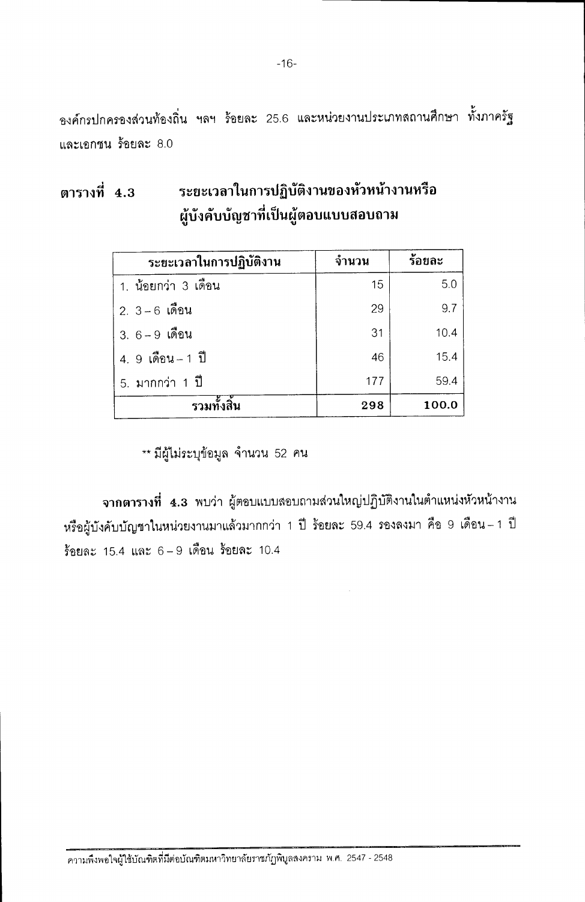องค์กรปกครองส่วนท้องถิ่น ฯลฯ ร้อยละ 25.6 และหน่วยงานประเภทสถานศึกษา ทั้งภาครัฐและเอกชน ร้อยละ 8.0

## ตารางที่ 4.3 ระยะเวลาในการปฏิบัติงานของหัวหน้างานหรือผู้บังคับบัญชาที่เป็นผู้ตอบแบบสอบถาม

| ระยะเวลาในการปฏิบัติงาน | จำนวน | ร้อยละ |
|---|---|---|
| 1. น้อยกว่า 3 เดือน | 15 | 5.0 |
| 2. 3 – 6 เดือน | 29 | 9.7 |
| 3. 6 – 9 เดือน | 31 | 10.4 |
| 4. 9 เดือน – 1 ปี | 46 | 15.4 |
| 5. มากกว่า 1 ปี | 177 | 59.4 |
| **รวมทั้งสิ้น** | **298** | **100.0** |

** มีผู้ไม่ระบุข้อมูล จำนวน 52 คน

**จากตารางที่ 4.3** พบว่า ผู้ตอบแบบสอบถามส่วนใหญ่ปฏิบัติงานในตำแหน่งหัวหน้างานหรือผู้บังคับบัญชาในหน่วยงานมาแล้วมากกว่า 1 ปี ร้อยละ 59.4 รองลงมา คือ 9 เดือน – 1 ปี ร้อยละ 15.4 และ 6 – 9 เดือน ร้อยละ 10.4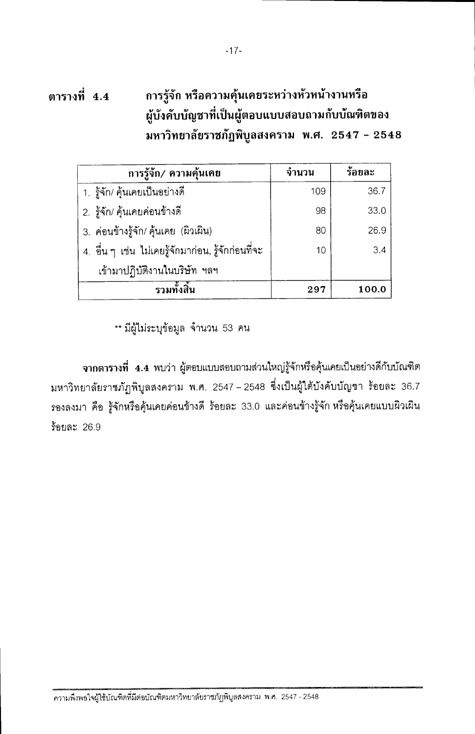**ตารางที่ 4.4 การรู้จัก หรือความคุ้นเคยระหว่างหัวหน้างานหรือผู้บังคับบัญชาที่เป็นผู้ตอบแบบสอบถามกับบัณฑิตของมหาวิทยาลัยราชภัฏพิบูลสงคราม พ.ศ. 2547 – 2548**

| การรู้จัก/ ความคุ้นเคย | จำนวน | ร้อยละ |
|---|---|---|
| 1. รู้จัก/ คุ้นเคยเป็นอย่างดี | 109 | 36.7 |
| 2. รู้จัก/ คุ้นเคยค่อนข้างดี | 98 | 33.0 |
| 3. ค่อนข้างรู้จัก/ คุ้นเคย (ผิวเผิน) | 80 | 26.9 |
| 4. อื่น ๆ เช่น ไม่เคยรู้จักมาก่อน, รู้จักก่อนที่จะเข้ามาปฏิบัติงานในบริษัท ฯลฯ | 10 | 3.4 |
| **รวมทั้งสิ้น** | **297** | **100.0** |

** มีผู้ไม่ระบุข้อมูล จำนวน 53 คน

**จากตารางที่ 4.4** พบว่า ผู้ตอบแบบสอบถามส่วนใหญ่รู้จักหรือคุ้นเคยเป็นอย่างดีกับบัณฑิตมหาวิทยาลัยราชภัฏพิบูลสงคราม พ.ศ. 2547 – 2548 ซึ่งเป็นผู้ใต้บังคับบัญชา ร้อยละ 36.7 รองลงมา คือ รู้จักหรือคุ้นเคยค่อนข้างดี ร้อยละ 33.0 และค่อนข้างรู้จัก หรือคุ้นเคยแบบผิวเผิน ร้อยละ 26.9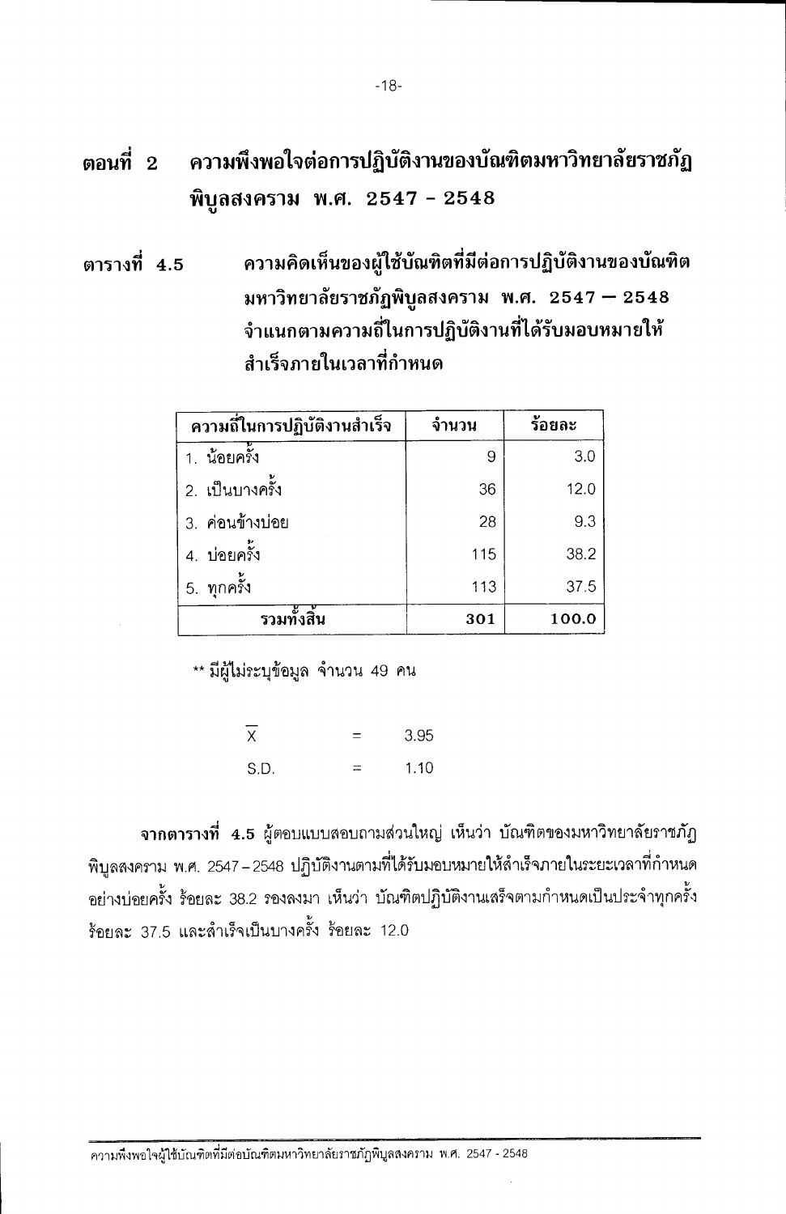## ตอนที่ 2 ความพึงพอใจต่อการปฏิบัติงานของบัณฑิตมหาวิทยาลัยราชภัฏพิบูลสงคราม พ.ศ. 2547 - 2548

**ตารางที่ 4.5** ความคิดเห็นของผู้ใช้บัณฑิตที่มีต่อการปฏิบัติงานของบัณฑิตมหาวิทยาลัยราชภัฏพิบูลสงคราม พ.ศ. 2547 – 2548 จำแนกตามความถี่ในการปฏิบัติงานที่ได้รับมอบหมายให้สำเร็จภายในเวลาที่กำหนด

| ความถี่ในการปฏิบัติงานสำเร็จ | จำนวน | ร้อยละ |
|---|---|---|
| 1. น้อยครั้ง | 9 | 3.0 |
| 2. เป็นบางครั้ง | 36 | 12.0 |
| 3. ค่อนข้างบ่อย | 28 | 9.3 |
| 4. บ่อยครั้ง | 115 | 38.2 |
| 5. ทุกครั้ง | 113 | 37.5 |
| **รวมทั้งสิ้น** | **301** | **100.0** |

** มีผู้ไม่ระบุข้อมูล จำนวน 49 คน

$\overline{X}$ = 3.95

S.D. = 1.10

**จากตารางที่ 4.5** ผู้ตอบแบบสอบถามส่วนใหญ่ เห็นว่า บัณฑิตของมหาวิทยาลัยราชภัฏพิบูลสงคราม พ.ศ. 2547 – 2548 ปฏิบัติงานตามที่ได้รับมอบหมายให้สำเร็จภายในระยะเวลาที่กำหนดอย่างบ่อยครั้ง ร้อยละ 38.2 รองลงมา เห็นว่า บัณฑิตปฏิบัติงานเสร็จตามกำหนดเป็นประจำทุกครั้ง ร้อยละ 37.5 และสำเร็จเป็นบางครั้ง ร้อยละ 12.0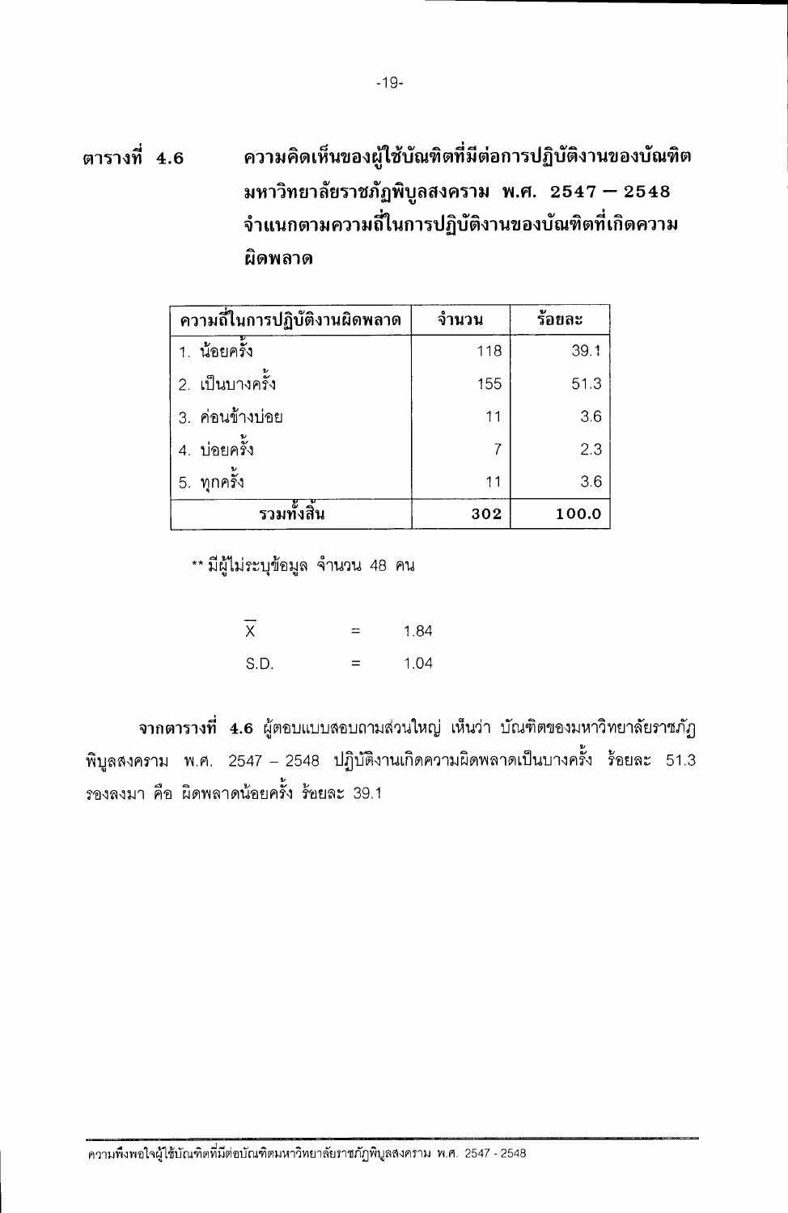**ตารางที่ 4.6** **ความคิดเห็นของผู้ใช้บัณฑิตที่มีต่อการปฏิบัติงานของบัณฑิต มหาวิทยาลัยราชภัฏพิบูลสงคราม พ.ศ. 2547 – 2548 จำแนกตามความถี่ในการปฏิบัติงานของบัณฑิตที่เกิดความผิดพลาด**

| ความถี่ในการปฏิบัติงานผิดพลาด | จำนวน | ร้อยละ |
|---|---|---|
| 1. น้อยครั้ง | 118 | 39.1 |
| 2. เป็นบางครั้ง | 155 | 51.3 |
| 3. ค่อนข้างบ่อย | 11 | 3.6 |
| 4. บ่อยครั้ง | 7 | 2.3 |
| 5. ทุกครั้ง | 11 | 3.6 |
| **รวมทั้งสิ้น** | **302** | **100.0** |

** มีผู้ไม่ระบุข้อมูล จำนวน 48 คน

$\overline{X}$ = 1.84

S.D. = 1.04

**จากตารางที่ 4.6** ผู้ตอบแบบสอบถามส่วนใหญ่ เห็นว่า บัณฑิตของมหาวิทยาลัยราชภัฏพิบูลสงคราม พ.ศ. 2547 – 2548 ปฏิบัติงานเกิดความผิดพลาดเป็นบางครั้ง ร้อยละ 51.3 รองลงมา คือ ผิดพลาดน้อยครั้ง ร้อยละ 39.1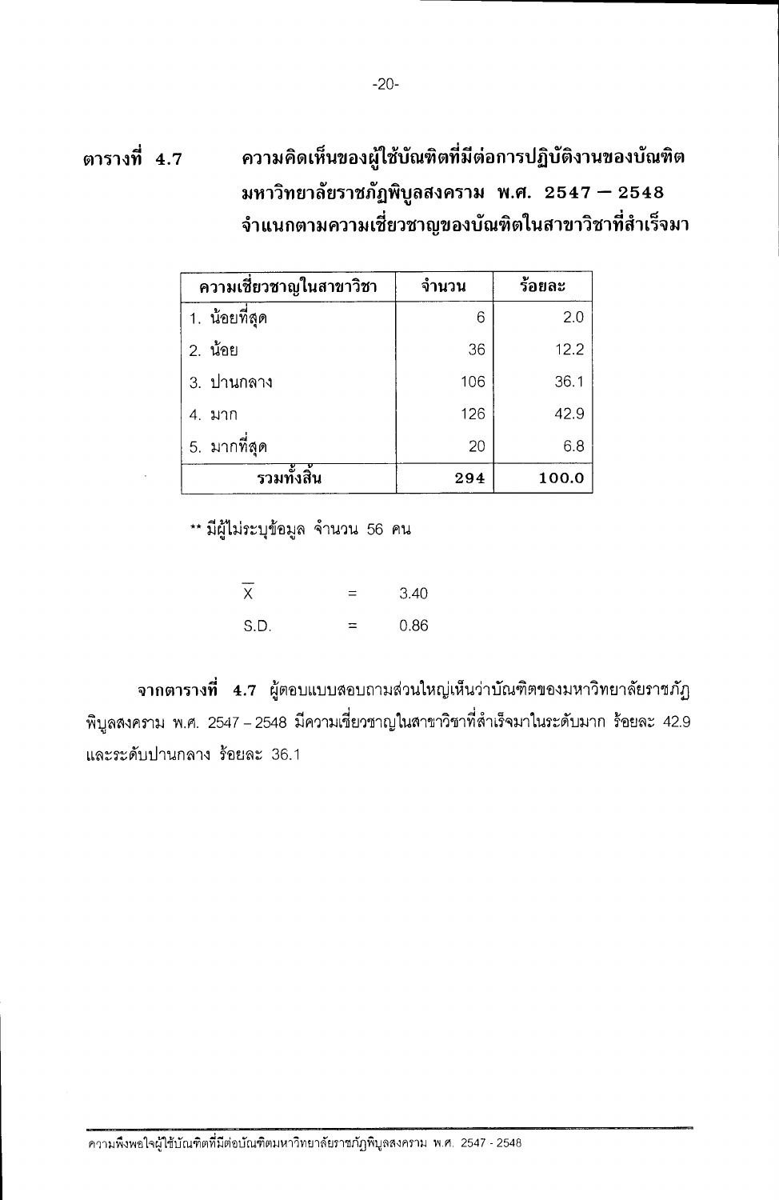**ตารางที่ 4.7** **ความคิดเห็นของผู้ใช้บัณฑิตที่มีต่อการปฏิบัติงานของบัณฑิต มหาวิทยาลัยราชภัฏพิบูลสงคราม พ.ศ. 2547 – 2548 จำแนกตามความเชี่ยวชาญของบัณฑิตในสาขาวิชาที่สำเร็จมา**

| ความเชี่ยวชาญในสาขาวิชา | จำนวน | ร้อยละ |
|---|---|---|
| 1. น้อยที่สุด | 6 | 2.0 |
| 2. น้อย | 36 | 12.2 |
| 3. ปานกลาง | 106 | 36.1 |
| 4. มาก | 126 | 42.9 |
| 5. มากที่สุด | 20 | 6.8 |
| **รวมทั้งสิ้น** | **294** | **100.0** |

** มีผู้ไม่ระบุข้อมูล จำนวน 56 คน

$\overline{X}$ = 3.40

S.D. = 0.86

**จากตารางที่ 4.7** ผู้ตอบแบบสอบถามส่วนใหญ่เห็นว่าบัณฑิตของมหาวิทยาลัยราชภัฏพิบูลสงคราม พ.ศ. 2547 – 2548 มีความเชี่ยวชาญในสาขาวิชาที่สำเร็จมาในระดับมาก ร้อยละ 42.9 และระดับปานกลาง ร้อยละ 36.1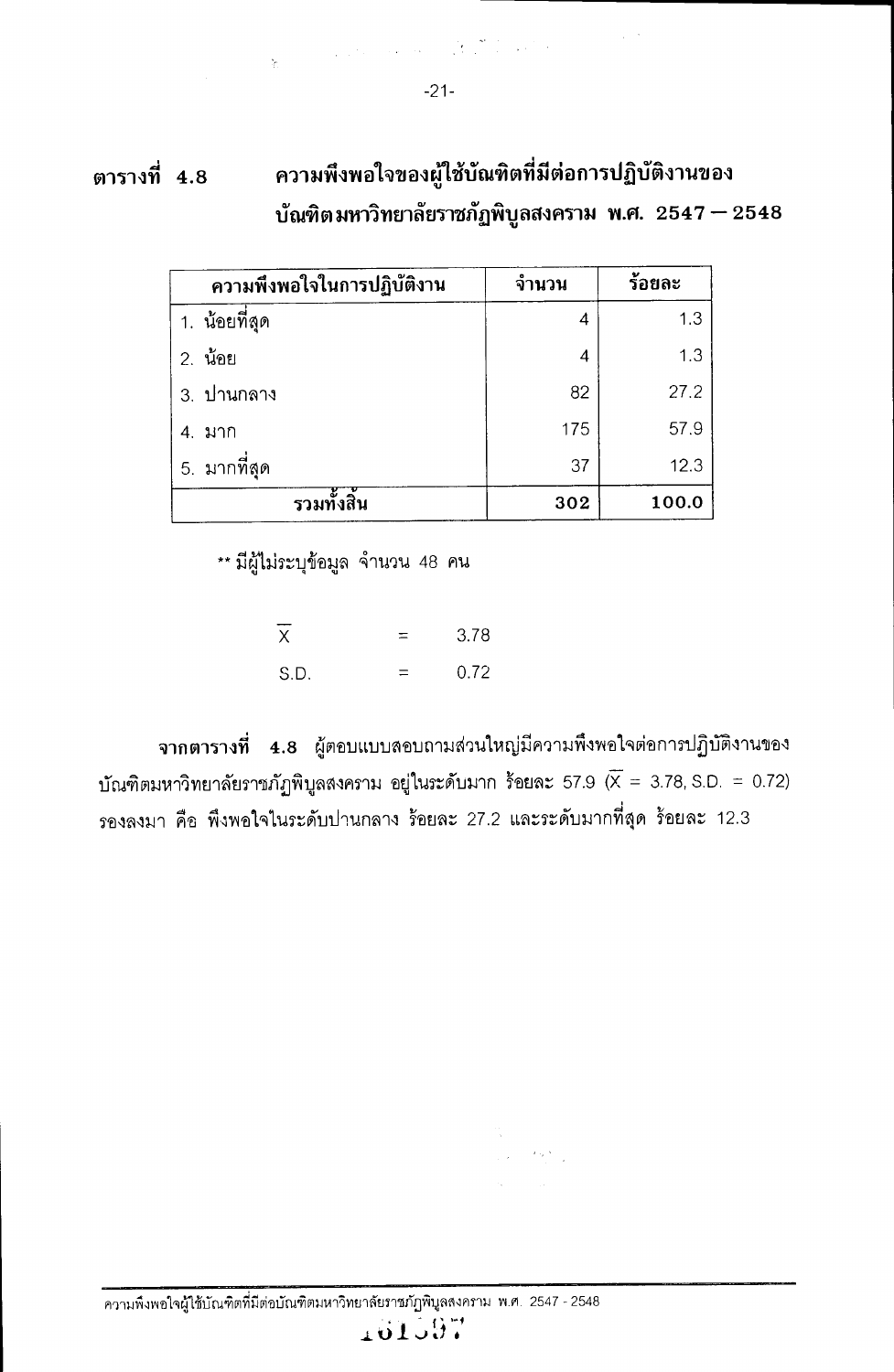**ตารางที่ 4.8 ความพึงพอใจของผู้ใช้บัณฑิตที่มีต่อการปฏิบัติงานของบัณฑิตมหาวิทยาลัยราชภัฏพิบูลสงคราม พ.ศ. 2547 – 2548**

| ความพึงพอใจในการปฏิบัติงาน | จำนวน | ร้อยละ |
|---|---|---|
| 1. น้อยที่สุด | 4 | 1.3 |
| 2. น้อย | 4 | 1.3 |
| 3. ปานกลาง | 82 | 27.2 |
| 4. มาก | 175 | 57.9 |
| 5. มากที่สุด | 37 | 12.3 |
| **รวมทั้งสิ้น** | **302** | **100.0** |

** มีผู้ไม่ระบุข้อมูล จำนวน 48 คน

$\overline{X}$ = 3.78

S.D. = 0.72

**จากตารางที่ 4.8** ผู้ตอบแบบสอบถามส่วนใหญ่มีความพึงพอใจต่อการปฏิบัติงานของบัณฑิตมหาวิทยาลัยราชภัฏพิบูลสงคราม อยู่ในระดับมาก ร้อยละ 57.9 ($\overline{X}$ = 3.78, S.D. = 0.72) รองลงมา คือ พึงพอใจในระดับปานกลาง ร้อยละ 27.2 และระดับมากที่สุด ร้อยละ 12.3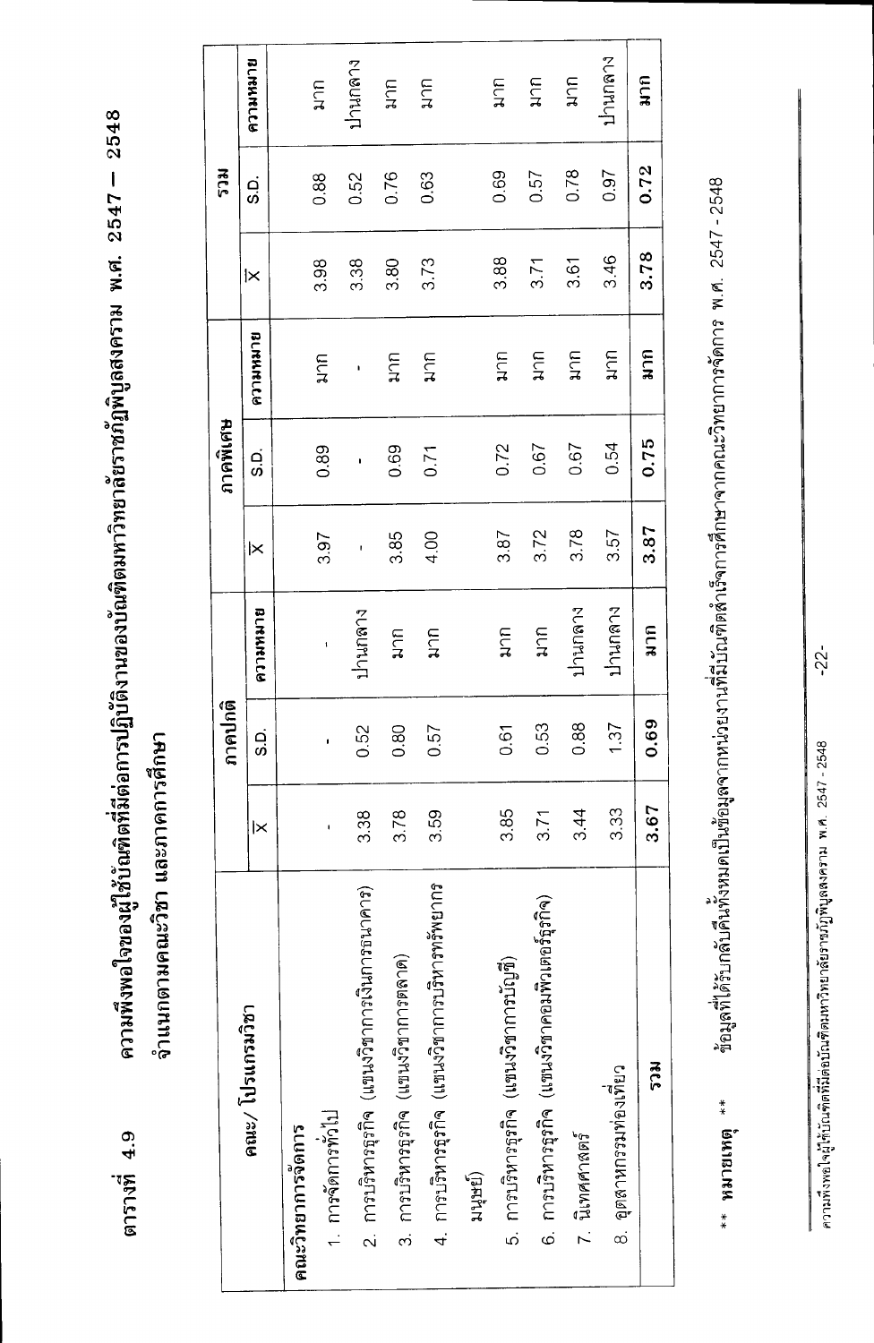ตารางที่ 4.9 ความพึงพอใจของผู้ใช้บัณฑิตที่มีต่อการปฏิบัติงานของบัณฑิตมหาวิทยาลัยราชภัฏพิบูลสงคราม พ.ศ. 2547 – 2548 จำแนกตามคณะวิชา และภาคการศึกษา

| คณะ/ โปรแกรมวิชา | ภาคปกติ | | | ภาคพิเศษ | | | รวม | | |
|---|---|---|---|---|---|---|---|---|---|
| | $\overline{X}$ | S.D. | ความหมาย | $\overline{X}$ | S.D. | ความหมาย | $\overline{X}$ | S.D. | ความหมาย |
| **คณะวิทยาการจัดการ** | | | | | | | | | |
| 1. การจัดการทั่วไป | - | - | - | 3.97 | 0.89 | มาก | 3.98 | 0.88 | มาก |
| 2. การบริหารธุรกิจ (แขนงวิชาการเงินการธนาคาร) | 3.38 | 0.52 | ปานกลาง | - | - | - | 3.38 | 0.52 | ปานกลาง |
| 3. การบริหารธุรกิจ (แขนงวิชาการตลาด) | 3.78 | 0.80 | มาก | 3.85 | 0.69 | มาก | 3.80 | 0.76 | มาก |
| 4. การบริหารธุรกิจ (แขนงวิชาการบริหารทรัพยากรมนุษย์) | 3.59 | 0.57 | มาก | 4.00 | 0.71 | มาก | 3.73 | 0.63 | มาก |
| 5. การบริหารธุรกิจ (แขนงวิชาการบัญชี) | 3.85 | 0.61 | มาก | 3.87 | 0.72 | มาก | 3.88 | 0.69 | มาก |
| 6. การบริหารธุรกิจ (แขนงวิชาคอมพิวเตอร์ธุรกิจ) | 3.71 | 0.53 | มาก | 3.72 | 0.67 | มาก | 3.71 | 0.57 | มาก |
| 7. นิเทศศาสตร์ | 3.44 | 0.88 | ปานกลาง | 3.78 | 0.67 | มาก | 3.61 | 0.78 | มาก |
| 8. อุตสาหกรรมท่องเที่ยว | 3.33 | 1.37 | ปานกลาง | 3.57 | 0.54 | มาก | 3.46 | 0.97 | ปานกลาง |
| **รวม** | **3.67** | **0.69** | **มาก** | **3.87** | **0.75** | **มาก** | **3.78** | **0.72** | **มาก** |

**หมายเหตุ** ** ข้อมูลที่ได้รับกลับคืนทั้งหมดเป็นข้อมูลจากหน่วยงานที่มีบัณฑิตสำเร็จการศึกษาจากคณะวิทยาการจัดการ พ.ศ. 2547 - 2548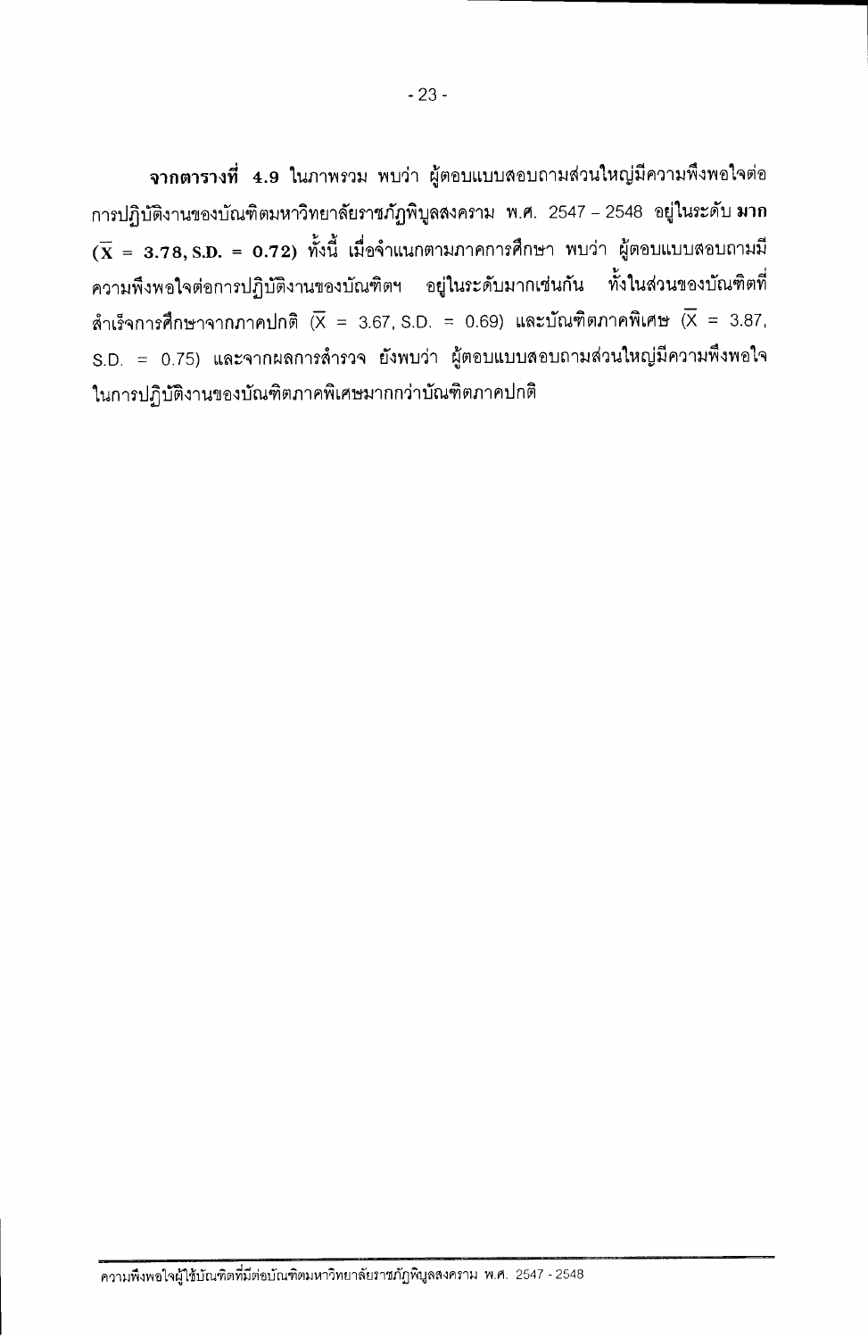**จากตารางที่ 4.9** ในภาพรวม พบว่า ผู้ตอบแบบสอบถามส่วนใหญ่มีความพึงพอใจต่อการปฏิบัติงานของบัณฑิตมหาวิทยาลัยราชภัฏพิบูลสงคราม พ.ศ. 2547 – 2548 อยู่ในระดับ **มาก ($\overline{X}$ = 3.78, S.D. = 0.72)** ทั้งนี้ เมื่อจำแนกตามภาคการศึกษา พบว่า ผู้ตอบแบบสอบถามมีความพึงพอใจต่อการปฏิบัติงานของบัณฑิตฯ อยู่ในระดับมากเช่นกัน ทั้งในส่วนของบัณฑิตที่สำเร็จการศึกษาจากภาคปกติ ($\overline{X}$ = 3.67, S.D. = 0.69) และบัณฑิตภาคพิเศษ ($\overline{X}$ = 3.87, S.D. = 0.75) และจากผลการสำรวจ ยังพบว่า ผู้ตอบแบบสอบถามส่วนใหญ่มีความพึงพอใจในการปฏิบัติงานของบัณฑิตภาคพิเศษมากกว่าบัณฑิตภาคปกติ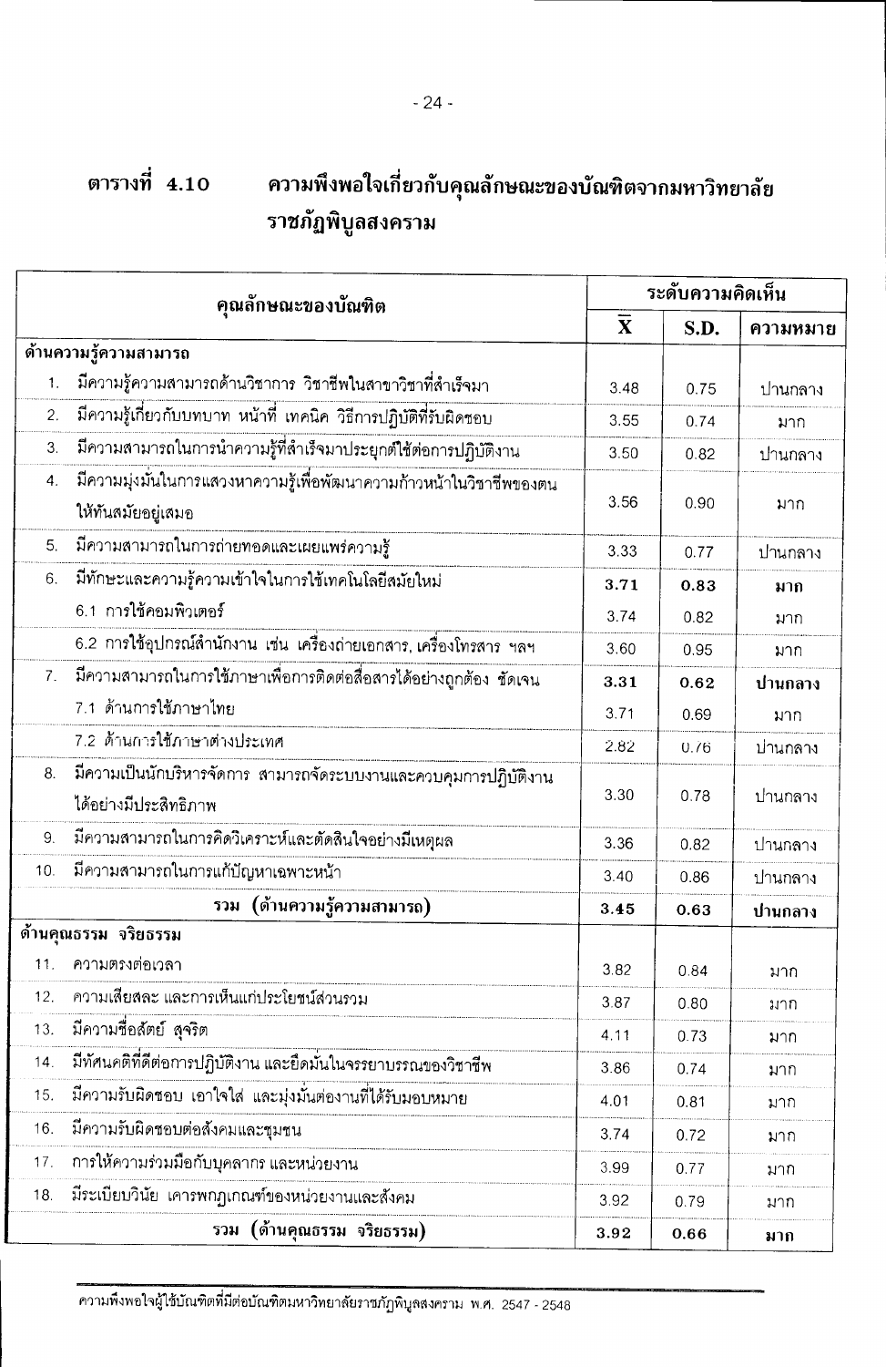## ตารางที่ 4.10 ความพึงพอใจเกี่ยวกับคุณลักษณะของบัณฑิตจากมหาวิทยาลัยราชภัฏพิบูลสงคราม

| คุณลักษณะของบัณฑิต | ระดับความคิดเห็น | | |
|---|---|---|---|
| | $\bar{X}$ | S.D. | ความหมาย |
| **ด้านความรู้ความสามารถ** | | | |
| 1. มีความรู้ความสามารถด้านวิชาการ วิชาชีพในสาขาวิชาที่สำเร็จมา | 3.48 | 0.75 | ปานกลาง |
| 2. มีความรู้เกี่ยวกับบทบาท หน้าที่ เทคนิค วิธีการปฏิบัติที่รับผิดชอบ | 3.55 | 0.74 | มาก |
| 3. มีความสามารถในการนำความรู้ที่สำเร็จมาประยุกต์ใช้ต่อการปฏิบัติงาน | 3.50 | 0.82 | ปานกลาง |
| 4. มีความมุ่งมั่นในการแสวงหาความรู้เพื่อพัฒนาความก้าวหน้าในวิชาชีพของตนให้ทันสมัยอยู่เสมอ | 3.56 | 0.90 | มาก |
| 5. มีความสามารถในการถ่ายทอดและเผยแพร่ความรู้ | 3.33 | 0.77 | ปานกลาง |
| 6. มีทักษะและความรู้ความเข้าใจในการใช้เทคโนโลยีสมัยใหม่ | **3.71** | **0.83** | **มาก** |
| 6.1 การใช้คอมพิวเตอร์ | 3.74 | 0.82 | มาก |
| 6.2 การใช้อุปกรณ์สำนักงาน เช่น เครื่องถ่ายเอกสาร, เครื่องโทรสาร ฯลฯ | 3.60 | 0.95 | มาก |
| 7. มีความสามารถในการใช้ภาษาเพื่อการติดต่อสื่อสารได้อย่างถูกต้อง ชัดเจน | **3.31** | **0.62** | **ปานกลาง** |
| 7.1 ด้านการใช้ภาษาไทย | 3.71 | 0.69 | มาก |
| 7.2 ด้านการใช้ภาษาต่างประเทศ | 2.82 | 0.76 | ปานกลาง |
| 8. มีความเป็นนักบริหารจัดการ สามารถจัดระบบงานและควบคุมการปฏิบัติงานได้อย่างมีประสิทธิภาพ | 3.30 | 0.78 | ปานกลาง |
| 9. มีความสามารถในการคิดวิเคราะห์และตัดสินใจอย่างมีเหตุผล | 3.36 | 0.82 | ปานกลาง |
| 10. มีความสามารถในการแก้ปัญหาเฉพาะหน้า | 3.40 | 0.86 | ปานกลาง |
| **รวม (ด้านความรู้ความสามารถ)** | **3.45** | **0.63** | **ปานกลาง** |
| **ด้านคุณธรรม จริยธรรม** | | | |
| 11. ความตรงต่อเวลา | 3.82 | 0.84 | มาก |
| 12. ความเสียสละ และการเห็นแก่ประโยชน์ส่วนรวม | 3.87 | 0.80 | มาก |
| 13. มีความซื่อสัตย์ สุจริต | 4.11 | 0.73 | มาก |
| 14. มีทัศนคติที่ดีต่อการปฏิบัติงาน และยึดมั่นในจรรยาบรรณของวิชาชีพ | 3.86 | 0.74 | มาก |
| 15. มีความรับผิดชอบ เอาใจใส่ และมุ่งมั่นต่องานที่ได้รับมอบหมาย | 4.01 | 0.81 | มาก |
| 16. มีความรับผิดชอบต่อสังคมและชุมชน | 3.74 | 0.72 | มาก |
| 17. การให้ความร่วมมือกับบุคลากร และหน่วยงาน | 3.99 | 0.77 | มาก |
| 18. มีระเบียบวินัย เคารพกฎเกณฑ์ของหน่วยงานและสังคม | 3.92 | 0.79 | มาก |
| **รวม (ด้านคุณธรรม จริยธรรม)** | **3.92** | **0.66** | **มาก** |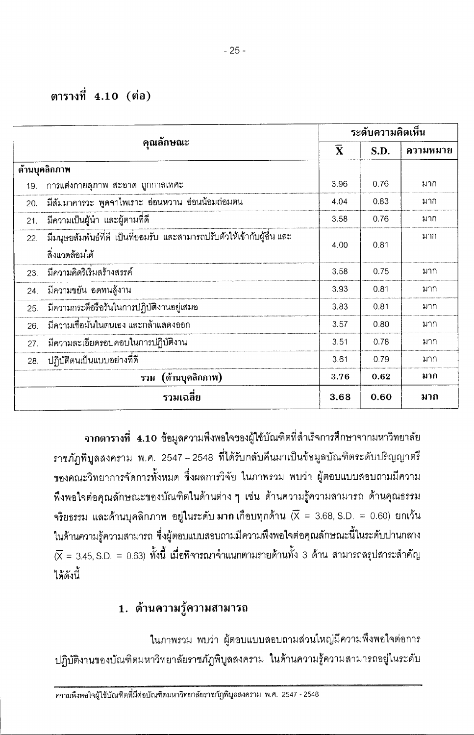ตารางที่ 4.10 (ต่อ)

| คุณลักษณะ | ระดับความคิดเห็น | | |
|---|---|---|---|
| | $\overline{X}$ | S.D. | ความหมาย |
| **ด้านบุคลิกภาพ** | | | |
| 19. การแต่งกายสุภาพ สะอาด ถูกกาลเทศะ | 3.96 | 0.76 | มาก |
| 20. มีสัมมาคารวะ พูดจาไพเราะ อ่อนหวาน อ่อนน้อมถ่อมตน | 4.04 | 0.83 | มาก |
| 21. มีความเป็นผู้นำ และผู้ตามที่ดี | 3.58 | 0.76 | มาก |
| 22. มีมนุษยสัมพันธ์ที่ดี เป็นที่ยอมรับ และสามารถปรับตัวให้เข้ากับผู้อื่น และสิ่งแวดล้อมได้ | 4.00 | 0.81 | มาก |
| 23. มีความคิดริเริ่มสร้างสรรค์ | 3.58 | 0.75 | มาก |
| 24. มีความขยัน อดทนสู้งาน | 3.93 | 0.81 | มาก |
| 25. มีความกระตือรือร้นในการปฏิบัติงานอยู่เสมอ | 3.83 | 0.81 | มาก |
| 26. มีความเชื่อมั่นในตนเอง และกล้าแสดงออก | 3.57 | 0.80 | มาก |
| 27. มีความละเอียดรอบคอบในการปฏิบัติงาน | 3.51 | 0.78 | มาก |
| 28. ปฏิบัติตนเป็นแบบอย่างที่ดี | 3.61 | 0.79 | มาก |
| **รวม (ด้านบุคลิกภาพ)** | **3.76** | **0.62** | **มาก** |
| **รวมเฉลี่ย** | **3.68** | **0.60** | **มาก** |

**จากตารางที่ 4.10** ข้อมูลความพึงพอใจของผู้ใช้บัณฑิตที่สำเร็จการศึกษาจากมหาวิทยาลัยราชภัฏพิบูลสงคราม พ.ศ. 2547 – 2548 ที่ได้รับกลับคืนมาเป็นข้อมูลบัณฑิตระดับปริญญาตรีของคณะวิทยาการจัดการทั้งหมด ซึ่งผลการวิจัย ในภาพรวม พบว่า ผู้ตอบแบบสอบถามมีความพึงพอใจต่อคุณลักษณะของบัณฑิตในด้านต่าง ๆ เช่น ด้านความรู้ความสามารถ ด้านคุณธรรมจริยธรรม และด้านบุคลิกภาพ อยู่ในระดับ **มาก** เกือบทุกด้าน ($\overline{X}$ = 3.68, S.D. = 0.60) ยกเว้นในด้านความรู้ความสามารถ ซึ่งผู้ตอบแบบสอบถามมีความพึงพอใจต่อคุณลักษณะนี้ในระดับปานกลาง ($\overline{X}$ = 3.45, S.D. = 0.63) ทั้งนี้ เมื่อพิจารณาจำแนกตามรายด้านทั้ง 3 ด้าน สามารถสรุปสาระสำคัญได้ดังนี้

## 1. ด้านความรู้ความสามารถ

ในภาพรวม พบว่า ผู้ตอบแบบสอบถามส่วนใหญ่มีความพึงพอใจต่อการปฏิบัติงานของบัณฑิตมหาวิทยาลัยราชภัฏพิบูลสงคราม ในด้านความรู้ความสามารถอยู่ในระดับ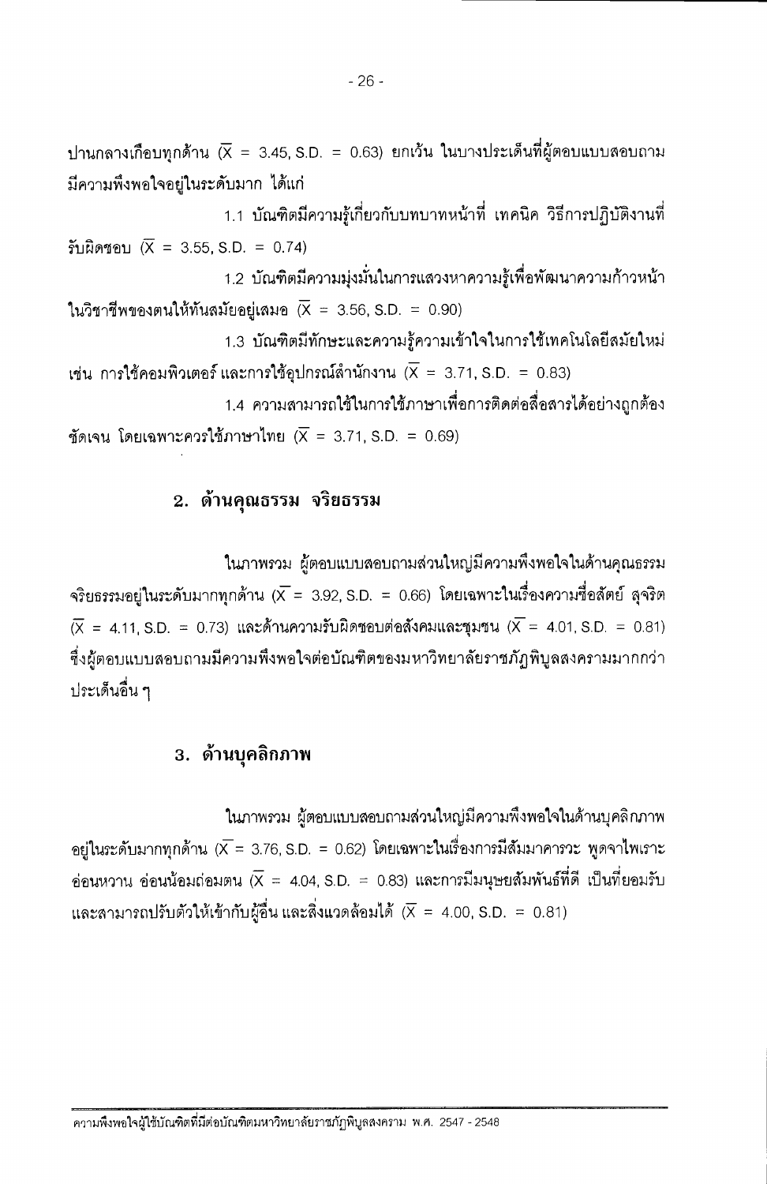ปานกลางเกือบทุกด้าน ($\overline{X}$ = 3.45, S.D. = 0.63) ยกเว้น ในบางประเด็นที่ผู้ตอบแบบสอบถามมีความพึงพอใจอยู่ในระดับมาก ได้แก่

1.1 บัณฑิตมีความรู้เกี่ยวกับบทบาทหน้าที่ เทคนิค วิธีการปฏิบัติงานที่รับผิดชอบ ($\overline{X}$ = 3.55, S.D. = 0.74)

1.2 บัณฑิตมีความมุ่งมั่นในการแสวงหาความรู้เพื่อพัฒนาความก้าวหน้าในวิชาชีพของตนให้ทันสมัยอยู่เสมอ ($\overline{X}$ = 3.56, S.D. = 0.90)

1.3 บัณฑิตมีทักษะและความรู้ความเข้าใจในการใช้เทคโนโลยีสมัยใหม่ เช่น การใช้คอมพิวเตอร์ และการใช้อุปกรณ์สำนักงาน ($\overline{X}$ = 3.71, S.D. = 0.83)

1.4 ความสามารถใช้ในการใช้ภาษาเพื่อการติดต่อสื่อสารได้อย่างถูกต้องชัดเจน โดยเฉพาะควรใช้ภาษาไทย ($\overline{X}$ = 3.71, S.D. = 0.69)

## 2. ด้านคุณธรรม จริยธรรม

ในภาพรวม ผู้ตอบแบบสอบถามส่วนใหญ่มีความพึงพอใจในด้านคุณธรรมจริยธรรมอยู่ในระดับมากทุกด้าน ($\overline{X}$ = 3.92, S.D. = 0.66) โดยเฉพาะในเรื่องความซื่อสัตย์ สุจริต ($\overline{X}$ = 4.11, S.D. = 0.73) และด้านความรับผิดชอบต่อสังคมและชุมชน ($\overline{X}$ = 4.01, S.D. = 0.81) ซึ่งผู้ตอบแบบสอบถามมีความพึงพอใจต่อบัณฑิตของมหาวิทยาลัยราชภัฏพิบูลสงครามมากกว่าประเด็นอื่น ๆ

## 3. ด้านบุคลิกภาพ

ในภาพรวม ผู้ตอบแบบสอบถามส่วนใหญ่มีความพึงพอใจในด้านบุคลิกภาพอยู่ในระดับมากทุกด้าน ($\overline{X}$ = 3.76, S.D. = 0.62) โดยเฉพาะในเรื่องการมีสัมมาคารวะ พูดจาไพเราะ อ่อนหวาน อ่อนน้อมถ่อมตน ($\overline{X}$ = 4.04, S.D. = 0.83) และการมีมนุษยสัมพันธ์ที่ดี เป็นที่ยอมรับ และสามารถปรับตัวให้เข้ากับผู้อื่น และสิ่งแวดล้อมได้ ($\overline{X}$ = 4.00, S.D. = 0.81)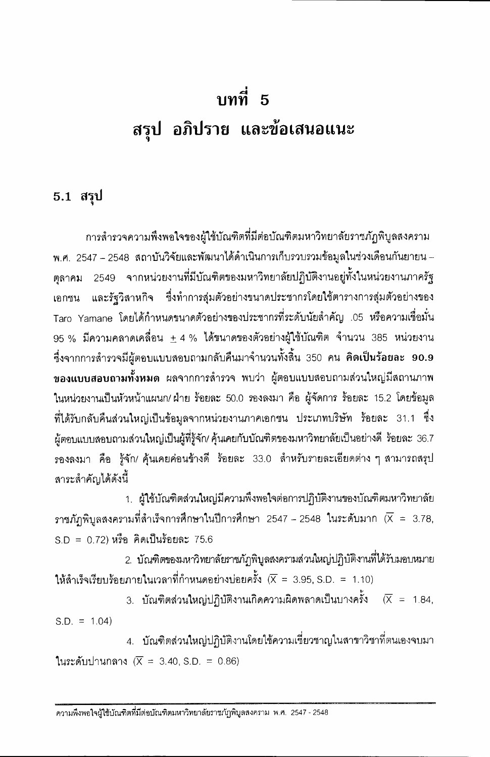# บทที่ 5
# สรุป อภิปราย และข้อเสนอแนะ

## 5.1 สรุป

การสำรวจความพึงพอใจของผู้ใช้บัณฑิตที่มีต่อบัณฑิตมหาวิทยาลัยราชภัฏพิบูลสงคราม พ.ศ. 2547 – 2548 สถาบันวิจัยและพัฒนาได้ดำเนินการเก็บรวบรวมข้อมูลในช่วงเดือนกันยายน – ตุลาคม 2549 จากหน่วยงานที่มีบัณฑิตของมหาวิทยาลัยปฏิบัติงานอยู่ทั้งในหน่วยงานภาครัฐ เอกชน และรัฐวิสาหกิจ ซึ่งทำการสุ่มตัวอย่างขนาดประชากรโดยใช้ตารางการสุ่มตัวอย่างของ Taro Yamane โดยได้กำหนดขนาดตัวอย่างของประชากรที่ระดับนัยสำคัญ .05 หรือความเชื่อมั่น 95 % มีความคลาดเคลื่อน $\pm$ 4 % ได้ขนาดของตัวอย่างผู้ใช้บัณฑิต จำนวน 385 หน่วยงาน ซึ่งจากการสำรวจมีผู้ตอบแบบสอบถามกลับคืนมาจำนวนทั้งสิ้น 350 คน **คิดเป็นร้อยละ 90.9 ของแบบสอบถามทั้งหมด** ผลจากการสำรวจ พบว่า ผู้ตอบแบบสอบถามส่วนใหญ่มีสถานภาพในหน่วยงานเป็นหัวหน้าแผนก/ ฝ่าย ร้อยละ 50.0 รองลงมา คือ ผู้จัดการ ร้อยละ 15.2 โดยข้อมูลที่ได้รับกลับคืนส่วนใหญ่เป็นข้อมูลจากหน่วยงานภาคเอกชน ประเภทบริษัท ร้อยละ 31.1 ซึ่งผู้ตอบแบบสอบถามส่วนใหญ่เป็นผู้ที่รู้จัก/ คุ้นเคยกับบัณฑิตของมหาวิทยาลัยเป็นอย่างดี ร้อยละ 36.7 รองลงมา คือ รู้จัก/ คุ้นเคยค่อนข้างดี ร้อยละ 33.0 สำหรับรายละเอียดต่าง ๆ สามารถสรุปสาระสำคัญได้ดังนี้

1. ผู้ใช้บัณฑิตส่วนใหญ่มีความพึงพอใจต่อการปฏิบัติงานของบัณฑิตมหาวิทยาลัยราชภัฏพิบูลสงครามที่สำเร็จการศึกษาในปีการศึกษา 2547 – 2548 ในระดับมาก ($\overline{X}$ = 3.78, S.D = 0.72) หรือ คิดเป็นร้อยละ 75.6

2. บัณฑิตของมหาวิทยาลัยราชภัฏพิบูลสงครามส่วนใหญ่ปฏิบัติงานที่ได้รับมอบหมายให้สำเร็จเรียบร้อยภายในเวลาที่กำหนดอย่างบ่อยครั้ง ($\overline{X}$ = 3.95, S.D. = 1.10)

3. บัณฑิตส่วนใหญ่ปฏิบัติงานเกิดความผิดพลาดเป็นบางครั้ง ($\overline{X}$ = 1.84, S.D. = 1.04)

4. บัณฑิตส่วนใหญ่ปฏิบัติงานโดยใช้ความเชี่ยวชาญในสาขาวิชาที่ตนเองจบมาในระดับปานกลาง ($\overline{X}$ = 3.40, S.D. = 0.86)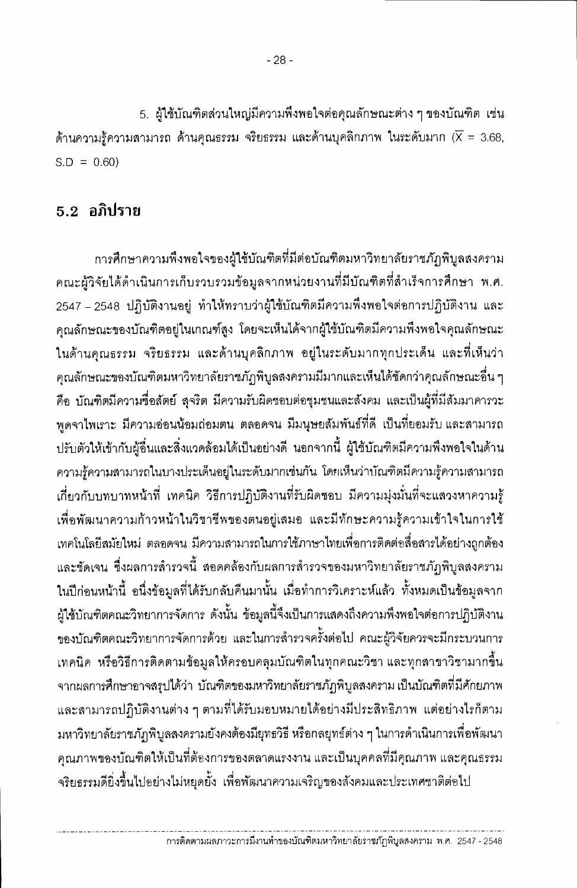5. ผู้ใช้บัณฑิตส่วนใหญ่มีความพึงพอใจต่อคุณลักษณะต่าง ๆ ของบัณฑิต เช่น ด้านความรู้ความสามารถ ด้านคุณธรรม จริยธรรม และด้านบุคลิกภาพ ในระดับมาก ($\overline{X}$ = 3.68, S.D = 0.60)

## 5.2 อภิปราย

การศึกษาความพึงพอใจของผู้ใช้บัณฑิตที่มีต่อบัณฑิตมหาวิทยาลัยราชภัฏพิบูลสงคราม คณะผู้วิจัยได้ดำเนินการเก็บรวบรวมข้อมูลจากหน่วยงานที่มีบัณฑิตที่สำเร็จการศึกษา พ.ศ. 2547 – 2548 ปฏิบัติงานอยู่ ทำให้ทราบว่าผู้ใช้บัณฑิตมีความพึงพอใจต่อการปฏิบัติงาน และคุณลักษณะของบัณฑิตอยู่ในเกณฑ์สูง โดยจะเห็นได้จากผู้ใช้บัณฑิตมีความพึงพอใจคุณลักษณะในด้านคุณธรรม จริยธรรม และด้านบุคลิกภาพ อยู่ในระดับมากทุกประเด็น และที่เห็นว่าคุณลักษณะของบัณฑิตมหาวิทยาลัยราชภัฏพิบูลสงครามมีมากและเห็นได้ชัดกว่าคุณลักษณะอื่น ๆ คือ บัณฑิตมีความซื่อสัตย์ สุจริต มีความรับผิดชอบต่อชุมชนและสังคม และเป็นผู้ที่มีสัมมาคารวะ พูดจาไพเราะ มีความอ่อนน้อมถ่อมตน ตลอดจน มีมนุษยสัมพันธ์ที่ดี เป็นที่ยอมรับ และสามารถปรับตัวให้เข้ากับผู้อื่นและสิ่งแวดล้อมได้เป็นอย่างดี นอกจากนี้ ผู้ใช้บัณฑิตมีความพึงพอใจในด้านความรู้ความสามารถในบางประเด็นอยู่ในระดับมากเช่นกัน โดยเห็นว่าบัณฑิตมีความรู้ความสามารถเกี่ยวกับบทบาทหน้าที่ เทคนิค วิธีการปฏิบัติงานที่รับผิดชอบ มีความมุ่งมั่นที่จะแสวงหาความรู้เพื่อพัฒนาความก้าวหน้าในวิชาชีพของตนอยู่เสมอ และมีทักษะความรู้ความเข้าใจในการใช้เทคโนโลยีสมัยใหม่ ตลอดจน มีความสามารถในการใช้ภาษาไทยเพื่อการติดต่อสื่อสารได้อย่างถูกต้องและชัดเจน ซึ่งผลการสำรวจนี้ สอดคล้องกับผลการสำรวจของมหาวิทยาลัยราชภัฏพิบูลสงครามในปีก่อนหน้านี้ อนึ่งข้อมูลที่ได้รับกลับคืนมานั้น เมื่อทำการวิเคราะห์แล้ว ทั้งหมดเป็นข้อมูลจากผู้ใช้บัณฑิตคณะวิทยาการจัดการ ดังนั้น ข้อมูลนี้จึงเป็นการแสดงถึงความพึงพอใจต่อการปฏิบัติงานของบัณฑิตคณะวิทยาการจัดการด้วย และในการสำรวจครั้งต่อไป คณะผู้วิจัยควรจะมีกระบวนการเทคนิค หรือวิธีการติดตามข้อมูลให้ครอบคลุมบัณฑิตในทุกคณะวิชา และทุกสาขาวิชามากขึ้น จากผลการศึกษาอาจสรุปได้ว่า บัณฑิตของมหาวิทยาลัยราชภัฏพิบูลสงคราม เป็นบัณฑิตที่มีศักยภาพและสามารถปฏิบัติงานต่าง ๆ ตามที่ได้รับมอบหมายได้อย่างมีประสิทธิภาพ แต่อย่างไรก็ตาม มหาวิทยาลัยราชภัฏพิบูลสงครามยังคงต้องมียุทธวิธี หรือกลยุทธ์ต่าง ๆ ในการดำเนินการเพื่อพัฒนาคุณภาพของบัณฑิตให้เป็นที่ต้องการของตลาดแรงงาน และเป็นบุคคลที่มีคุณภาพ และคุณธรรม จริยธรรมดียิ่งขึ้นไปอย่างไม่หยุดยั้ง เพื่อพัฒนาความเจริญของสังคมและประเทศชาติต่อไป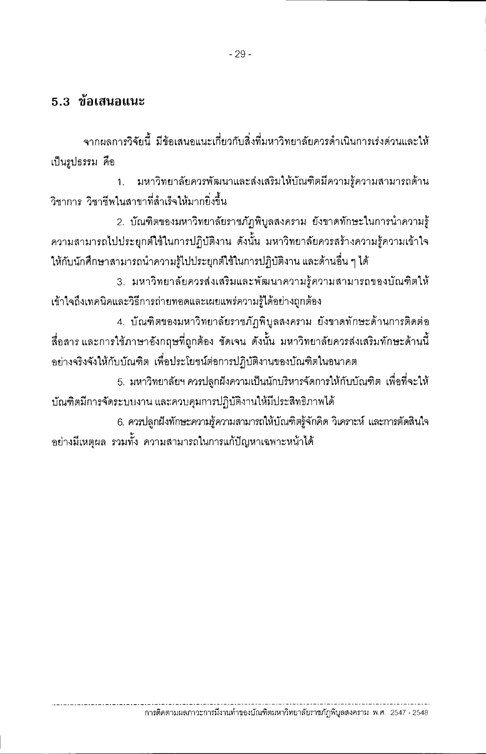## 5.3 ข้อเสนอแนะ

จากผลการวิจัยนี้ มีข้อเสนอแนะเกี่ยวกับสิ่งที่มหาวิทยาลัยควรดำเนินการเร่งด่วนและให้เป็นรูปธรรม คือ

1. มหาวิทยาลัยควรพัฒนาและส่งเสริมให้บัณฑิตมีความรู้ความสามารถด้านวิชาการ วิชาชีพในสาขาที่สำเร็จให้มากยิ่งขึ้น

2. บัณฑิตของมหาวิทยาลัยราชภัฏพิบูลสงคราม ยังขาดทักษะในการนำความรู้ความสามารถไปประยุกต์ใช้ในการปฏิบัติงาน ดังนั้น มหาวิทยาลัยควรสร้างความรู้ความเข้าใจให้กับนักศึกษาสามารถนำความรู้ไปประยุกต์ใช้ในการปฏิบัติงาน และด้านอื่น ๆ ได้

3. มหาวิทยาลัยควรส่งเสริมและพัฒนาความรู้ความสามารถของบัณฑิตให้เข้าใจถึงเทคนิคและวิธีการถ่ายทอดและเผยแพร่ความรู้ได้อย่างถูกต้อง

4. บัณฑิตของมหาวิทยาลัยราชภัฏพิบูลสงคราม ยังขาดทักษะด้านการติดต่อสื่อสาร และการใช้ภาษาอังกฤษที่ถูกต้อง ชัดเจน ดังนั้น มหาวิทยาลัยควรส่งเสริมทักษะด้านนี้อย่างจริงจังให้กับบัณฑิต เพื่อประโยชน์ต่อการปฏิบัติงานของบัณฑิตในอนาคต

5. มหาวิทยาลัยฯ ควรปลูกฝังความเป็นนักบริหารจัดการให้กับบัณฑิต เพื่อที่จะให้บัณฑิตมีการจัดระบบงาน และควบคุมการปฏิบัติงานให้มีประสิทธิภาพได้

6. ควรปลูกฝังทักษะความรู้ความสามารถให้บัณฑิตรู้จักคิด วิเคราะห์ และการตัดสินใจอย่างมีเหตุผล รวมทั้ง ความสามารถในการแก้ปัญหาเฉพาะหน้าได้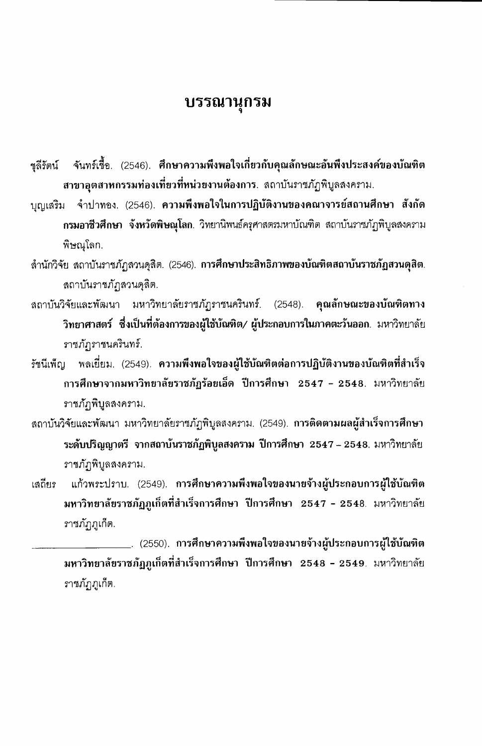# บรรณานุกรม

ชุลีรัตน์ จันทร์เชื้อ. (2546). **ศึกษาความพึงพอใจเกี่ยวกับคุณลักษณะอันพึงประสงค์ของบัณฑิตสาขาอุตสาหกรรมท่องเที่ยวที่หน่วยงานต้องการ**. สถาบันราชภัฏพิบูลสงคราม.

บุญเสริม จำปาทอง. (2546). **ความพึงพอใจในการปฏิบัติงานของคณาจารย์สถานศึกษา สังกัดกรมอาชีวศึกษา จังหวัดพิษณุโลก**. วิทยานิพนธ์ครุศาสตรมหาบัณฑิต สถาบันราชภัฏพิบูลสงคราม พิษณุโลก.

สำนักวิจัย สถาบันราชภัฏสวนดุสิต. (2546). **การศึกษาประสิทธิภาพของบัณฑิตสถาบันราชภัฏสวนดุสิต**. สถาบันราชภัฏสวนดุสิต.

สถาบันวิจัยและพัฒนา มหาวิทยาลัยราชภัฏราชนครินทร์. (2548). **คุณลักษณะของบัณฑิตทางวิทยาศาสตร์ ซึ่งเป็นที่ต้องการของผู้ใช้บัณฑิต/ ผู้ประกอบการในภาคตะวันออก**. มหาวิทยาลัยราชภัฏราชนครินทร์.

รัชนีเพ็ญ พลเยี่ยม. (2549). **ความพึงพอใจของผู้ใช้บัณฑิตต่อการปฏิบัติงานของบัณฑิตที่สำเร็จการศึกษาจากมหาวิทยาลัยราชภัฏร้อยเอ็ด ปีการศึกษา 2547 - 2548**. มหาวิทยาลัยราชภัฏพิบูลสงคราม.

สถาบันวิจัยและพัฒนา มหาวิทยาลัยราชภัฏพิบูลสงคราม. (2549). **การติดตามผลผู้สำเร็จการศึกษาระดับปริญญาตรี จากสถาบันราชภัฏพิบูลสงคราม ปีการศึกษา 2547 – 2548**. มหาวิทยาลัยราชภัฏพิบูลสงคราม.

เสถียร แก้วพระปราบ. (2549). **การศึกษาความพึงพอใจของนายจ้างผู้ประกอบการผู้ใช้บัณฑิตมหาวิทยาลัยราชภัฏภูเก็ตที่สำเร็จการศึกษา ปีการศึกษา 2547 - 2548**. มหาวิทยาลัยราชภัฏภูเก็ต.

\_\_\_\_\_\_\_\_\_\_\_\_\_\_\_\_\_\_. (2550). **การศึกษาความพึงพอใจของนายจ้างผู้ประกอบการผู้ใช้บัณฑิตมหาวิทยาลัยราชภัฏภูเก็ตที่สำเร็จการศึกษา ปีการศึกษา 2548 - 2549**. มหาวิทยาลัยราชภัฏภูเก็ต.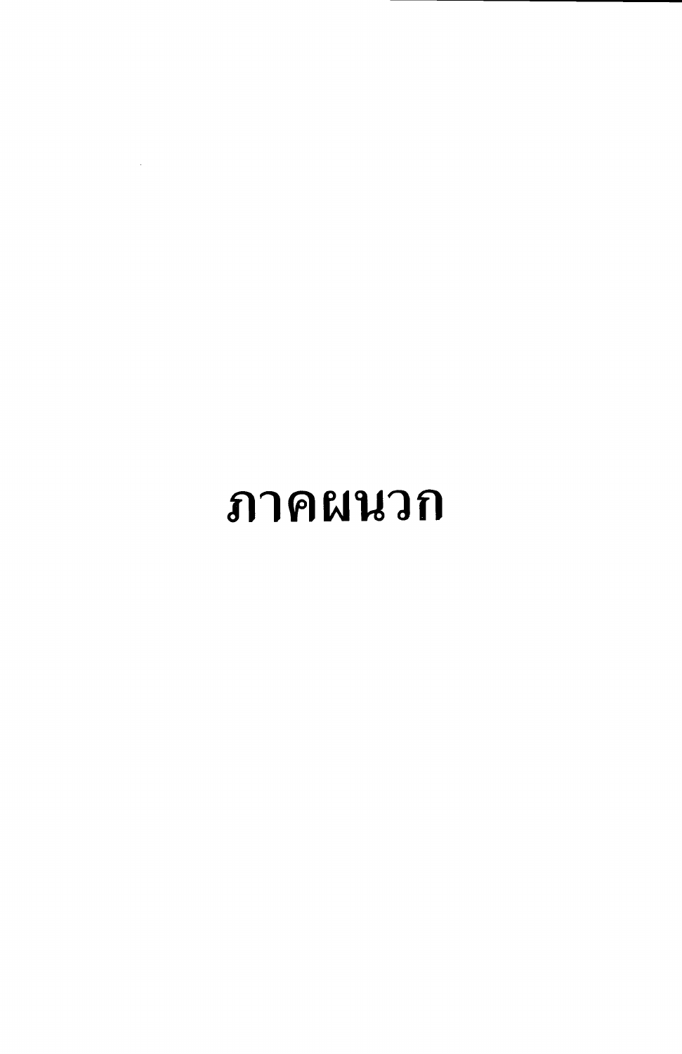# ภาคผนวก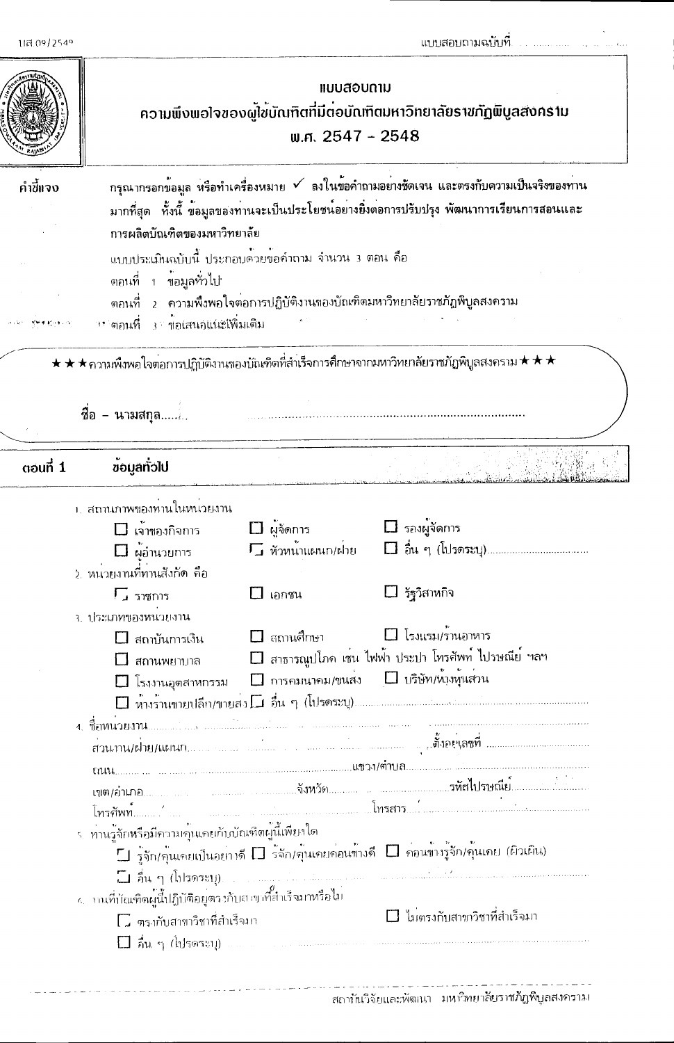แบบสอบถามฉบับที่ ..................

# แบบสอบถาม

## ความพึงพอใจของผู้ใช้บัณฑิตที่มีต่อบัณฑิตมหาวิทยาลัยราชภัฏพิบูลสงคราม พ.ศ. 2547 - 2548

**คำชี้แจง** กรุณากรอกข้อมูล หรือทำเครื่องหมาย ✓ ลงในข้อคำถามอย่างชัดเจน และตรงกับความเป็นจริงของท่านมากที่สุด ทั้งนี้ ข้อมูลของท่านจะเป็นประโยชน์อย่างยิ่งต่อการปรับปรุง พัฒนาการเรียนการสอนและการผลิตบัณฑิตของมหาวิทยาลัย

แบบประเมินฉบับนี้ ประกอบด้วยข้อคำถาม จำนวน 3 ตอน คือ

ตอนที่ 1 ข้อมูลทั่วไป

ตอนที่ 2 ความพึงพอใจต่อการปฏิบัติงานของบัณฑิตมหาวิทยาลัยราชภัฏพิบูลสงคราม

ตอนที่ 3 ข้อเสนอแนะเพิ่มเติม

★★★ความพึงพอใจต่อการปฏิบัติงานของบัณฑิตที่สำเร็จการศึกษาจากมหาวิทยาลัยราชภัฏพิบูลสงคราม★★★

**ชื่อ – นามสกุล**.............................................................................................

## ตอนที่ 1 ข้อมูลทั่วไป

1. สถานภาพของท่านในหน่วยงาน
   - ☐ เจ้าของกิจการ ☐ ผู้จัดการ ☐ รองผู้จัดการ
   - ☐ ผู้อำนวยการ ☐ หัวหน้าแผนก/ฝ่าย ☐ อื่น ๆ (โปรดระบุ)..............................
2. หน่วยงานที่ท่านสังกัด คือ
   - ☐ ราชการ ☐ เอกชน ☐ รัฐวิสาหกิจ
3. ประเภทของหน่วยงาน
   - ☐ สถาบันการเงิน ☐ สถานศึกษา ☐ โรงแรม/ร้านอาหาร
   - ☐ สถานพยาบาล ☐ สาธารณูปโภค เช่น ไฟฟ้า ประปา โทรศัพท์ ไปรษณีย์ ฯลฯ
   - ☐ โรงงานอุตสาหกรรม ☐ การคมนาคม/ขนส่ง ☐ บริษัท/ห้างหุ้นส่วน
   - ☐ ห้างร้านขายปลีก/ขายส่ง ☐ อื่น ๆ (โปรดระบุ)..............................
4. ชื่อหน่วยงาน..............................................................................................

   ส่วนงาน/ฝ่าย/แผนก.............................................ตั้งอยู่เลขที่..............................

   ถนน.............................................แขวง/ตำบล..............................................

   เขต/อำเภอ...............................จังหวัด...............................รหัสไปรษณีย์..................

   โทรศัพท์.............................................โทรสาร..............................................
5. ท่านรู้จักหรือมีความคุ้นเคยกับบัณฑิตผู้นี้เพียงใด
   - ☐ รู้จัก/คุ้นเคยเป็นอย่างดี ☐ รู้จัก/คุ้นเคยค่อนข้างดี ☐ ค่อนข้างรู้จัก/คุ้นเคย (ผิวเผิน)
   - ☐ อื่น ๆ (โปรดระบุ)..............................
6. งานที่บัณฑิตผู้นี้ปฏิบัติอยู่ตรงกับสาขาวิชาที่สำเร็จมาหรือไม่
   - ☐ ตรงกับสาขาวิชาที่สำเร็จมา ☐ ไม่ตรงกับสาขาวิชาที่สำเร็จมา
   - ☐ อื่น ๆ (โปรดระบุ)..............................

สถาบันวิจัยและพัฒนา มหาวิทยาลัยราชภัฏพิบูลสงคราม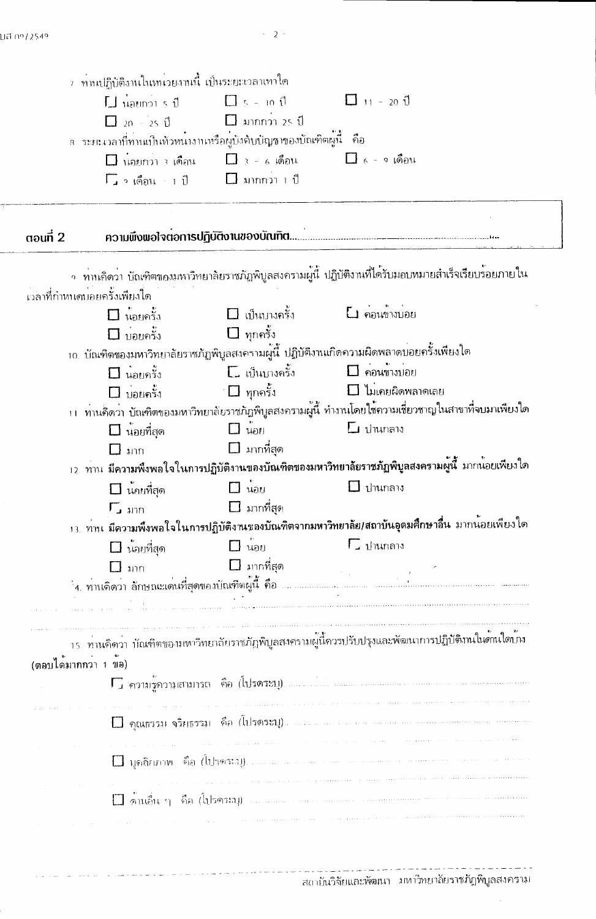7. ท่านปฏิบัติงานในหน่วยงานนี้ เป็นระยะเวลาเท่าใด

☐ น้อยกว่า 5 ปี ☐ 5 - 10 ปี ☐ 11 - 20 ปี

☐ 20 - 25 ปี ☐ มากกว่า 25 ปี

8. ระยะเวลาที่ท่านเป็นหัวหน้างานหรือผู้บังคับบัญชาของบัณฑิตผู้นี้ คือ

☐ น้อยกว่า 3 เดือน ☐ 3 - 6 เดือน ☐ 6 - 9 เดือน

☐ 9 เดือน - 1 ปี ☐ มากกว่า 1 ปี

## ตอนที่ 2 ความพึงพอใจต่อการปฏิบัติงานของบัณฑิต...

9. ท่านคิดว่า บัณฑิตของมหาวิทยาลัยราชภัฏพิบูลสงครามผู้นี้ ปฏิบัติงานที่ได้รับมอบหมายสำเร็จเรียบร้อยภายในเวลาที่กำหนดบ่อยครั้งเพียงใด

☐ น้อยครั้ง ☐ เป็นบางครั้ง ☐ ค่อนข้างบ่อย

☐ บ่อยครั้ง ☐ ทุกครั้ง

10. บัณฑิตของมหาวิทยาลัยราชภัฏพิบูลสงครามผู้นี้ ปฏิบัติงานเกิดความผิดพลาดบ่อยครั้งเพียงใด

☐ น้อยครั้ง ☐ เป็นบางครั้ง ☐ ค่อนข้างบ่อย

☐ บ่อยครั้ง ☐ ทุกครั้ง ☐ ไม่เคยผิดพลาดเลย

11. ท่านคิดว่า บัณฑิตของมหาวิทยาลัยราชภัฏพิบูลสงครามผู้นี้ ทำงานโดยใช้ความเชี่ยวชาญในสาขาที่จบมาเพียงใด

☐ น้อยที่สุด ☐ น้อย ☐ ปานกลาง

☐ มาก ☐ มากที่สุด

12. ท่าน **มีความพึงพอใจในการปฏิบัติงานของบัณฑิตของมหาวิทยาลัยราชภัฏพิบูลสงครามผู้นี้** มากน้อยเพียงใด

☐ น้อยที่สุด ☐ น้อย ☐ ปานกลาง

☐ มาก ☐ มากที่สุด

13. ท่าน **มีความพึงพอใจในการปฏิบัติงานของบัณฑิตจากมหาวิทยาลัย/สถาบันอุดมศึกษาอื่น** มากน้อยเพียงใด

☐ น้อยที่สุด ☐ น้อย ☐ ปานกลาง

☐ มาก ☐ มากที่สุด

14. ท่านคิดว่า ลักษณะเด่นที่สุดของบัณฑิตผู้นี้ คือ ..............................................................................................

.............................................................................................................................................................

.............................................................................................................................................................

15. ท่านคิดว่า บัณฑิตของมหาวิทยาลัยราชภัฏพิบูลสงครามผู้นี้ควรปรับปรุงและพัฒนาการปฏิบัติงานในด้านใดบ้าง (ตอบได้มากกว่า 1 ข้อ)

☐ ความรู้ความสามารถ คือ (โปรดระบุ)..............................................................................

.............................................................................................................................................................

☐ คุณธรรม จริยธรรม คือ (โปรดระบุ)..............................................................................

.............................................................................................................................................................

☐ บุคลิกภาพ คือ (โปรดระบุ)..............................................................................

.............................................................................................................................................................

☐ ด้านอื่น ๆ คือ (โปรดระบุ)..............................................................................

.............................................................................................................................................................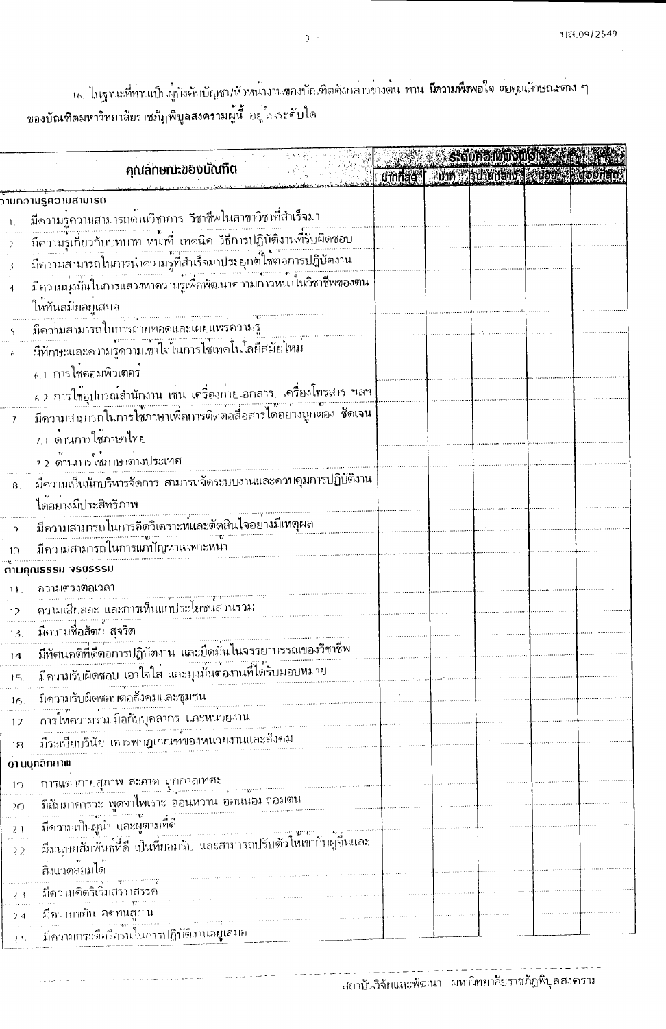16. ในฐานะที่ท่านเป็นผู้บังคับบัญชา/หัวหน้างานของบัณฑิตดังกล่าวข้างต้น ท่าน **มีความพึงพอใจ** ต่อคุณลักษณะต่าง ๆ ของบัณฑิตมหาวิทยาลัยราชภัฏพิบูลสงครามผู้นี้ อยู่ในระดับใด

| คุณลักษณะของบัณฑิต | ระดับความพึงพอใจ | | | | |
|---|---|---|---|---|---|
| | มากที่สุด | มาก | ปานกลาง | น้อย | น้อยที่สุด |
| **ด้านความรู้ความสามารถ** | | | | | |
| 1. มีความรู้ความสามารถด้านวิชาการ วิชาชีพในสาขาวิชาที่สำเร็จมา | | | | | |
| 2. มีความรู้เกี่ยวกับบทบาท หน้าที่ เทคนิค วิธีการปฏิบัติงานที่รับผิดชอบ | | | | | |
| 3. มีความสามารถในการนำความรู้ที่สำเร็จมาประยุกต์ใช้ต่อการปฏิบัติงาน | | | | | |
| 4. มีความมุ่งมั่นในการแสวงหาความรู้เพื่อพัฒนาความก้าวหน้าในวิชาชีพของตนให้ทันสมัยอยู่เสมอ | | | | | |
| 5. มีความสามารถในการถ่ายทอดและเผยแพร่ความรู้ | | | | | |
| 6. มีทักษะและความรู้ความเข้าใจในการใช้เทคโนโลยีสมัยใหม่ | | | | | |
| 6.1 การใช้คอมพิวเตอร์ | | | | | |
| 6.2 การใช้อุปกรณ์สำนักงาน เช่น เครื่องถ่ายเอกสาร, เครื่องโทรสาร ฯลฯ | | | | | |
| 7. มีความสามารถในการใช้ภาษาเพื่อการติดต่อสื่อสารได้อย่างถูกต้อง ชัดเจน | | | | | |
| 7.1 ด้านการใช้ภาษาไทย | | | | | |
| 7.2 ด้านการใช้ภาษาต่างประเทศ | | | | | |
| 8. มีความเป็นนักบริหารจัดการ สามารถจัดระบบงานและควบคุมการปฏิบัติงานได้อย่างมีประสิทธิภาพ | | | | | |
| 9. มีความสามารถในการคิดวิเคราะห์และตัดสินใจอย่างมีเหตุผล | | | | | |
| 10. มีความสามารถในการแก้ปัญหาเฉพาะหน้า | | | | | |
| **ด้านคุณธรรม จริยธรรม** | | | | | |
| 11. ความตรงต่อเวลา | | | | | |
| 12. ความเสียสละ และการเห็นแก่ประโยชน์ส่วนรวม | | | | | |
| 13. มีความซื่อสัตย์ สุจริต | | | | | |
| 14. มีทัศนคติที่ดีต่อการปฏิบัติงาน และยึดมั่นในจรรยาบรรณของวิชาชีพ | | | | | |
| 15. มีความรับผิดชอบ เอาใจใส่ และมุ่งมั่นต่องานที่ได้รับมอบหมาย | | | | | |
| 16. มีความรับผิดชอบต่อสังคมและชุมชน | | | | | |
| 17. การให้ความร่วมมือกับบุคลากร และหน่วยงาน | | | | | |
| 18. มีระเบียบวินัย เคารพกฎเกณฑ์ของหน่วยงานและสังคม | | | | | |
| **ด้านบุคลิกภาพ** | | | | | |
| 19. การแต่งกายสุภาพ สะอาด ถูกกาลเทศะ | | | | | |
| 20. มีสัมมาคารวะ พูดจาไพเราะ อ่อนหวาน อ่อนน้อมถ่อมตน | | | | | |
| 21. มีความเป็นผู้นำ และผู้ตามที่ดี | | | | | |
| 22. มีมนุษยสัมพันธ์ที่ดี เป็นที่ยอมรับ และสามารถปรับตัวให้เข้ากับผู้อื่นและสิ่งแวดล้อมได้ | | | | | |
| 23. มีความคิดริเริ่มสร้างสรรค์ | | | | | |
| 24. มีความขยัน อดทนสู้งาน | | | | | |
| 25. มีความกระตือรือร้นในการปฏิบัติงานอยู่เสมอ | | | | | |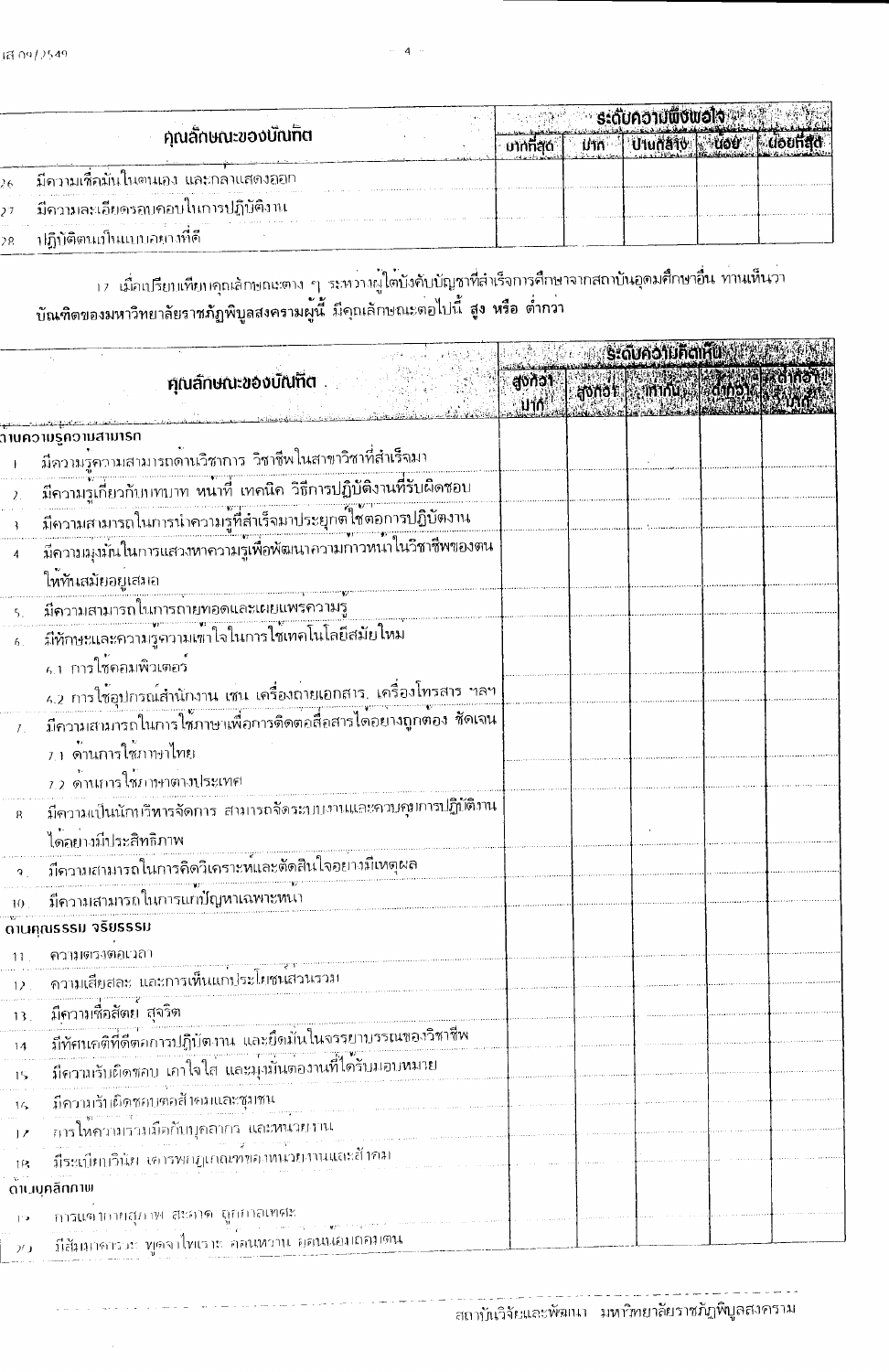| คุณลักษณะของบัณฑิต | ระดับความพึงพอใจ | | | | |
|---|---|---|---|---|---|
| | มากที่สุด | มาก | ปานกลาง | น้อย | น้อยที่สุด |
| 26. มีความเชื่อมั่นในตนเอง และกล้าแสดงออก | | | | | |
| 27. มีความละเอียดรอบคอบในการปฏิบัติงาน | | | | | |
| 28. ปฏิบัติตนเป็นแบบอย่างที่ดี | | | | | |

17. เมื่อเปรียบเทียบคุณลักษณะต่าง ๆ ระหว่างผู้ใต้บังคับบัญชาที่สำเร็จการศึกษาจากสถาบันอุดมศึกษาอื่น ท่านเห็นว่า **บัณฑิตของมหาวิทยาลัยราชภัฏพิบูลสงครามผู้นี้ มีคุณลักษณะต่อไปนี้ สูง หรือ ต่ำกว่า**

| คุณลักษณะของบัณฑิต | ระดับความคิดเห็น | | | | |
|---|---|---|---|---|---|
| | สูงกว่ามาก | สูงกว่า | เท่ากัน | ต่ำกว่า | ต่ำกว่ามาก |
| **ด้านความรู้ความสามารถ** | | | | | |
| 1. มีความรู้ความสามารถด้านวิชาการ วิชาชีพในสาขาวิชาที่สำเร็จมา | | | | | |
| 2. มีความรู้เกี่ยวกับบทบาท หน้าที่ เทคนิค วิธีการปฏิบัติงานที่รับผิดชอบ | | | | | |
| 3. มีความสามารถในการนำความรู้ที่สำเร็จมาประยุกต์ใช้ต่อการปฏิบัติงาน | | | | | |
| 4. มีความมุ่งมั่นในการแสวงหาความรู้เพื่อพัฒนาความก้าวหน้าในวิชาชีพของตนให้ทันสมัยอยู่เสมอ | | | | | |
| 5. มีความสามารถในการถ่ายทอดและเผยแพร่ความรู้ | | | | | |
| 6. มีทักษะและความรู้ความเข้าใจในการใช้เทคโนโลยีสมัยใหม่ | | | | | |
| 6.1 การใช้คอมพิวเตอร์ | | | | | |
| 6.2 การใช้อุปกรณ์สำนักงาน เช่น เครื่องถ่ายเอกสาร, เครื่องโทรสาร ฯลฯ | | | | | |
| 7. มีความสามารถในการใช้ภาษาเพื่อการติดต่อสื่อสารได้อย่างถูกต้อง ชัดเจน | | | | | |
| 7.1 ด้านการใช้ภาษาไทย | | | | | |
| 7.2 ด้านการใช้ภาษาต่างประเทศ | | | | | |
| 8. มีความเป็นนักบริหารจัดการ สามารถจัดระบบงานและควบคุมการปฏิบัติงานได้อย่างมีประสิทธิภาพ | | | | | |
| 9. มีความสามารถในการคิดวิเคราะห์และตัดสินใจอย่างมีเหตุผล | | | | | |
| 10. มีความสามารถในการแก้ปัญหาเฉพาะหน้า | | | | | |
| **ด้านคุณธรรม จริยธรรม** | | | | | |
| 11. ความตรงต่อเวลา | | | | | |
| 12. ความเสียสละ และการเห็นแก่ประโยชน์ส่วนรวม | | | | | |
| 13. มีความซื่อสัตย์ สุจริต | | | | | |
| 14. มีทัศนคติที่ดีต่อการปฏิบัติงาน และยึดมั่นในจรรยาบรรณของวิชาชีพ | | | | | |
| 15. มีความรับผิดชอบ เอาใจใส่ และมุ่งมั่นต่องานที่ได้รับมอบหมาย | | | | | |
| 16. มีความรับผิดชอบต่อสังคมและชุมชน | | | | | |
| 17. การให้ความร่วมมือกับบุคลากร และหน่วยงาน | | | | | |
| 18. มีระเบียบวินัย เคารพกฎเกณฑ์ของหน่วยงานและสังคม | | | | | |
| **ด้านบุคลิกภาพ** | | | | | |
| 19. การแต่งกายสุภาพ สะอาด ถูกกาลเทศะ | | | | | |
| 20. มีสัมมาคารวะ พูดจาไพเราะ อ่อนหวาน อ่อนน้อมถ่อมตน | | | | | |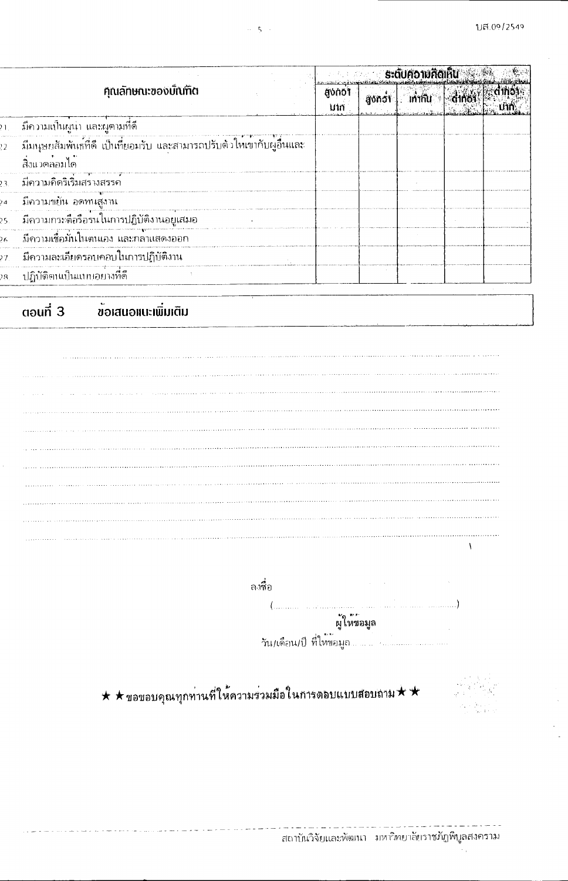| คุณลักษณะของบัณฑิต | ระดับความคิดเห็น | | | | |
|---|---|---|---|---|---|
| | สูงกว่ามาก | สูงกว่า | เท่ากัน | ต่ำกว่า | ต่ำกว่ามาก |
| 21. มีความเป็นผู้นำ และผู้ตามที่ดี | | | | | |
| 22. มีมนุษยสัมพันธ์ที่ดี เป็นที่ยอมรับ และสามารถปรับตัวให้เข้ากับผู้อื่นและสิ่งแวดล้อมได้ | | | | | |
| 23. มีความคิดริเริ่มสร้างสรรค์ | | | | | |
| 24. มีความขยัน อดทนสู้งาน | | | | | |
| 25. มีความกระตือรือร้นในการปฏิบัติงานอยู่เสมอ | | | | | |
| 26. มีความเชื่อมั่นในตนเอง และกล้าแสดงออก | | | | | |
| 27. มีความละเอียดรอบคอบในการปฏิบัติงาน | | | | | |
| 28. ปฏิบัติตนเป็นแบบอย่างที่ดี | | | | | |

## ตอนที่ 3 ข้อเสนอแนะเพิ่มเติม

........................................................................................................................................

........................................................................................................................................

........................................................................................................................................

........................................................................................................................................

........................................................................................................................................

........................................................................................................................................

........................................................................................................................................

........................................................................................................................................

........................................................................................................................................

........................................................................................................................................

........................................................................................................................................

ลงชื่อ

(..........................................................................)

ผู้ให้ข้อมูล

วัน/เดือน/ปี ที่ให้ข้อมูล..........................................

★★ขอขอบคุณทุกท่านที่ให้ความร่วมมือในการตอบแบบสอบถาม★★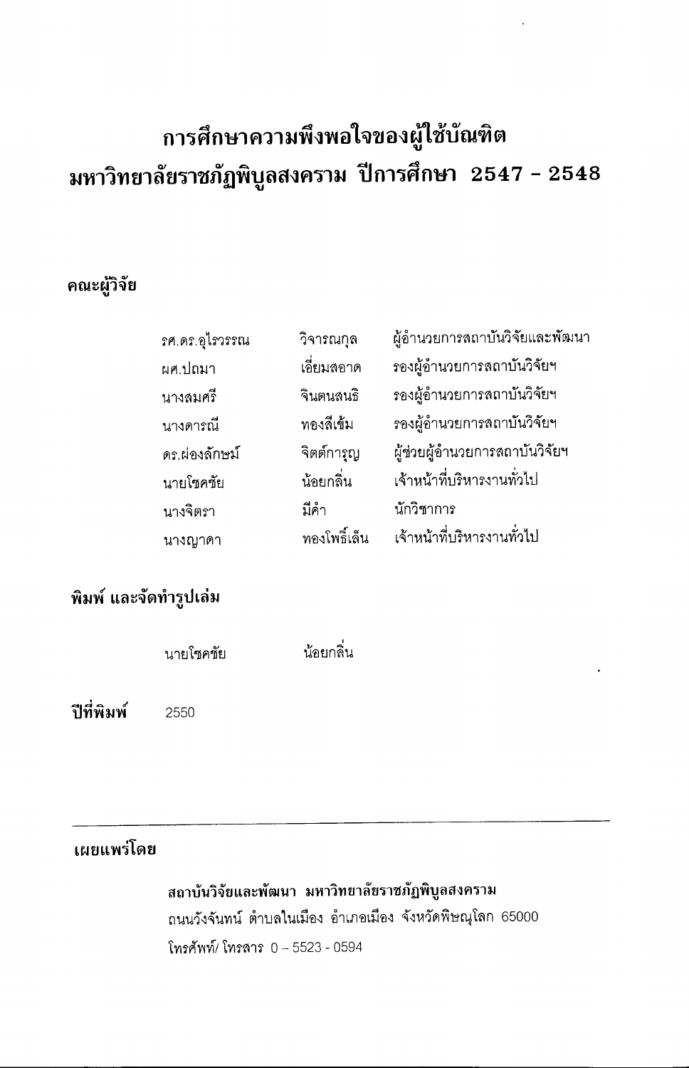# การศึกษาความพึงพอใจของผู้ใช้บัณฑิต
# มหาวิทยาลัยราชภัฏพิบูลสงคราม ปีการศึกษา 2547 - 2548

**คณะผู้วิจัย**

| | | |
|---|---|---|
| รศ.ดร.อุไรวรรณ | วิจารณกุล | ผู้อำนวยการสถาบันวิจัยและพัฒนา |
| ผศ.ปถมา | เอี่ยมสอาด | รองผู้อำนวยการสถาบันวิจัยฯ |
| นางสมศรี | จินตนสนธิ | รองผู้อำนวยการสถาบันวิจัยฯ |
| นางดารณี | ทองสีเข้ม | รองผู้อำนวยการสถาบันวิจัยฯ |
| ดร.ผ่องลักษม์ | จิตต์การุญ | ผู้ช่วยผู้อำนวยการสถาบันวิจัยฯ |
| นายโชคชัย | น้อยกลิ่น | เจ้าหน้าที่บริหารงานทั่วไป |
| นางจิตรา | มีคำ | นักวิชาการ |
| นางญาดา | ทองโพธิ์เล็น | เจ้าหน้าที่บริหารงานทั่วไป |

**พิมพ์ และจัดทำรูปเล่ม**

นายโชคชัย น้อยกลิ่น

**ปีที่พิมพ์** 2550

---

**เผยแพร่โดย**

**สถาบันวิจัยและพัฒนา มหาวิทยาลัยราชภัฏพิบูลสงคราม**

ถนนวังจันทน์ ตำบลในเมือง อำเภอเมือง จังหวัดพิษณุโลก 65000

โทรศัพท์/ โทรสาร 0 – 5523 - 0594